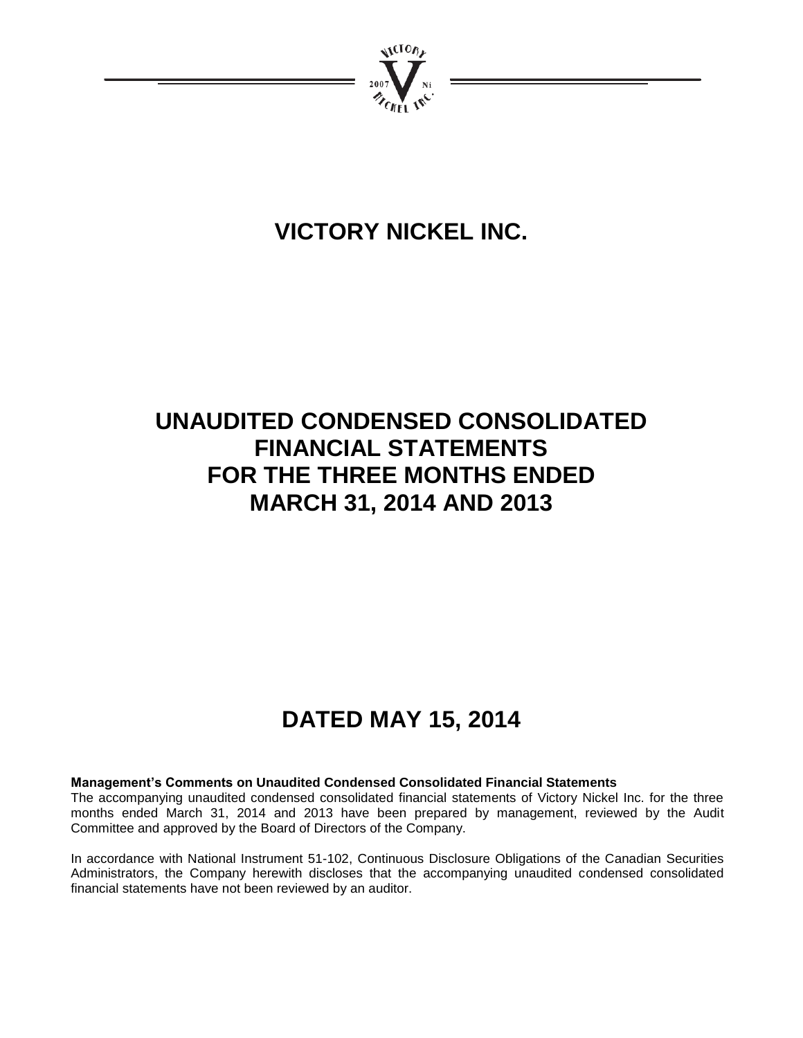# VICTORY NICKEL INC.

# UNAUDITED CONDENSED CONSOLIDATED FINANCIAL STATEMENTS FOR THE THREE MONTHS ENDED MARCH 31, 2014 AND 2013

# DATED MAY 15, 2014

**Management's Comments on Unaudited Condensed Consolidated Financial Statements**

The accompanying unaudited condensed consolidated financial statements of Victory Nickel Inc. for the three months ended March 31, 2014 and 2013 have been prepared by management, reviewed by the Audit Committee and approved by the Board of Directors of the Company.

In accordance with National Instrument 51-102, Continuous Disclosure Obligations of the Canadian Securities Administrators, the Company herewith discloses that the accompanying unaudited condensed consolidated financial statements have not been reviewed by an auditor.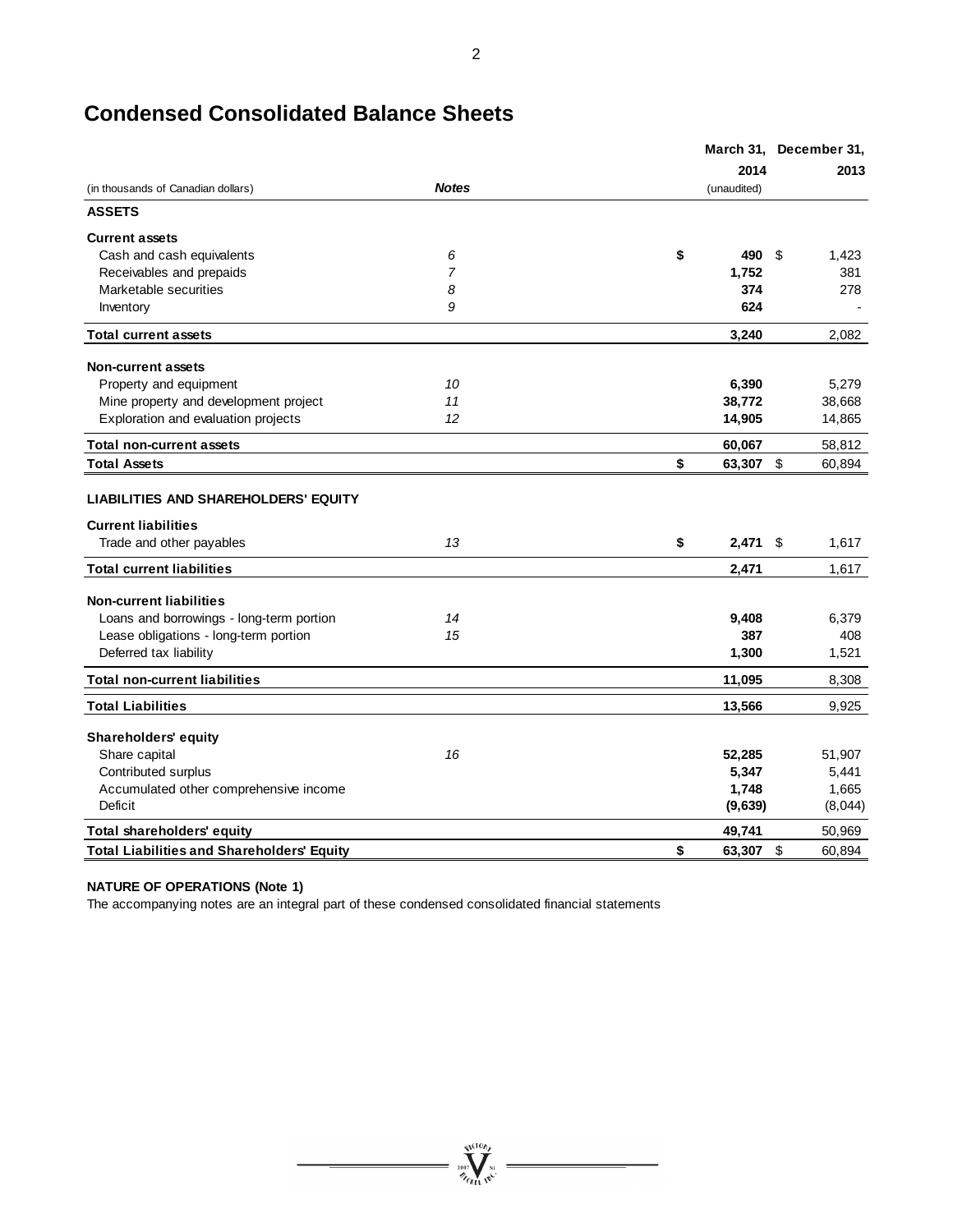# Condensed Consolidated Balance Sheets

| (in thousands of Canadian dollars) | *Notes* | March 31, 2014 (unaudited) | December 31, 2013 |
|---|---|---|---|
| **ASSETS** | | | |
| **Current assets** | | | |
| Cash and cash equivalents | *6* | **$ 490** | $ 1,423 |
| Receivables and prepaids | *7* | **1,752** | 381 |
| Marketable securities | *8* | **374** | 278 |
| Inventory | *9* | **624** | - |
| **Total current assets** | | **3,240** | 2,082 |
| **Non-current assets** | | | |
| Property and equipment | *10* | **6,390** | 5,279 |
| Mine property and development project | *11* | **38,772** | 38,668 |
| Exploration and evaluation projects | *12* | **14,905** | 14,865 |
| **Total non-current assets** | | **60,067** | 58,812 |
| **Total Assets** | | **$ 63,307** | $ 60,894 |
| **LIABILITIES AND SHAREHOLDERS' EQUITY** | | | |
| **Current liabilities** | | | |
| Trade and other payables | *13* | **$ 2,471** | $ 1,617 |
| **Total current liabilities** | | **2,471** | 1,617 |
| **Non-current liabilities** | | | |
| Loans and borrowings - long-term portion | *14* | **9,408** | 6,379 |
| Lease obligations - long-term portion | *15* | **387** | 408 |
| Deferred tax liability | | **1,300** | 1,521 |
| **Total non-current liabilities** | | **11,095** | 8,308 |
| **Total Liabilities** | | **13,566** | 9,925 |
| **Shareholders' equity** | | | |
| Share capital | *16* | **52,285** | 51,907 |
| Contributed surplus | | **5,347** | 5,441 |
| Accumulated other comprehensive income | | **1,748** | 1,665 |
| Deficit | | **(9,639)** | (8,044) |
| **Total shareholders' equity** | | **49,741** | 50,969 |
| **Total Liabilities and Shareholders' Equity** | | **$ 63,307** | $ 60,894 |

**NATURE OF OPERATIONS (Note 1)**

The accompanying notes are an integral part of these condensed consolidated financial statements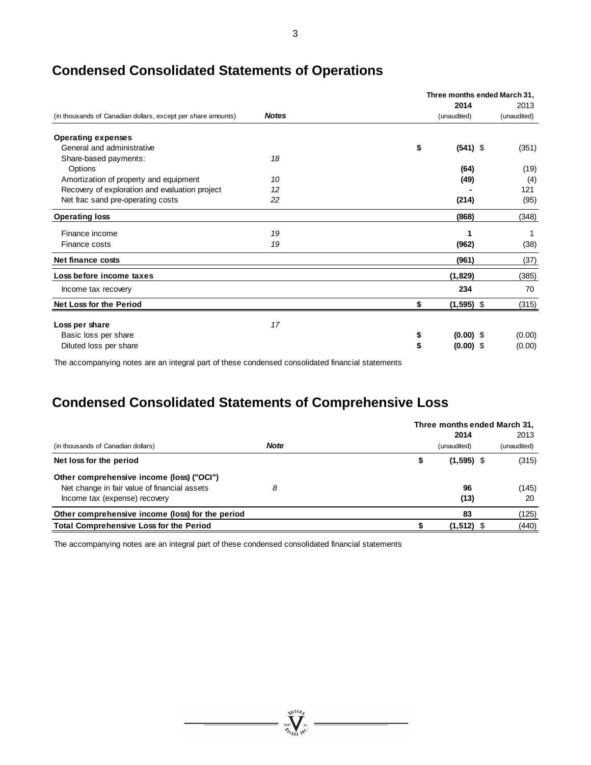## Condensed Consolidated Statements of Operations

| (in thousands of Canadian dollars, except per share amounts) | *Notes* | Three months ended March 31, 2014 (unaudited) | 2013 (unaudited) |
|---|---|---|---|
| **Operating expenses** | | | |
| General and administrative | | **$ (541)** | $ (351) |
| Share-based payments: | *18* | | |
| Options | | **(64)** | (19) |
| Amortization of property and equipment | *10* | **(49)** | (4) |
| Recovery of exploration and evaluation project | *12* | **-** | 121 |
| Net frac sand pre-operating costs | *22* | **(214)** | (95) |
| **Operating loss** | | **(868)** | (348) |
| Finance income | *19* | **1** | 1 |
| Finance costs | *19* | **(962)** | (38) |
| **Net finance costs** | | **(961)** | (37) |
| **Loss before income taxes** | | **(1,829)** | (385) |
| Income tax recovery | | **234** | 70 |
| **Net Loss for the Period** | | **$ (1,595)** | $ (315) |
| **Loss per share** | *17* | | |
| Basic loss per share | | **$ (0.00)** | $ (0.00) |
| Diluted loss per share | | **$ (0.00)** | $ (0.00) |

The accompanying notes are an integral part of these condensed consolidated financial statements

## Condensed Consolidated Statements of Comprehensive Loss

| (in thousands of Canadian dollars) | *Note* | Three months ended March 31, 2014 (unaudited) | 2013 (unaudited) |
|---|---|---|---|
| **Net loss for the period** | | **$ (1,595)** | $ (315) |
| **Other comprehensive income (loss) ("OCI")** | | | |
| Net change in fair value of financial assets | *8* | **96** | (145) |
| Income tax (expense) recovery | | **(13)** | 20 |
| **Other comprehensive income (loss) for the period** | | **83** | (125) |
| **Total Comprehensive Loss for the Period** | | **$ (1,512)** | $ (440) |

The accompanying notes are an integral part of these condensed consolidated financial statements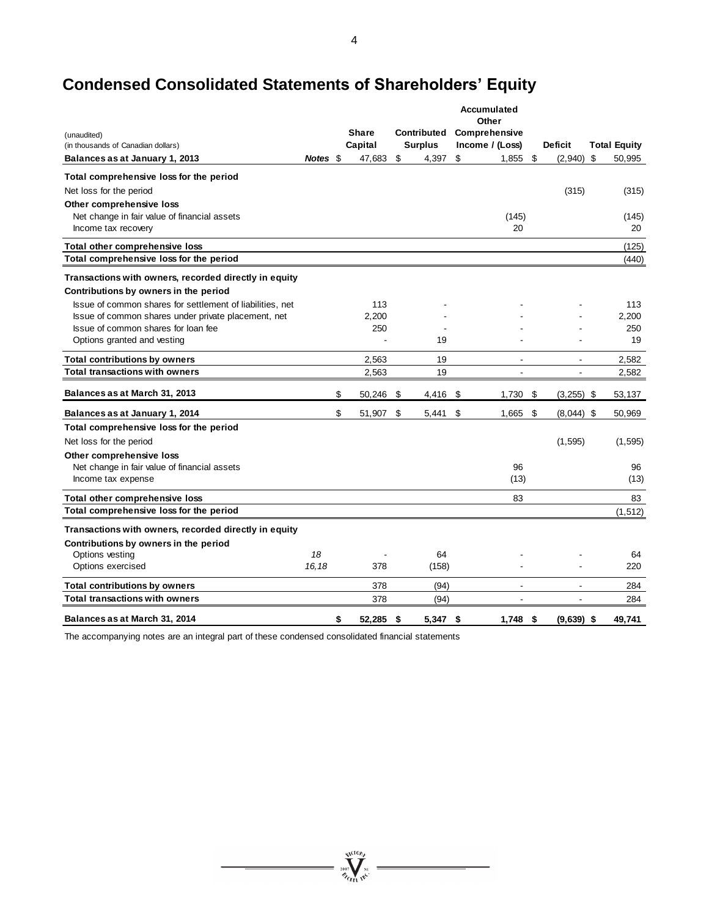# Condensed Consolidated Statements of Shareholders' Equity

| (unaudited)<br>(in thousands of Canadian dollars) | Notes | Share Capital | Contributed Surplus | Accumulated Other Comprehensive Income / (Loss) | Deficit | Total Equity |
|---|---|---|---|---|---|---|
| **Balances as at January 1, 2013** | | $ 47,683 | $ 4,397 | $ 1,855 | $ (2,940) | $ 50,995 |
| **Total comprehensive loss for the period** | | | | | | |
| Net loss for the period | | | | | (315) | (315) |
| **Other comprehensive loss** | | | | | | |
| Net change in fair value of financial assets | | | | (145) | | (145) |
| Income tax recovery | | | | 20 | | 20 |
| **Total other comprehensive loss** | | | | | | (125) |
| **Total comprehensive loss for the period** | | | | | | (440) |
| **Transactions with owners, recorded directly in equity** | | | | | | |
| **Contributions by owners in the period** | | | | | | |
| Issue of common shares for settlement of liabilities, net | | 113 | - | - | - | 113 |
| Issue of common shares under private placement, net | | 2,200 | - | - | - | 2,200 |
| Issue of common shares for loan fee | | 250 | - | - | - | 250 |
| Options granted and vesting | | - | 19 | - | - | 19 |
| **Total contributions by owners** | | 2,563 | 19 | - | - | 2,582 |
| **Total transactions with owners** | | 2,563 | 19 | - | - | 2,582 |
| **Balances as at March 31, 2013** | | $ 50,246 | $ 4,416 | $ 1,730 | $ (3,255) | $ 53,137 |
| **Balances as at January 1, 2014** | | $ 51,907 | $ 5,441 | $ 1,665 | $ (8,044) | $ 50,969 |
| **Total comprehensive loss for the period** | | | | | | |
| Net loss for the period | | | | | (1,595) | (1,595) |
| **Other comprehensive loss** | | | | | | |
| Net change in fair value of financial assets | | | | 96 | | 96 |
| Income tax expense | | | | (13) | | (13) |
| **Total other comprehensive loss** | | | | 83 | | 83 |
| **Total comprehensive loss for the period** | | | | | | (1,512) |
| **Transactions with owners, recorded directly in equity** | | | | | | |
| **Contributions by owners in the period** | | | | | | |
| Options vesting | *18* | - | 64 | - | - | 64 |
| Options exercised | *16,18* | 378 | (158) | - | - | 220 |
| **Total contributions by owners** | | 378 | (94) | - | - | 284 |
| **Total transactions with owners** | | 378 | (94) | - | - | 284 |
| **Balances as at March 31, 2014** | | **$ 52,285** | **$ 5,347** | **$ 1,748** | **$ (9,639)** | **$ 49,741** |

The accompanying notes are an integral part of these condensed consolidated financial statements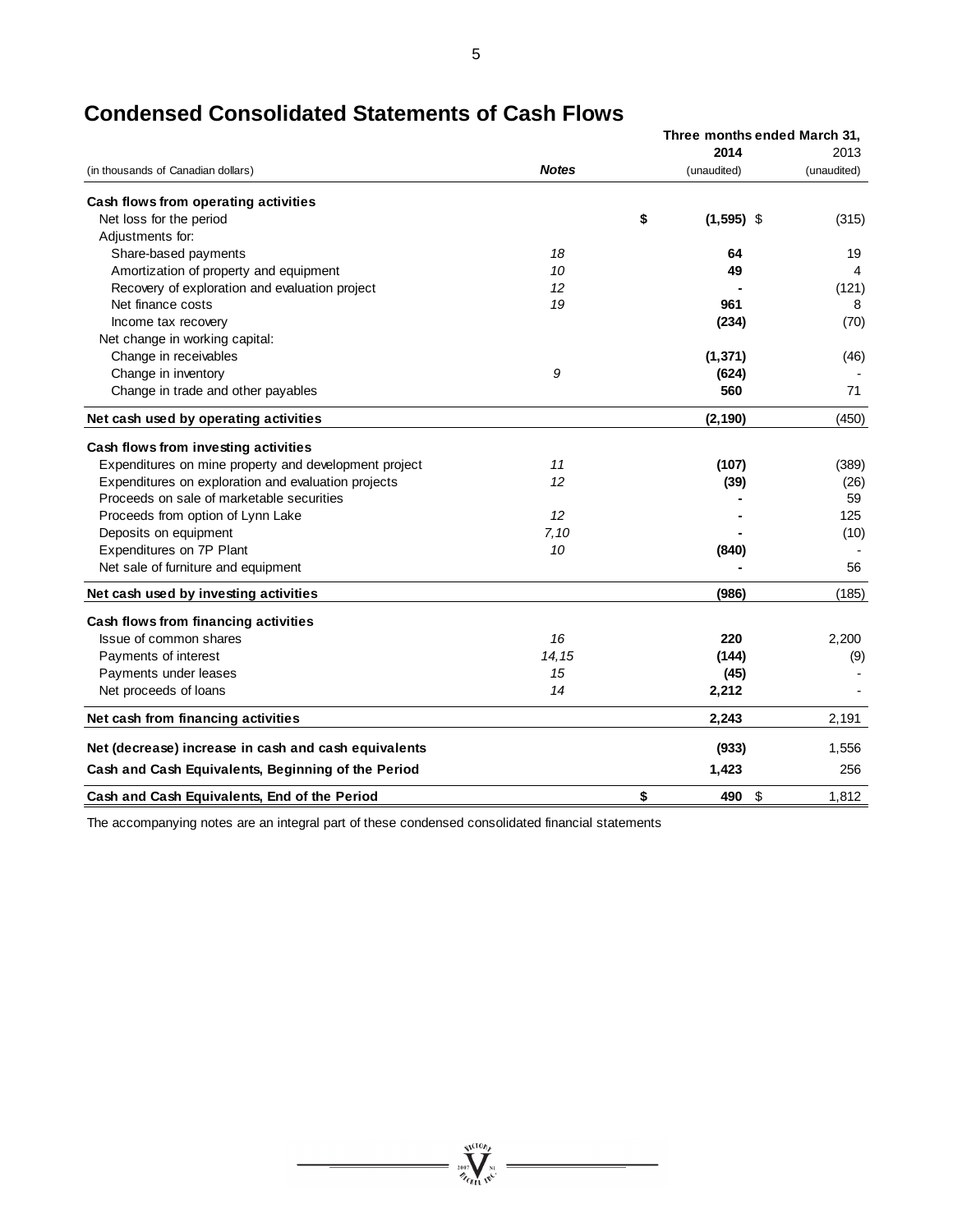# Condensed Consolidated Statements of Cash Flows

| (in thousands of Canadian dollars) | Notes | Three months ended March 31, 2014 (unaudited) | 2013 (unaudited) |
|---|---|---|---|
| **Cash flows from operating activities** | | | |
| Net loss for the period | | **$ (1,595)** | $ (315) |
| Adjustments for: | | | |
| Share-based payments | *18* | **64** | 19 |
| Amortization of property and equipment | *10* | **49** | 4 |
| Recovery of exploration and evaluation project | *12* | **-** | (121) |
| Net finance costs | *19* | **961** | 8 |
| Income tax recovery | | **(234)** | (70) |
| Net change in working capital: | | | |
| Change in receivables | | **(1,371)** | (46) |
| Change in inventory | *9* | **(624)** | - |
| Change in trade and other payables | | **560** | 71 |
| **Net cash used by operating activities** | | **(2,190)** | (450) |
| **Cash flows from investing activities** | | | |
| Expenditures on mine property and development project | *11* | **(107)** | (389) |
| Expenditures on exploration and evaluation projects | *12* | **(39)** | (26) |
| Proceeds on sale of marketable securities | | **-** | 59 |
| Proceeds from option of Lynn Lake | *12* | **-** | 125 |
| Deposits on equipment | *7,10* | **-** | (10) |
| Expenditures on 7P Plant | *10* | **(840)** | - |
| Net sale of furniture and equipment | | **-** | 56 |
| **Net cash used by investing activities** | | **(986)** | (185) |
| **Cash flows from financing activities** | | | |
| Issue of common shares | *16* | **220** | 2,200 |
| Payments of interest | *14,15* | **(144)** | (9) |
| Payments under leases | *15* | **(45)** | - |
| Net proceeds of loans | *14* | **2,212** | - |
| **Net cash from financing activities** | | **2,243** | 2,191 |
| **Net (decrease) increase in cash and cash equivalents** | | **(933)** | 1,556 |
| **Cash and Cash Equivalents, Beginning of the Period** | | **1,423** | 256 |
| **Cash and Cash Equivalents, End of the Period** | | **$ 490** | $ 1,812 |

The accompanying notes are an integral part of these condensed consolidated financial statements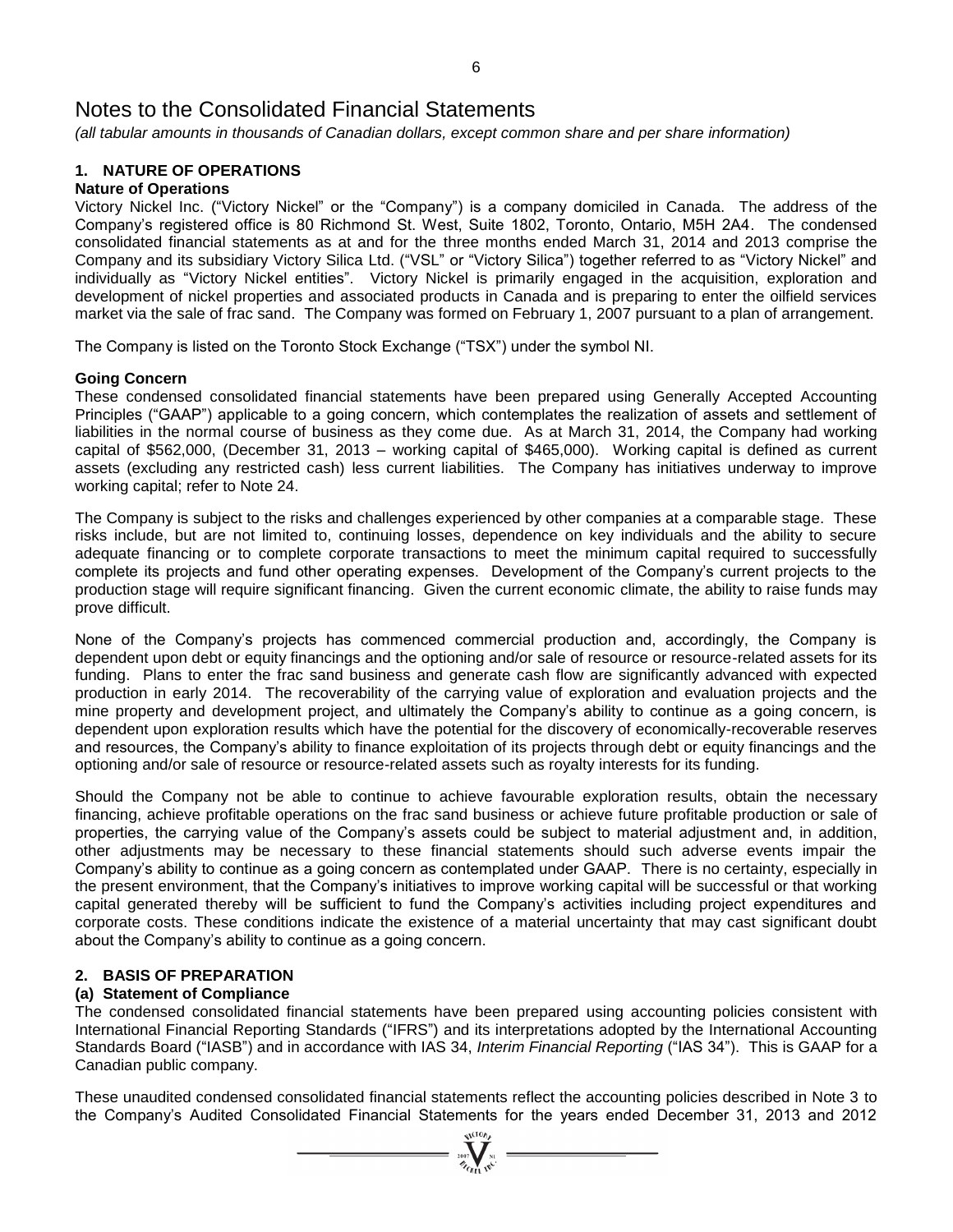# Notes to the Consolidated Financial Statements

*(all tabular amounts in thousands of Canadian dollars, except common share and per share information)*

## 1. NATURE OF OPERATIONS

### Nature of Operations

Victory Nickel Inc. ("Victory Nickel" or the "Company") is a company domiciled in Canada. The address of the Company's registered office is 80 Richmond St. West, Suite 1802, Toronto, Ontario, M5H 2A4. The condensed consolidated financial statements as at and for the three months ended March 31, 2014 and 2013 comprise the Company and its subsidiary Victory Silica Ltd. ("VSL" or "Victory Silica") together referred to as "Victory Nickel" and individually as "Victory Nickel entities". Victory Nickel is primarily engaged in the acquisition, exploration and development of nickel properties and associated products in Canada and is preparing to enter the oilfield services market via the sale of frac sand. The Company was formed on February 1, 2007 pursuant to a plan of arrangement.

The Company is listed on the Toronto Stock Exchange ("TSX") under the symbol NI.

### Going Concern

These condensed consolidated financial statements have been prepared using Generally Accepted Accounting Principles ("GAAP") applicable to a going concern, which contemplates the realization of assets and settlement of liabilities in the normal course of business as they come due. As at March 31, 2014, the Company had working capital of $562,000, (December 31, 2013 – working capital of $465,000). Working capital is defined as current assets (excluding any restricted cash) less current liabilities. The Company has initiatives underway to improve working capital; refer to Note 24.

The Company is subject to the risks and challenges experienced by other companies at a comparable stage. These risks include, but are not limited to, continuing losses, dependence on key individuals and the ability to secure adequate financing or to complete corporate transactions to meet the minimum capital required to successfully complete its projects and fund other operating expenses. Development of the Company's current projects to the production stage will require significant financing. Given the current economic climate, the ability to raise funds may prove difficult.

None of the Company's projects has commenced commercial production and, accordingly, the Company is dependent upon debt or equity financings and the optioning and/or sale of resource or resource-related assets for its funding. Plans to enter the frac sand business and generate cash flow are significantly advanced with expected production in early 2014. The recoverability of the carrying value of exploration and evaluation projects and the mine property and development project, and ultimately the Company's ability to continue as a going concern, is dependent upon exploration results which have the potential for the discovery of economically-recoverable reserves and resources, the Company's ability to finance exploitation of its projects through debt or equity financings and the optioning and/or sale of resource or resource-related assets such as royalty interests for its funding.

Should the Company not be able to continue to achieve favourable exploration results, obtain the necessary financing, achieve profitable operations on the frac sand business or achieve future profitable production or sale of properties, the carrying value of the Company's assets could be subject to material adjustment and, in addition, other adjustments may be necessary to these financial statements should such adverse events impair the Company's ability to continue as a going concern as contemplated under GAAP. There is no certainty, especially in the present environment, that the Company's initiatives to improve working capital will be successful or that working capital generated thereby will be sufficient to fund the Company's activities including project expenditures and corporate costs. These conditions indicate the existence of a material uncertainty that may cast significant doubt about the Company's ability to continue as a going concern.

## 2. BASIS OF PREPARATION

### (a) Statement of Compliance

The condensed consolidated financial statements have been prepared using accounting policies consistent with International Financial Reporting Standards ("IFRS") and its interpretations adopted by the International Accounting Standards Board ("IASB") and in accordance with IAS 34, *Interim Financial Reporting* ("IAS 34"). This is GAAP for a Canadian public company.

These unaudited condensed consolidated financial statements reflect the accounting policies described in Note 3 to the Company's Audited Consolidated Financial Statements for the years ended December 31, 2013 and 2012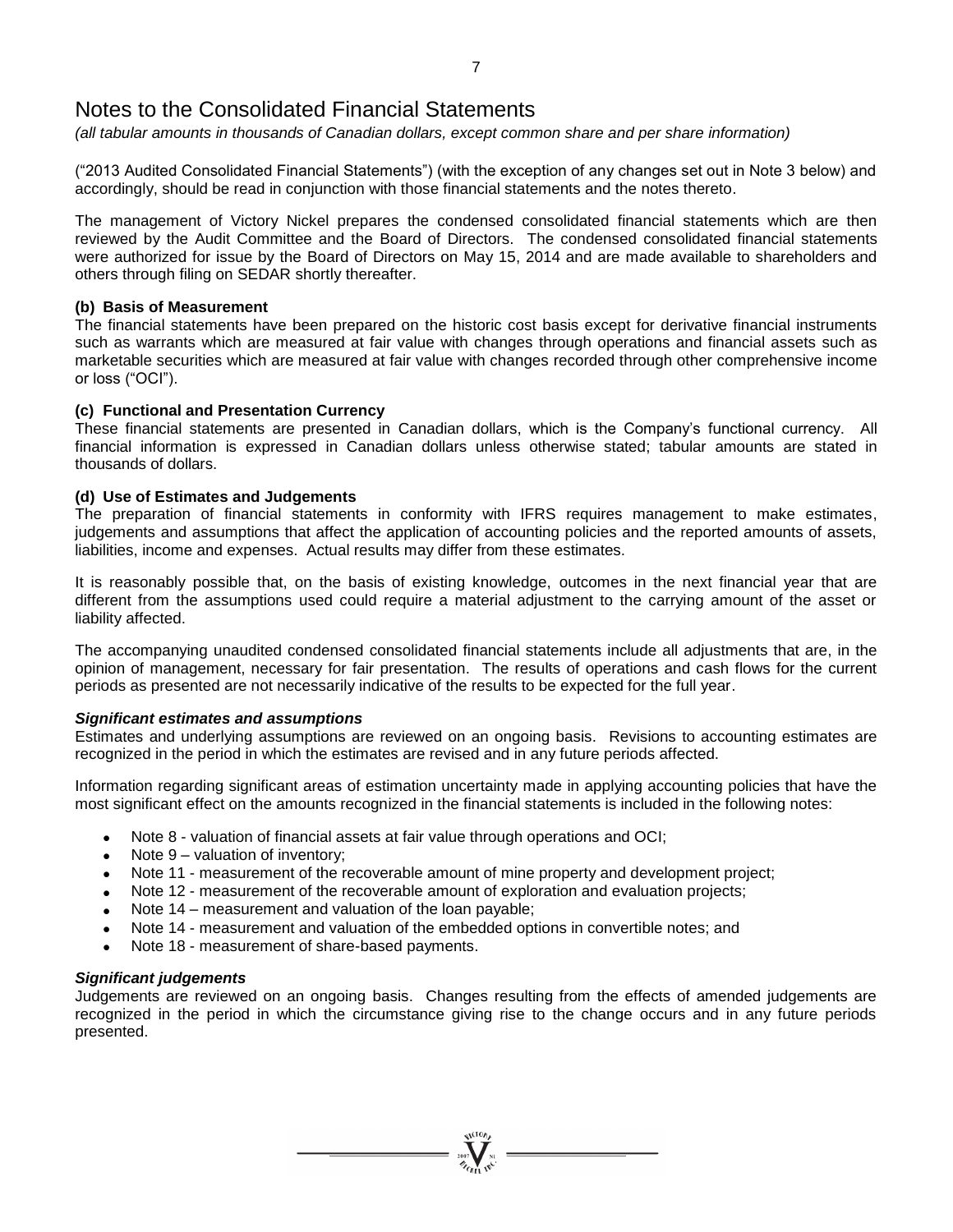# Notes to the Consolidated Financial Statements

*(all tabular amounts in thousands of Canadian dollars, except common share and per share information)*

("2013 Audited Consolidated Financial Statements") (with the exception of any changes set out in Note 3 below) and accordingly, should be read in conjunction with those financial statements and the notes thereto.

The management of Victory Nickel prepares the condensed consolidated financial statements which are then reviewed by the Audit Committee and the Board of Directors. The condensed consolidated financial statements were authorized for issue by the Board of Directors on May 15, 2014 and are made available to shareholders and others through filing on SEDAR shortly thereafter.

**(b) Basis of Measurement**

The financial statements have been prepared on the historic cost basis except for derivative financial instruments such as warrants which are measured at fair value with changes through operations and financial assets such as marketable securities which are measured at fair value with changes recorded through other comprehensive income or loss ("OCI").

**(c) Functional and Presentation Currency**

These financial statements are presented in Canadian dollars, which is the Company's functional currency. All financial information is expressed in Canadian dollars unless otherwise stated; tabular amounts are stated in thousands of dollars.

**(d) Use of Estimates and Judgements**

The preparation of financial statements in conformity with IFRS requires management to make estimates, judgements and assumptions that affect the application of accounting policies and the reported amounts of assets, liabilities, income and expenses. Actual results may differ from these estimates.

It is reasonably possible that, on the basis of existing knowledge, outcomes in the next financial year that are different from the assumptions used could require a material adjustment to the carrying amount of the asset or liability affected.

The accompanying unaudited condensed consolidated financial statements include all adjustments that are, in the opinion of management, necessary for fair presentation. The results of operations and cash flows for the current periods as presented are not necessarily indicative of the results to be expected for the full year.

***Significant estimates and assumptions***

Estimates and underlying assumptions are reviewed on an ongoing basis. Revisions to accounting estimates are recognized in the period in which the estimates are revised and in any future periods affected.

Information regarding significant areas of estimation uncertainty made in applying accounting policies that have the most significant effect on the amounts recognized in the financial statements is included in the following notes:

- Note 8 - valuation of financial assets at fair value through operations and OCI;
- Note 9 – valuation of inventory;
- Note 11 - measurement of the recoverable amount of mine property and development project;
- Note 12 - measurement of the recoverable amount of exploration and evaluation projects;
- Note 14 – measurement and valuation of the loan payable;
- Note 14 - measurement and valuation of the embedded options in convertible notes; and
- Note 18 - measurement of share-based payments.

***Significant judgements***

Judgements are reviewed on an ongoing basis. Changes resulting from the effects of amended judgements are recognized in the period in which the circumstance giving rise to the change occurs and in any future periods presented.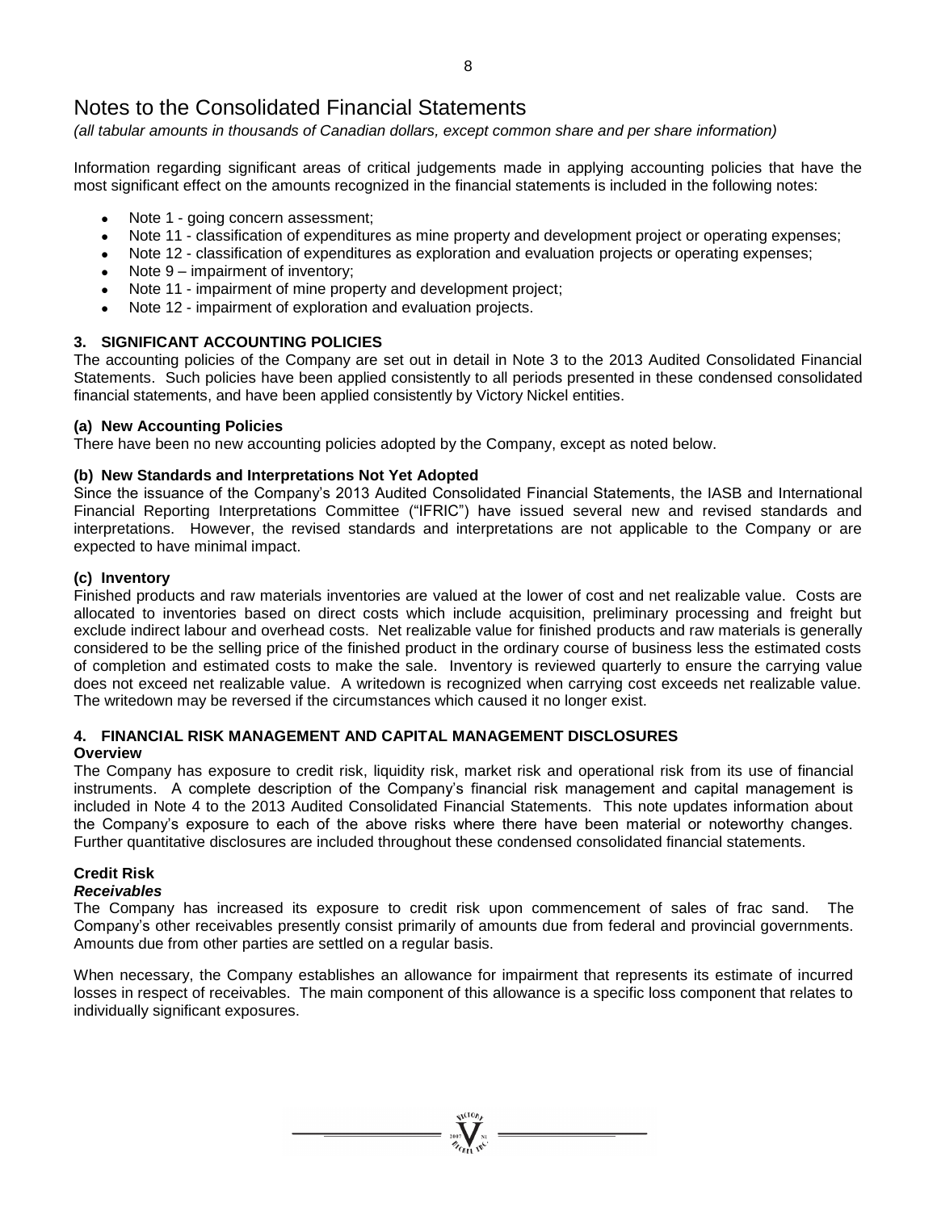# Notes to the Consolidated Financial Statements

*(all tabular amounts in thousands of Canadian dollars, except common share and per share information)*

Information regarding significant areas of critical judgements made in applying accounting policies that have the most significant effect on the amounts recognized in the financial statements is included in the following notes:

- Note 1 - going concern assessment;
- Note 11 - classification of expenditures as mine property and development project or operating expenses;
- Note 12 - classification of expenditures as exploration and evaluation projects or operating expenses;
- Note 9 – impairment of inventory;
- Note 11 - impairment of mine property and development project;
- Note 12 - impairment of exploration and evaluation projects.

## 3. SIGNIFICANT ACCOUNTING POLICIES

The accounting policies of the Company are set out in detail in Note 3 to the 2013 Audited Consolidated Financial Statements. Such policies have been applied consistently to all periods presented in these condensed consolidated financial statements, and have been applied consistently by Victory Nickel entities.

### (a) New Accounting Policies

There have been no new accounting policies adopted by the Company, except as noted below.

### (b) New Standards and Interpretations Not Yet Adopted

Since the issuance of the Company's 2013 Audited Consolidated Financial Statements, the IASB and International Financial Reporting Interpretations Committee ("IFRIC") have issued several new and revised standards and interpretations. However, the revised standards and interpretations are not applicable to the Company or are expected to have minimal impact.

### (c) Inventory

Finished products and raw materials inventories are valued at the lower of cost and net realizable value. Costs are allocated to inventories based on direct costs which include acquisition, preliminary processing and freight but exclude indirect labour and overhead costs. Net realizable value for finished products and raw materials is generally considered to be the selling price of the finished product in the ordinary course of business less the estimated costs of completion and estimated costs to make the sale. Inventory is reviewed quarterly to ensure the carrying value does not exceed net realizable value. A writedown is recognized when carrying cost exceeds net realizable value. The writedown may be reversed if the circumstances which caused it no longer exist.

## 4. FINANCIAL RISK MANAGEMENT AND CAPITAL MANAGEMENT DISCLOSURES

### Overview

The Company has exposure to credit risk, liquidity risk, market risk and operational risk from its use of financial instruments. A complete description of the Company's financial risk management and capital management is included in Note 4 to the 2013 Audited Consolidated Financial Statements. This note updates information about the Company's exposure to each of the above risks where there have been material or noteworthy changes. Further quantitative disclosures are included throughout these condensed consolidated financial statements.

### Credit Risk

***Receivables***

The Company has increased its exposure to credit risk upon commencement of sales of frac sand. The Company's other receivables presently consist primarily of amounts due from federal and provincial governments. Amounts due from other parties are settled on a regular basis.

When necessary, the Company establishes an allowance for impairment that represents its estimate of incurred losses in respect of receivables. The main component of this allowance is a specific loss component that relates to individually significant exposures.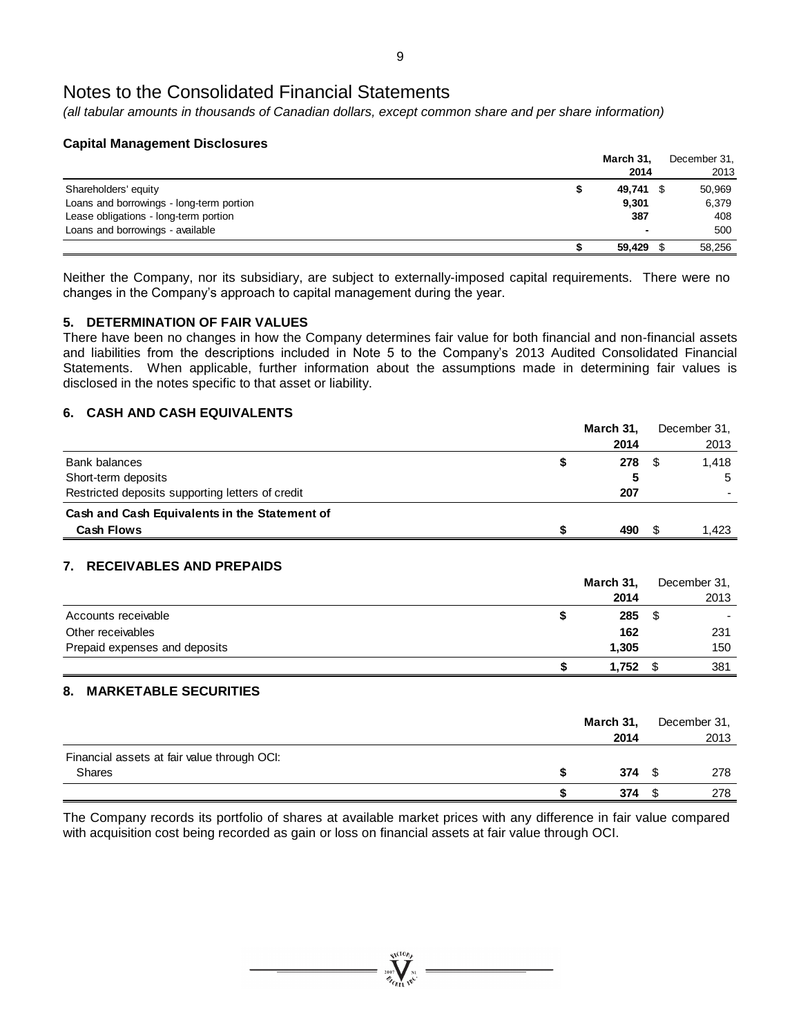# Notes to the Consolidated Financial Statements

*(all tabular amounts in thousands of Canadian dollars, except common share and per share information)*

### Capital Management Disclosures

| | March 31, 2014 | December 31, 2013 |
|---|---|---|
| Shareholders' equity | $ 49,741 | $ 50,969 |
| Loans and borrowings - long-term portion | 9,301 | 6,379 |
| Lease obligations - long-term portion | 387 | 408 |
| Loans and borrowings - available | - | 500 |
| | $ 59,429 | $ 58,256 |

Neither the Company, nor its subsidiary, are subject to externally-imposed capital requirements. There were no changes in the Company's approach to capital management during the year.

## 5. DETERMINATION OF FAIR VALUES

There have been no changes in how the Company determines fair value for both financial and non-financial assets and liabilities from the descriptions included in Note 5 to the Company's 2013 Audited Consolidated Financial Statements. When applicable, further information about the assumptions made in determining fair values is disclosed in the notes specific to that asset or liability.

## 6. CASH AND CASH EQUIVALENTS

| | March 31, 2014 | December 31, 2013 |
|---|---|---|
| Bank balances | $ 278 | $ 1,418 |
| Short-term deposits | 5 | 5 |
| Restricted deposits supporting letters of credit | 207 | - |
| **Cash and Cash Equivalents in the Statement of Cash Flows** | $ 490 | $ 1,423 |

## 7. RECEIVABLES AND PREPAIDS

| | March 31, 2014 | December 31, 2013 |
|---|---|---|
| Accounts receivable | $ 285 | $ - |
| Other receivables | 162 | 231 |
| Prepaid expenses and deposits | 1,305 | 150 |
| | $ 1,752 | $ 381 |

## 8. MARKETABLE SECURITIES

| | March 31, 2014 | December 31, 2013 |
|---|---|---|
| Financial assets at fair value through OCI: | | |
| Shares | $ 374 | $ 278 |
| | $ 374 | $ 278 |

The Company records its portfolio of shares at available market prices with any difference in fair value compared with acquisition cost being recorded as gain or loss on financial assets at fair value through OCI.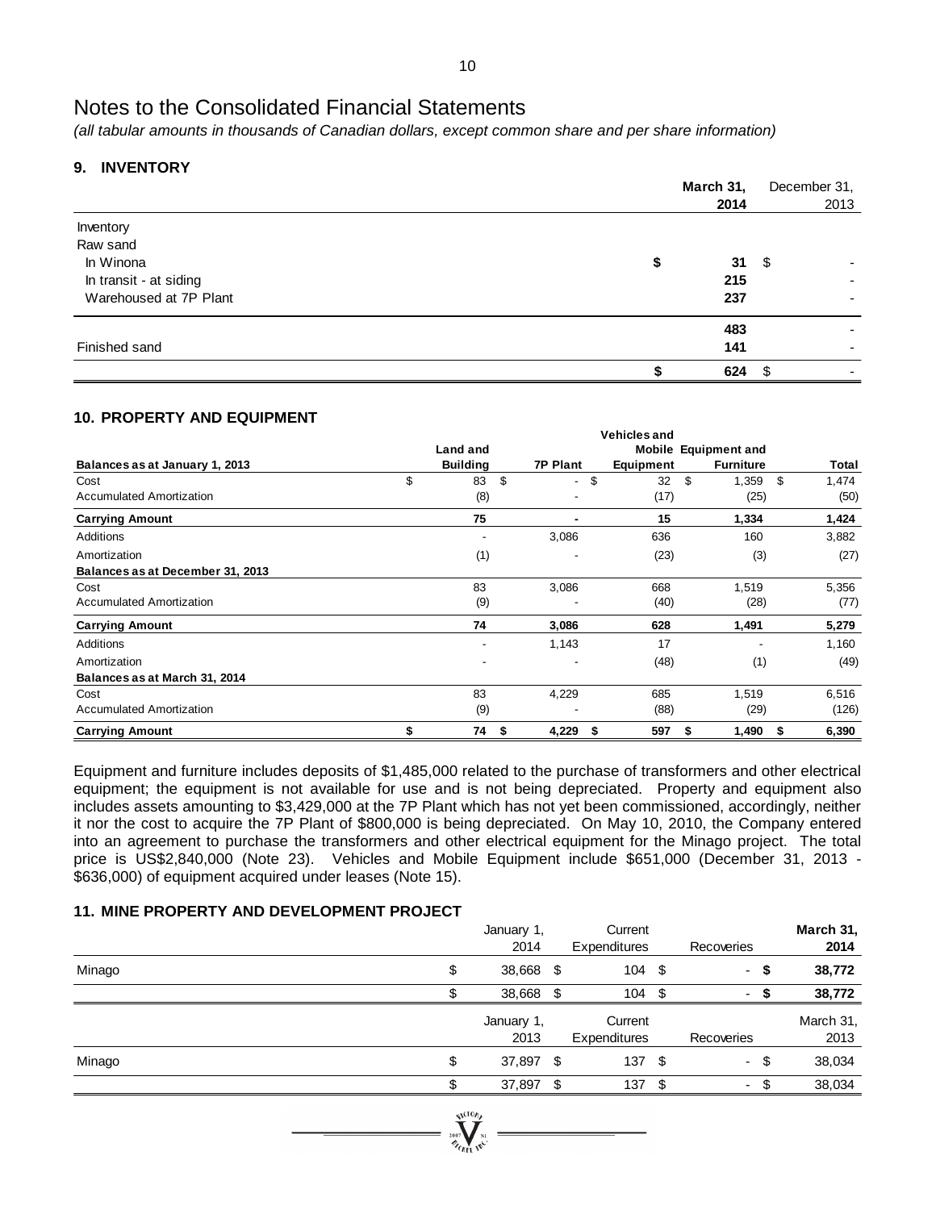# Notes to the Consolidated Financial Statements

*(all tabular amounts in thousands of Canadian dollars, except common share and per share information)*

## 9. INVENTORY

| | March 31, 2014 | December 31, 2013 |
|---|---|---|
| Inventory | | |
| Raw sand | | |
| In Winona | $ 31 | $ - |
| In transit - at siding | 215 | - |
| Warehoused at 7P Plant | 237 | - |
| | 483 | - |
| Finished sand | 141 | - |
| | $ 624 | $ - |

## 10. PROPERTY AND EQUIPMENT

| Balances as at January 1, 2013 | Land and Building | 7P Plant | Vehicles and Mobile Equipment | Equipment and Furniture | Total |
|---|---|---|---|---|---|
| Cost | $ 83 | $ - | $ 32 | $ 1,359 | $ 1,474 |
| Accumulated Amortization | (8) | - | (17) | (25) | (50) |
| **Carrying Amount** | **75** | **-** | **15** | **1,334** | **1,424** |
| Additions | - | 3,086 | 636 | 160 | 3,882 |
| Amortization | (1) | - | (23) | (3) | (27) |
| **Balances as at December 31, 2013** | | | | | |
| Cost | 83 | 3,086 | 668 | 1,519 | 5,356 |
| Accumulated Amortization | (9) | - | (40) | (28) | (77) |
| **Carrying Amount** | **74** | **3,086** | **628** | **1,491** | **5,279** |
| Additions | - | 1,143 | 17 | - | 1,160 |
| Amortization | - | - | (48) | (1) | (49) |
| **Balances as at March 31, 2014** | | | | | |
| Cost | 83 | 4,229 | 685 | 1,519 | 6,516 |
| Accumulated Amortization | (9) | - | (88) | (29) | (126) |
| **Carrying Amount** | **$ 74** | **$ 4,229** | **$ 597** | **$ 1,490** | **$ 6,390** |

Equipment and furniture includes deposits of $1,485,000 related to the purchase of transformers and other electrical equipment; the equipment is not available for use and is not being depreciated. Property and equipment also includes assets amounting to $3,429,000 at the 7P Plant which has not yet been commissioned, accordingly, neither it nor the cost to acquire the 7P Plant of $800,000 is being depreciated. On May 10, 2010, the Company entered into an agreement to purchase the transformers and other electrical equipment for the Minago project. The total price is US$2,840,000 (Note 23). Vehicles and Mobile Equipment include $651,000 (December 31, 2013 - $636,000) of equipment acquired under leases (Note 15).

## 11. MINE PROPERTY AND DEVELOPMENT PROJECT

| | January 1, 2014 | Current Expenditures | Recoveries | March 31, 2014 |
|---|---|---|---|---|
| Minago | $ 38,668 | $ 104 | $ - | **$ 38,772** |
| | $ 38,668 | $ 104 | $ - | **$ 38,772** |

| | January 1, 2013 | Current Expenditures | Recoveries | March 31, 2013 |
|---|---|---|---|---|
| Minago | $ 37,897 | $ 137 | $ - | $ 38,034 |
| | $ 37,897 | $ 137 | $ - | $ 38,034 |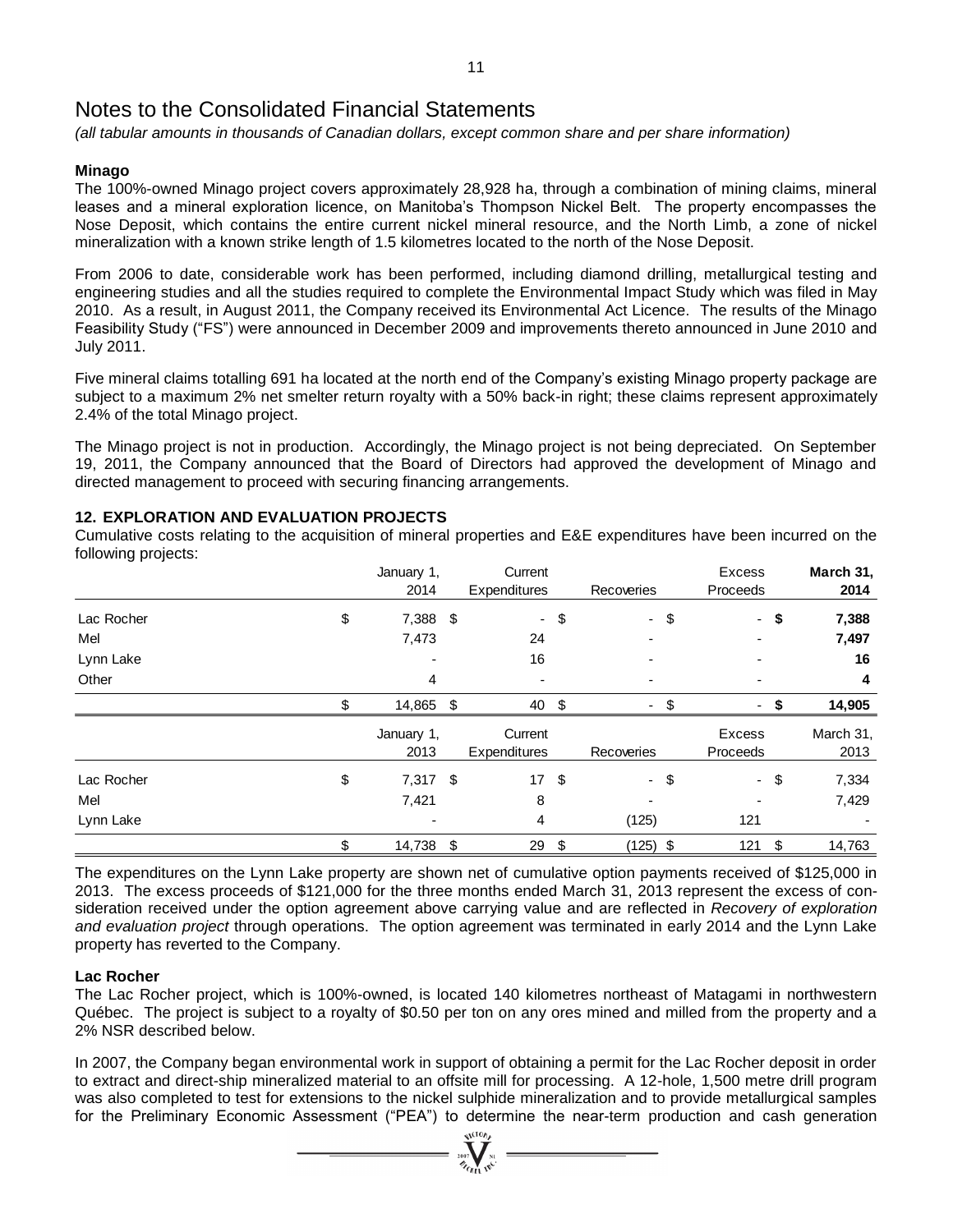# Notes to the Consolidated Financial Statements

*(all tabular amounts in thousands of Canadian dollars, except common share and per share information)*

**Minago**

The 100%-owned Minago project covers approximately 28,928 ha, through a combination of mining claims, mineral leases and a mineral exploration licence, on Manitoba's Thompson Nickel Belt. The property encompasses the Nose Deposit, which contains the entire current nickel mineral resource, and the North Limb, a zone of nickel mineralization with a known strike length of 1.5 kilometres located to the north of the Nose Deposit.

From 2006 to date, considerable work has been performed, including diamond drilling, metallurgical testing and engineering studies and all the studies required to complete the Environmental Impact Study which was filed in May 2010. As a result, in August 2011, the Company received its Environmental Act Licence. The results of the Minago Feasibility Study ("FS") were announced in December 2009 and improvements thereto announced in June 2010 and July 2011.

Five mineral claims totalling 691 ha located at the north end of the Company's existing Minago property package are subject to a maximum 2% net smelter return royalty with a 50% back-in right; these claims represent approximately 2.4% of the total Minago project.

The Minago project is not in production. Accordingly, the Minago project is not being depreciated. On September 19, 2011, the Company announced that the Board of Directors had approved the development of Minago and directed management to proceed with securing financing arrangements.

## 12. EXPLORATION AND EVALUATION PROJECTS

Cumulative costs relating to the acquisition of mineral properties and E&E expenditures have been incurred on the following projects:

| | January 1, 2014 | Current Expenditures | Recoveries | Excess Proceeds | **March 31, 2014** |
|---|---|---|---|---|---|
| Lac Rocher | $ 7,388 | $ - | $ - | $ - | **$ 7,388** |
| Mel | 7,473 | 24 | - | - | **7,497** |
| Lynn Lake | - | 16 | - | - | **16** |
| Other | 4 | - | - | - | **4** |
| | $ 14,865 | $ 40 | $ - | $ - | **$ 14,905** |

| | January 1, 2013 | Current Expenditures | Recoveries | Excess Proceeds | March 31, 2013 |
|---|---|---|---|---|---|
| Lac Rocher | $ 7,317 | $ 17 | $ - | $ - | $ 7,334 |
| Mel | 7,421 | 8 | - | - | 7,429 |
| Lynn Lake | - | 4 | (125) | 121 | - |
| | $ 14,738 | $ 29 | $ (125) | $ 121 | $ 14,763 |

The expenditures on the Lynn Lake property are shown net of cumulative option payments received of $125,000 in 2013. The excess proceeds of $121,000 for the three months ended March 31, 2013 represent the excess of consideration received under the option agreement above carrying value and are reflected in *Recovery of exploration and evaluation project* through operations. The option agreement was terminated in early 2014 and the Lynn Lake property has reverted to the Company.

**Lac Rocher**

The Lac Rocher project, which is 100%-owned, is located 140 kilometres northeast of Matagami in northwestern Québec. The project is subject to a royalty of $0.50 per ton on any ores mined and milled from the property and a 2% NSR described below.

In 2007, the Company began environmental work in support of obtaining a permit for the Lac Rocher deposit in order to extract and direct-ship mineralized material to an offsite mill for processing. A 12-hole, 1,500 metre drill program was also completed to test for extensions to the nickel sulphide mineralization and to provide metallurgical samples for the Preliminary Economic Assessment ("PEA") to determine the near-term production and cash generation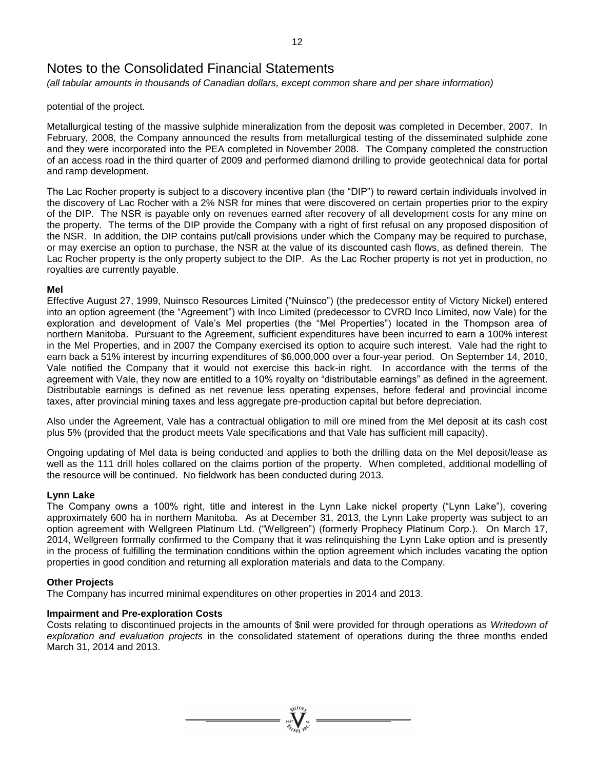# Notes to the Consolidated Financial Statements

*(all tabular amounts in thousands of Canadian dollars, except common share and per share information)*

potential of the project.

Metallurgical testing of the massive sulphide mineralization from the deposit was completed in December, 2007. In February, 2008, the Company announced the results from metallurgical testing of the disseminated sulphide zone and they were incorporated into the PEA completed in November 2008. The Company completed the construction of an access road in the third quarter of 2009 and performed diamond drilling to provide geotechnical data for portal and ramp development.

The Lac Rocher property is subject to a discovery incentive plan (the "DIP") to reward certain individuals involved in the discovery of Lac Rocher with a 2% NSR for mines that were discovered on certain properties prior to the expiry of the DIP. The NSR is payable only on revenues earned after recovery of all development costs for any mine on the property. The terms of the DIP provide the Company with a right of first refusal on any proposed disposition of the NSR. In addition, the DIP contains put/call provisions under which the Company may be required to purchase, or may exercise an option to purchase, the NSR at the value of its discounted cash flows, as defined therein. The Lac Rocher property is the only property subject to the DIP. As the Lac Rocher property is not yet in production, no royalties are currently payable.

**Mel**

Effective August 27, 1999, Nuinsco Resources Limited ("Nuinsco") (the predecessor entity of Victory Nickel) entered into an option agreement (the "Agreement") with Inco Limited (predecessor to CVRD Inco Limited, now Vale) for the exploration and development of Vale's Mel properties (the "Mel Properties") located in the Thompson area of northern Manitoba. Pursuant to the Agreement, sufficient expenditures have been incurred to earn a 100% interest in the Mel Properties, and in 2007 the Company exercised its option to acquire such interest. Vale had the right to earn back a 51% interest by incurring expenditures of $6,000,000 over a four-year period. On September 14, 2010, Vale notified the Company that it would not exercise this back-in right. In accordance with the terms of the agreement with Vale, they now are entitled to a 10% royalty on "distributable earnings" as defined in the agreement. Distributable earnings is defined as net revenue less operating expenses, before federal and provincial income taxes, after provincial mining taxes and less aggregate pre-production capital but before depreciation.

Also under the Agreement, Vale has a contractual obligation to mill ore mined from the Mel deposit at its cash cost plus 5% (provided that the product meets Vale specifications and that Vale has sufficient mill capacity).

Ongoing updating of Mel data is being conducted and applies to both the drilling data on the Mel deposit/lease as well as the 111 drill holes collared on the claims portion of the property. When completed, additional modelling of the resource will be continued. No fieldwork has been conducted during 2013.

**Lynn Lake**

The Company owns a 100% right, title and interest in the Lynn Lake nickel property ("Lynn Lake"), covering approximately 600 ha in northern Manitoba. As at December 31, 2013, the Lynn Lake property was subject to an option agreement with Wellgreen Platinum Ltd. ("Wellgreen") (formerly Prophecy Platinum Corp.). On March 17, 2014, Wellgreen formally confirmed to the Company that it was relinquishing the Lynn Lake option and is presently in the process of fulfilling the termination conditions within the option agreement which includes vacating the option properties in good condition and returning all exploration materials and data to the Company.

**Other Projects**

The Company has incurred minimal expenditures on other properties in 2014 and 2013.

**Impairment and Pre-exploration Costs**

Costs relating to discontinued projects in the amounts of $nil were provided for through operations as *Writedown of exploration and evaluation projects* in the consolidated statement of operations during the three months ended March 31, 2014 and 2013.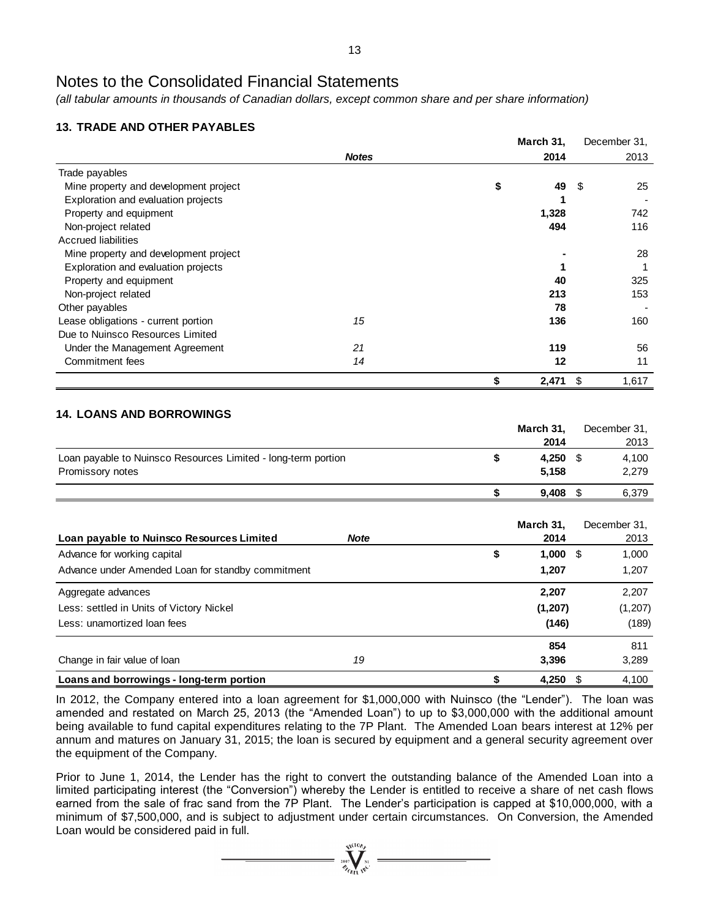# Notes to the Consolidated Financial Statements

*(all tabular amounts in thousands of Canadian dollars, except common share and per share information)*

### 13. TRADE AND OTHER PAYABLES

| | *Notes* | March 31, 2014 | December 31, 2013 |
|---|---|---|---|
| Trade payables | | | |
| Mine property and development project | | **$ 49** | $ 25 |
| Exploration and evaluation projects | | **1** | - |
| Property and equipment | | **1,328** | 742 |
| Non-project related | | **494** | 116 |
| Accrued liabilities | | | |
| Mine property and development project | | **-** | 28 |
| Exploration and evaluation projects | | **1** | 1 |
| Property and equipment | | **40** | 325 |
| Non-project related | | **213** | 153 |
| Other payables | | **78** | - |
| Lease obligations - current portion | 15 | **136** | 160 |
| Due to Nuinsco Resources Limited | | | |
| Under the Management Agreement | 21 | **119** | 56 |
| Commitment fees | 14 | **12** | 11 |
| | | **$ 2,471** | $ 1,617 |

### 14. LOANS AND BORROWINGS

| | March 31, 2014 | December 31, 2013 |
|---|---|---|
| Loan payable to Nuinsco Resources Limited - long-term portion | **$ 4,250** | $ 4,100 |
| Promissory notes | **5,158** | 2,279 |
| | **$ 9,408** | $ 6,379 |

| Loan payable to Nuinsco Resources Limited | *Note* | March 31, 2014 | December 31, 2013 |
|---|---|---|---|
| Advance for working capital | | **$ 1,000** | $ 1,000 |
| Advance under Amended Loan for standby commitment | | **1,207** | 1,207 |
| Aggregate advances | | **2,207** | 2,207 |
| Less: settled in Units of Victory Nickel | | **(1,207)** | (1,207) |
| Less: unamortized loan fees | | **(146)** | (189) |
| | | **854** | 811 |
| Change in fair value of loan | 19 | **3,396** | 3,289 |
| **Loans and borrowings - long-term portion** | | **$ 4,250** | $ 4,100 |

In 2012, the Company entered into a loan agreement for $1,000,000 with Nuinsco (the "Lender"). The loan was amended and restated on March 25, 2013 (the "Amended Loan") to up to $3,000,000 with the additional amount being available to fund capital expenditures relating to the 7P Plant. The Amended Loan bears interest at 12% per annum and matures on January 31, 2015; the loan is secured by equipment and a general security agreement over the equipment of the Company.

Prior to June 1, 2014, the Lender has the right to convert the outstanding balance of the Amended Loan into a limited participating interest (the "Conversion") whereby the Lender is entitled to receive a share of net cash flows earned from the sale of frac sand from the 7P Plant. The Lender's participation is capped at $10,000,000, with a minimum of $7,500,000, and is subject to adjustment under certain circumstances. On Conversion, the Amended Loan would be considered paid in full.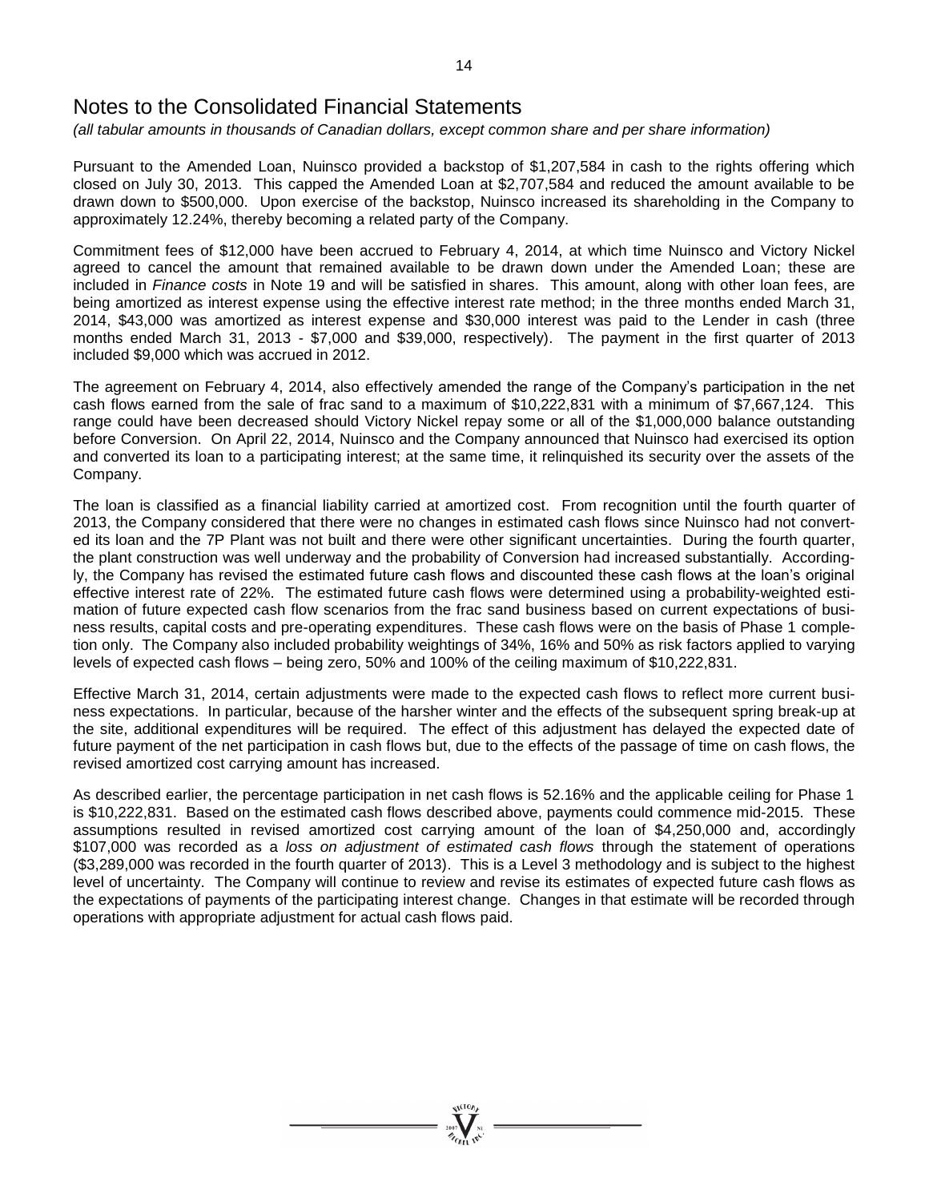# Notes to the Consolidated Financial Statements

*(all tabular amounts in thousands of Canadian dollars, except common share and per share information)*

Pursuant to the Amended Loan, Nuinsco provided a backstop of $1,207,584 in cash to the rights offering which closed on July 30, 2013. This capped the Amended Loan at $2,707,584 and reduced the amount available to be drawn down to $500,000. Upon exercise of the backstop, Nuinsco increased its shareholding in the Company to approximately 12.24%, thereby becoming a related party of the Company.

Commitment fees of $12,000 have been accrued to February 4, 2014, at which time Nuinsco and Victory Nickel agreed to cancel the amount that remained available to be drawn down under the Amended Loan; these are included in *Finance costs* in Note 19 and will be satisfied in shares. This amount, along with other loan fees, are being amortized as interest expense using the effective interest rate method; in the three months ended March 31, 2014, $43,000 was amortized as interest expense and $30,000 interest was paid to the Lender in cash (three months ended March 31, 2013 - $7,000 and $39,000, respectively). The payment in the first quarter of 2013 included $9,000 which was accrued in 2012.

The agreement on February 4, 2014, also effectively amended the range of the Company's participation in the net cash flows earned from the sale of frac sand to a maximum of $10,222,831 with a minimum of $7,667,124. This range could have been decreased should Victory Nickel repay some or all of the $1,000,000 balance outstanding before Conversion. On April 22, 2014, Nuinsco and the Company announced that Nuinsco had exercised its option and converted its loan to a participating interest; at the same time, it relinquished its security over the assets of the Company.

The loan is classified as a financial liability carried at amortized cost. From recognition until the fourth quarter of 2013, the Company considered that there were no changes in estimated cash flows since Nuinsco had not converted its loan and the 7P Plant was not built and there were other significant uncertainties. During the fourth quarter, the plant construction was well underway and the probability of Conversion had increased substantially. Accordingly, the Company has revised the estimated future cash flows and discounted these cash flows at the loan's original effective interest rate of 22%. The estimated future cash flows were determined using a probability-weighted estimation of future expected cash flow scenarios from the frac sand business based on current expectations of business results, capital costs and pre-operating expenditures. These cash flows were on the basis of Phase 1 completion only. The Company also included probability weightings of 34%, 16% and 50% as risk factors applied to varying levels of expected cash flows – being zero, 50% and 100% of the ceiling maximum of $10,222,831.

Effective March 31, 2014, certain adjustments were made to the expected cash flows to reflect more current business expectations. In particular, because of the harsher winter and the effects of the subsequent spring break-up at the site, additional expenditures will be required. The effect of this adjustment has delayed the expected date of future payment of the net participation in cash flows but, due to the effects of the passage of time on cash flows, the revised amortized cost carrying amount has increased.

As described earlier, the percentage participation in net cash flows is 52.16% and the applicable ceiling for Phase 1 is $10,222,831. Based on the estimated cash flows described above, payments could commence mid-2015. These assumptions resulted in revised amortized cost carrying amount of the loan of $4,250,000 and, accordingly $107,000 was recorded as a *loss on adjustment of estimated cash flows* through the statement of operations ($3,289,000 was recorded in the fourth quarter of 2013). This is a Level 3 methodology and is subject to the highest level of uncertainty. The Company will continue to review and revise its estimates of expected future cash flows as the expectations of payments of the participating interest change. Changes in that estimate will be recorded through operations with appropriate adjustment for actual cash flows paid.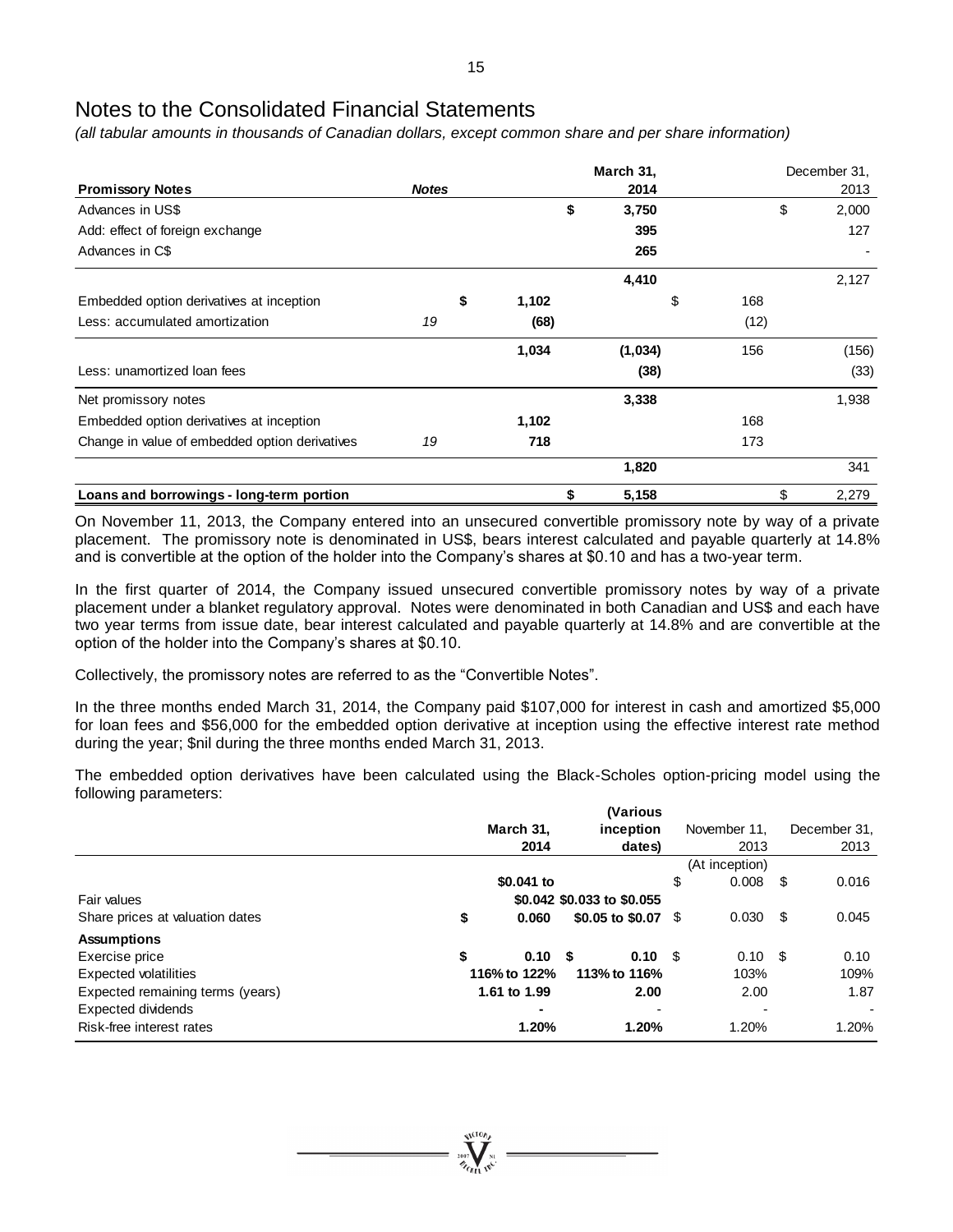# Notes to the Consolidated Financial Statements

*(all tabular amounts in thousands of Canadian dollars, except common share and per share information)*

| **Promissory Notes** | ***Notes*** | | **March 31, 2014** | | December 31, 2013 |
|---|---|---|---|---|---|
| Advances in US$ | | | **$ 3,750** | | $ 2,000 |
| Add: effect of foreign exchange | | | **395** | | 127 |
| Advances in C$ | | | **265** | | - |
| | | | **4,410** | | 2,127 |
| Embedded option derivatives at inception | | **$ 1,102** | | $ 168 | |
| Less: accumulated amortization | *19* | **(68)** | | (12) | |
| | | **1,034** | **(1,034)** | 156 | (156) |
| Less: unamortized loan fees | | | **(38)** | | (33) |
| Net promissory notes | | | **3,338** | | 1,938 |
| Embedded option derivatives at inception | | **1,102** | | 168 | |
| Change in value of embedded option derivatives | *19* | **718** | | 173 | |
| | | | **1,820** | | 341 |
| **Loans and borrowings - long-term portion** | | | **$ 5,158** | | $ 2,279 |

On November 11, 2013, the Company entered into an unsecured convertible promissory note by way of a private placement. The promissory note is denominated in US$, bears interest calculated and payable quarterly at 14.8% and is convertible at the option of the holder into the Company's shares at $0.10 and has a two-year term.

In the first quarter of 2014, the Company issued unsecured convertible promissory notes by way of a private placement under a blanket regulatory approval. Notes were denominated in both Canadian and US$ and each have two year terms from issue date, bear interest calculated and payable quarterly at 14.8% and are convertible at the option of the holder into the Company's shares at $0.10.

Collectively, the promissory notes are referred to as the "Convertible Notes".

In the three months ended March 31, 2014, the Company paid $107,000 for interest in cash and amortized $5,000 for loan fees and $56,000 for the embedded option derivative at inception using the effective interest rate method during the year; $nil during the three months ended March 31, 2013.

The embedded option derivatives have been calculated using the Black-Scholes option-pricing model using the following parameters:

| | **March 31, 2014** | **(Various inception dates)** | November 11, 2013 (At inception) | December 31, 2013 |
|---|---|---|---|---|
| Fair values | **$0.041 to $0.042** | **$0.033 to $0.055** | $ 0.008 | $ 0.016 |
| Share prices at valuation dates | **$ 0.060** | **$0.05 to $0.07** | $ 0.030 | $ 0.045 |
| **Assumptions** | | | | |
| Exercise price | **$ 0.10** | **$ 0.10** | $ 0.10 | $ 0.10 |
| Expected volatilities | **116% to 122%** | **113% to 116%** | 103% | 109% |
| Expected remaining terms (years) | **1.61 to 1.99** | **2.00** | 2.00 | 1.87 |
| Expected dividends | **-** | - | - | - |
| Risk-free interest rates | **1.20%** | **1.20%** | 1.20% | 1.20% |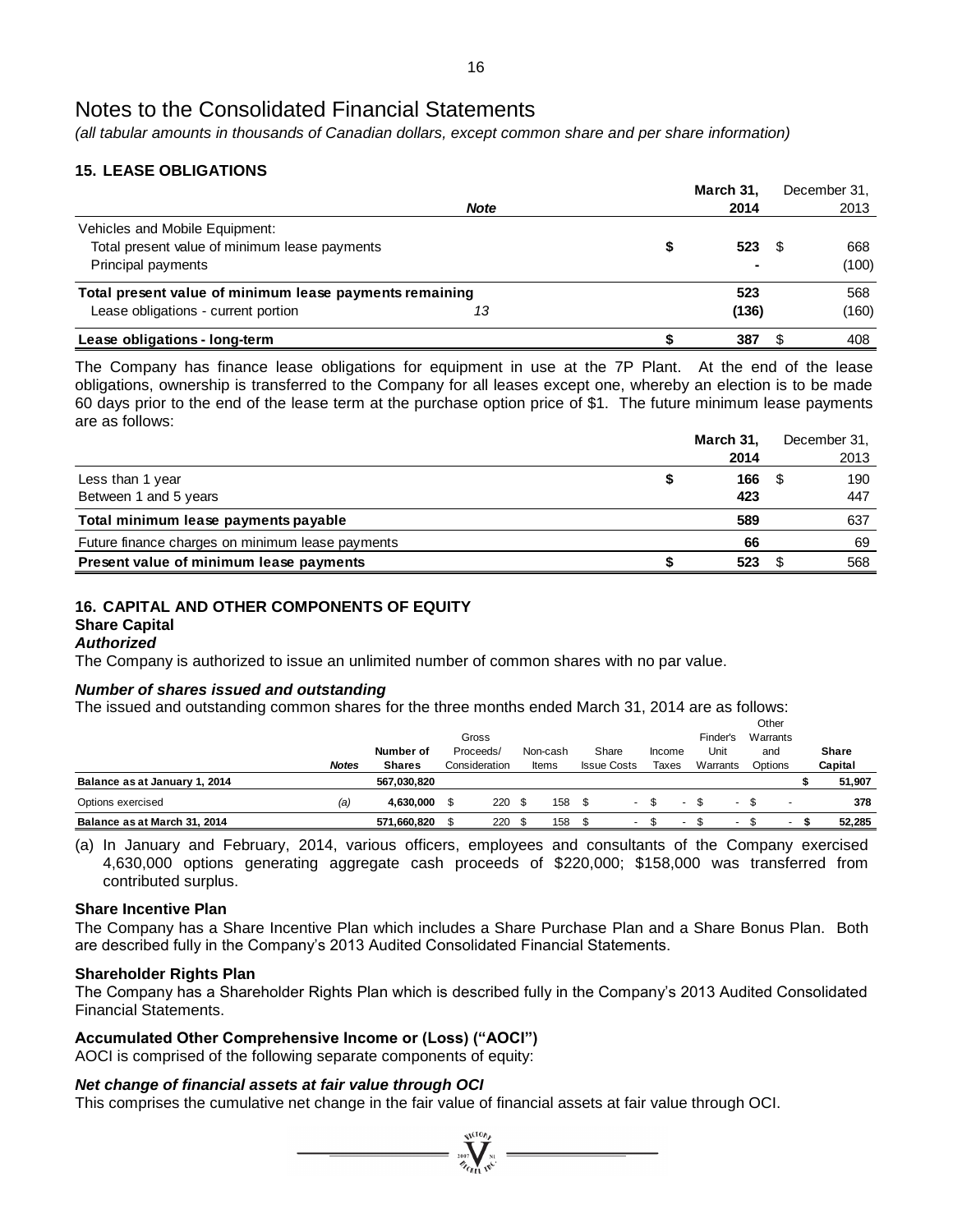# Notes to the Consolidated Financial Statements

*(all tabular amounts in thousands of Canadian dollars, except common share and per share information)*

## 15. LEASE OBLIGATIONS

| | Note | March 31, 2014 | December 31, 2013 |
|---|---|---|---|
| Vehicles and Mobile Equipment: | | | |
| Total present value of minimum lease payments | | $ 523 | $ 668 |
| Principal payments | | - | (100) |
| **Total present value of minimum lease payments remaining** | | **523** | 568 |
| Lease obligations - current portion | 13 | **(136)** | (160) |
| **Lease obligations - long-term** | | **$ 387** | $ 408 |

The Company has finance lease obligations for equipment in use at the 7P Plant. At the end of the lease obligations, ownership is transferred to the Company for all leases except one, whereby an election is to be made 60 days prior to the end of the lease term at the purchase option price of $1. The future minimum lease payments are as follows:

| | March 31, 2014 | December 31, 2013 |
|---|---|---|
| Less than 1 year | $ 166 | $ 190 |
| Between 1 and 5 years | **423** | 447 |
| **Total minimum lease payments payable** | **589** | 637 |
| Future finance charges on minimum lease payments | **66** | 69 |
| **Present value of minimum lease payments** | **$ 523** | $ 568 |

## 16. CAPITAL AND OTHER COMPONENTS OF EQUITY

### Share Capital

***Authorized***

The Company is authorized to issue an unlimited number of common shares with no par value.

***Number of shares issued and outstanding***

The issued and outstanding common shares for the three months ended March 31, 2014 are as follows:

| | Notes | Number of Shares | Gross Proceeds/ Consideration | Non-cash Items | Share Issue Costs | Income Taxes | Finder's Unit Warrants | Other Warrants and Options | Share Capital |
|---|---|---|---|---|---|---|---|---|---|
| **Balance as at January 1, 2014** | | **567,030,820** | | | | | | | **$ 51,907** |
| Options exercised | (a) | **4,630,000** | $ 220 | $ 158 | $ - | $ - | $ - | $ - | **378** |
| **Balance as at March 31, 2014** | | **571,660,820** | $ 220 | $ 158 | $ - | $ - | $ - | $ - | **$ 52,285** |

(a) In January and February, 2014, various officers, employees and consultants of the Company exercised 4,630,000 options generating aggregate cash proceeds of $220,000; $158,000 was transferred from contributed surplus.

### Share Incentive Plan

The Company has a Share Incentive Plan which includes a Share Purchase Plan and a Share Bonus Plan. Both are described fully in the Company's 2013 Audited Consolidated Financial Statements.

### Shareholder Rights Plan

The Company has a Shareholder Rights Plan which is described fully in the Company's 2013 Audited Consolidated Financial Statements.

### Accumulated Other Comprehensive Income or (Loss) ("AOCI")

AOCI is comprised of the following separate components of equity:

***Net change of financial assets at fair value through OCI***

This comprises the cumulative net change in the fair value of financial assets at fair value through OCI.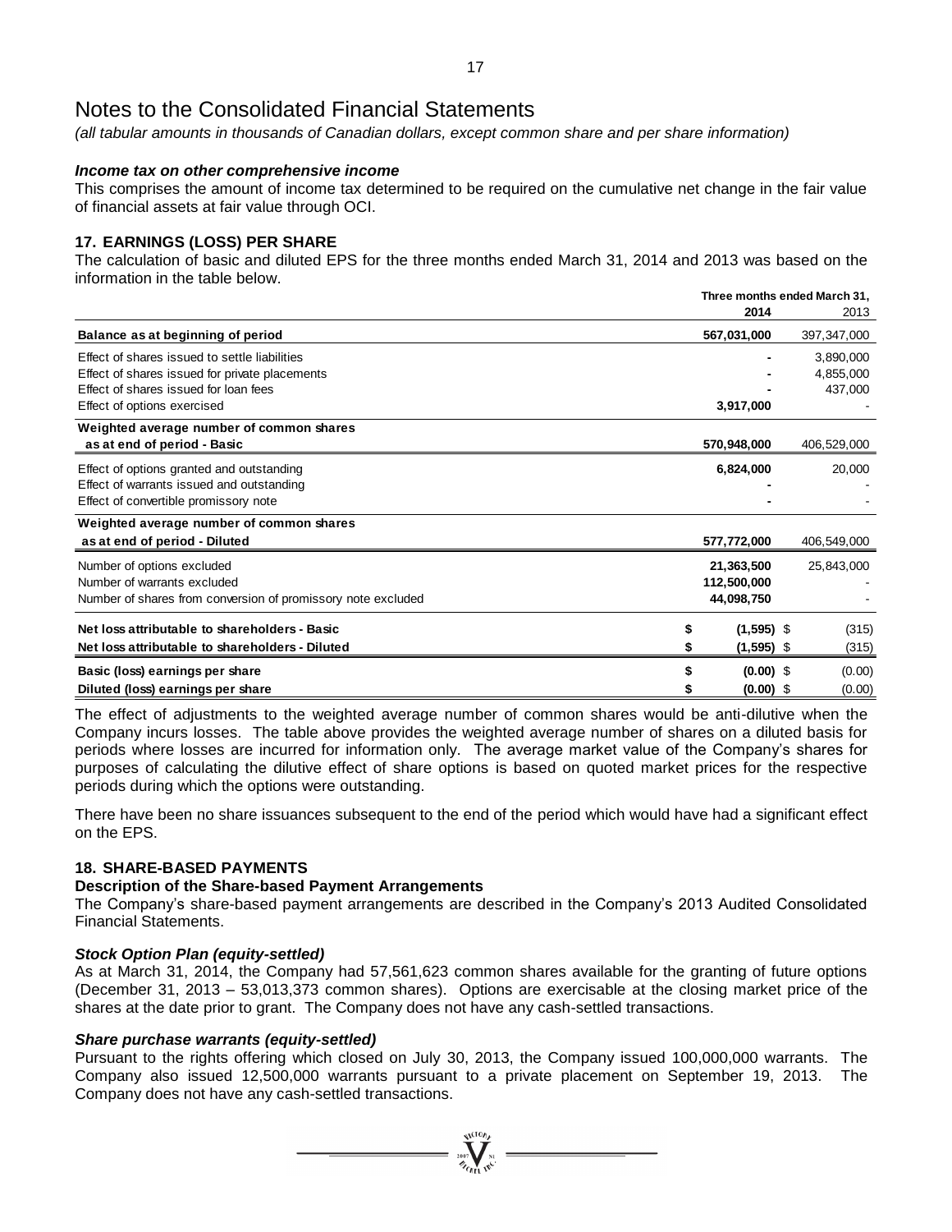# Notes to the Consolidated Financial Statements

*(all tabular amounts in thousands of Canadian dollars, except common share and per share information)*

### *Income tax on other comprehensive income*

This comprises the amount of income tax determined to be required on the cumulative net change in the fair value of financial assets at fair value through OCI.

## 17. EARNINGS (LOSS) PER SHARE

The calculation of basic and diluted EPS for the three months ended March 31, 2014 and 2013 was based on the information in the table below.

| | Three months ended March 31, 2014 | 2013 |
|---|---|---|
| **Balance as at beginning of period** | **567,031,000** | 397,347,000 |
| Effect of shares issued to settle liabilities | **-** | 3,890,000 |
| Effect of shares issued for private placements | **-** | 4,855,000 |
| Effect of shares issued for loan fees | **-** | 437,000 |
| Effect of options exercised | **3,917,000** | - |
| **Weighted average number of common shares as at end of period - Basic** | **570,948,000** | 406,529,000 |
| Effect of options granted and outstanding | **6,824,000** | 20,000 |
| Effect of warrants issued and outstanding | **-** | - |
| Effect of convertible promissory note | **-** | - |
| **Weighted average number of common shares as at end of period - Diluted** | **577,772,000** | 406,549,000 |
| Number of options excluded | **21,363,500** | 25,843,000 |
| Number of warrants excluded | **112,500,000** | - |
| Number of shares from conversion of promissory note excluded | **44,098,750** | - |
| **Net loss attributable to shareholders - Basic** | **$ (1,595)** | $ (315) |
| **Net loss attributable to shareholders - Diluted** | **$ (1,595)** | $ (315) |
| **Basic (loss) earnings per share** | **$ (0.00)** | $ (0.00) |
| **Diluted (loss) earnings per share** | **$ (0.00)** | $ (0.00) |

The effect of adjustments to the weighted average number of common shares would be anti-dilutive when the Company incurs losses. The table above provides the weighted average number of shares on a diluted basis for periods where losses are incurred for information only. The average market value of the Company's shares for purposes of calculating the dilutive effect of share options is based on quoted market prices for the respective periods during which the options were outstanding.

There have been no share issuances subsequent to the end of the period which would have had a significant effect on the EPS.

## 18. SHARE-BASED PAYMENTS

### Description of the Share-based Payment Arrangements

The Company's share-based payment arrangements are described in the Company's 2013 Audited Consolidated Financial Statements.

### *Stock Option Plan (equity-settled)*

As at March 31, 2014, the Company had 57,561,623 common shares available for the granting of future options (December 31, 2013 – 53,013,373 common shares). Options are exercisable at the closing market price of the shares at the date prior to grant. The Company does not have any cash-settled transactions.

### *Share purchase warrants (equity-settled)*

Pursuant to the rights offering which closed on July 30, 2013, the Company issued 100,000,000 warrants. The Company also issued 12,500,000 warrants pursuant to a private placement on September 19, 2013. The Company does not have any cash-settled transactions.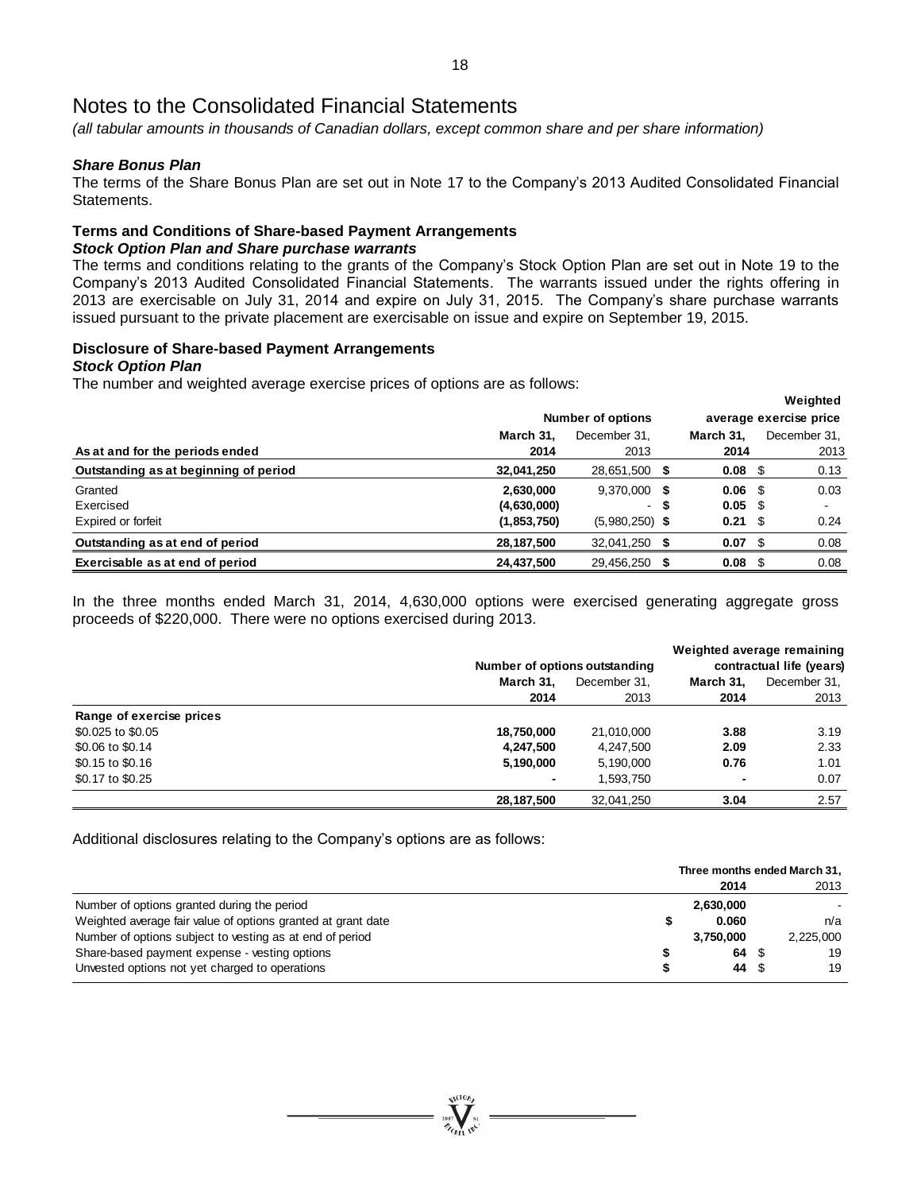# Notes to the Consolidated Financial Statements

*(all tabular amounts in thousands of Canadian dollars, except common share and per share information)*

### *Share Bonus Plan*

The terms of the Share Bonus Plan are set out in Note 17 to the Company's 2013 Audited Consolidated Financial Statements.

### **Terms and Conditions of Share-based Payment Arrangements**

***Stock Option Plan and Share purchase warrants***

The terms and conditions relating to the grants of the Company's Stock Option Plan are set out in Note 19 to the Company's 2013 Audited Consolidated Financial Statements. The warrants issued under the rights offering in 2013 are exercisable on July 31, 2014 and expire on July 31, 2015. The Company's share purchase warrants issued pursuant to the private placement are exercisable on issue and expire on September 19, 2015.

### **Disclosure of Share-based Payment Arrangements**

***Stock Option Plan***

The number and weighted average exercise prices of options are as follows:

| | Number of options | | Weighted average exercise price | |
|---|---|---|---|---|
| **As at and for the periods ended** | **March 31, 2014** | December 31, 2013 | **March 31, 2014** | December 31, 2013 |
| **Outstanding as at beginning of period** | **32,041,250** | 28,651,500 | **$ 0.08** | $ 0.13 |
| Granted | **2,630,000** | 9,370,000 | **$ 0.06** | $ 0.03 |
| Exercised | **(4,630,000)** | - | **$ 0.05** | $ - |
| Expired or forfeit | **(1,853,750)** | (5,980,250) | **$ 0.21** | $ 0.24 |
| **Outstanding as at end of period** | **28,187,500** | 32,041,250 | **$ 0.07** | $ 0.08 |
| **Exercisable as at end of period** | **24,437,500** | 29,456,250 | **$ 0.08** | $ 0.08 |

In the three months ended March 31, 2014, 4,630,000 options were exercised generating aggregate gross proceeds of $220,000. There were no options exercised during 2013.

| | Number of options outstanding | | Weighted average remaining contractual life (years) | |
|---|---|---|---|---|
| | **March 31, 2014** | December 31, 2013 | **March 31, 2014** | December 31, 2013 |
| **Range of exercise prices** | | | | |
| $0.025 to $0.05 | **18,750,000** | 21,010,000 | **3.88** | 3.19 |
| $0.06 to $0.14 | **4,247,500** | 4,247,500 | **2.09** | 2.33 |
| $0.15 to $0.16 | **5,190,000** | 5,190,000 | **0.76** | 1.01 |
| $0.17 to $0.25 | **-** | 1,593,750 | **-** | 0.07 |
| | **28,187,500** | 32,041,250 | **3.04** | 2.57 |

Additional disclosures relating to the Company's options are as follows:

| | Three months ended March 31, | |
|---|---|---|
| | **2014** | 2013 |
| Number of options granted during the period | **2,630,000** | - |
| Weighted average fair value of options granted at grant date | **$ 0.060** | n/a |
| Number of options subject to vesting as at end of period | **3,750,000** | 2,225,000 |
| Share-based payment expense - vesting options | **$ 64** | $ 19 |
| Unvested options not yet charged to operations | **$ 44** | $ 19 |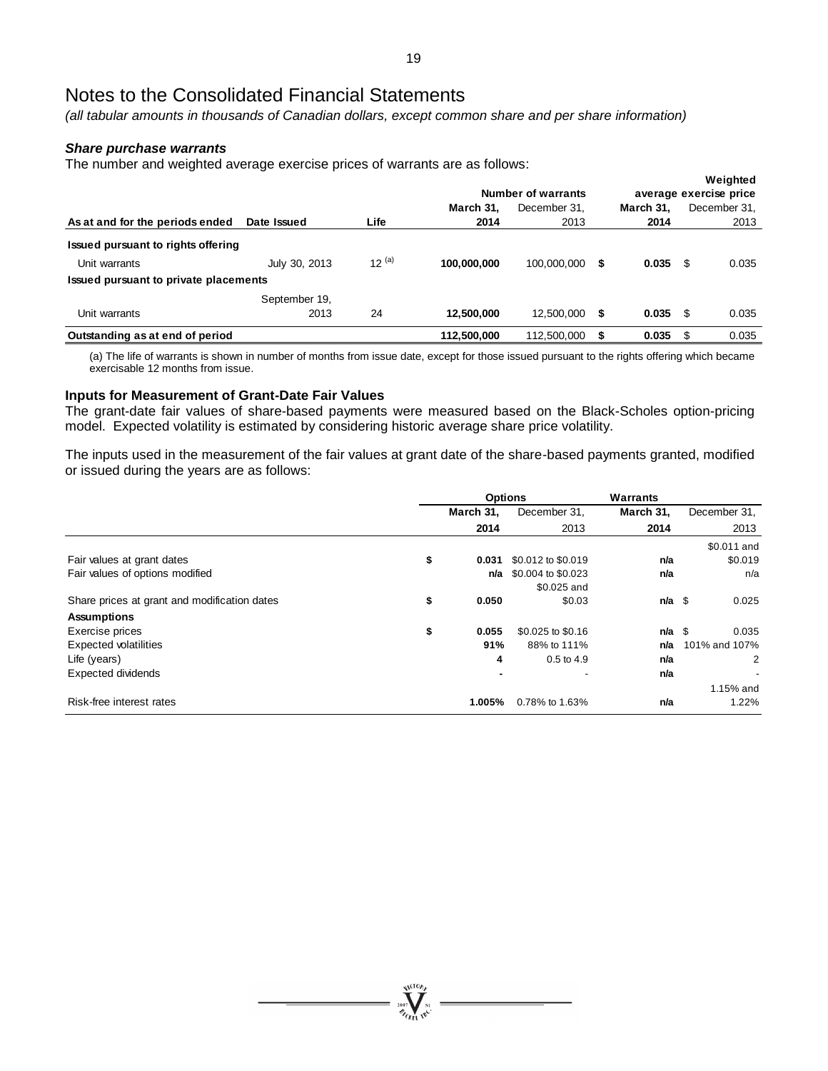# Notes to the Consolidated Financial Statements

*(all tabular amounts in thousands of Canadian dollars, except common share and per share information)*

***Share purchase warrants***

The number and weighted average exercise prices of warrants are as follows:

| As at and for the periods ended | Date Issued | Life | Number of warrants March 31, 2014 | Number of warrants December 31, 2013 | Weighted average exercise price March 31, 2014 | Weighted average exercise price December 31, 2013 |
|---|---|---|---|---|---|---|
| **Issued pursuant to rights offering** | | | | | | |
| Unit warrants | July 30, 2013 | 12 [(a)] | **100,000,000** | 100,000,000 | **$ 0.035** | $ 0.035 |
| **Issued pursuant to private placements** | | | | | | |
| Unit warrants | September 19, 2013 | 24 | **12,500,000** | 12,500,000 | **$ 0.035** | $ 0.035 |
| **Outstanding as at end of period** | | | **112,500,000** | 112,500,000 | **$ 0.035** | $ 0.035 |

(a) The life of warrants is shown in number of months from issue date, except for those issued pursuant to the rights offering which became exercisable 12 months from issue.

**Inputs for Measurement of Grant-Date Fair Values**

The grant-date fair values of share-based payments were measured based on the Black-Scholes option-pricing model. Expected volatility is estimated by considering historic average share price volatility.

The inputs used in the measurement of the fair values at grant date of the share-based payments granted, modified or issued during the years are as follows:

| | Options March 31, 2014 | Options December 31, 2013 | Warrants March 31, 2014 | Warrants December 31, 2013 |
|---|---|---|---|---|
| Fair values at grant dates | **$ 0.031** | $0.012 to $0.019 | **n/a** | $0.011 and $0.019 |
| Fair values of options modified | **n/a** | $0.004 to $0.023 | **n/a** | n/a |
| Share prices at grant and modification dates | **$ 0.050** | $0.025 and $0.03 | **n/a** | $ 0.025 |
| **Assumptions** | | | | |
| Exercise prices | **$ 0.055** | $0.025 to $0.16 | **n/a** | $ 0.035 |
| Expected volatilities | **91%** | 88% to 111% | **n/a** | 101% and 107% |
| Life (years) | **4** | 0.5 to 4.9 | **n/a** | 2 |
| Expected dividends | **-** | - | **n/a** | - |
| Risk-free interest rates | **1.005%** | 0.78% to 1.63% | **n/a** | 1.15% and 1.22% |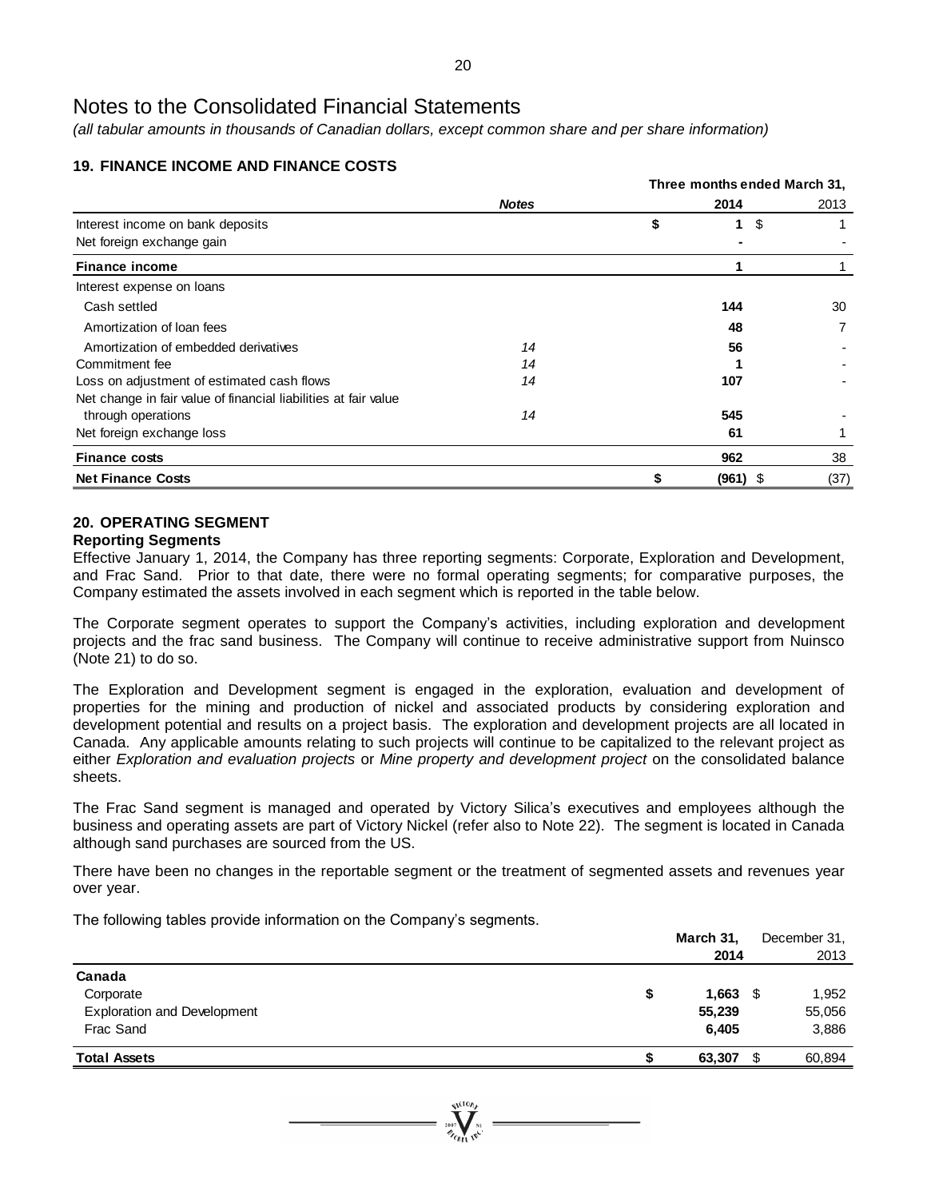# Notes to the Consolidated Financial Statements

*(all tabular amounts in thousands of Canadian dollars, except common share and per share information)*

## 19. FINANCE INCOME AND FINANCE COSTS

| | Notes | Three months ended March 31, 2014 | 2013 |
|---|---|---|---|
| Interest income on bank deposits | | $ 1 | $ 1 |
| Net foreign exchange gain | | - | - |
| **Finance income** | | **1** | 1 |
| Interest expense on loans | | | |
| Cash settled | | 144 | 30 |
| Amortization of loan fees | | 48 | 7 |
| Amortization of embedded derivatives | 14 | 56 | - |
| Commitment fee | 14 | 1 | - |
| Loss on adjustment of estimated cash flows | 14 | 107 | - |
| Net change in fair value of financial liabilities at fair value through operations | 14 | 545 | - |
| Net foreign exchange loss | | 61 | 1 |
| **Finance costs** | | **962** | 38 |
| **Net Finance Costs** | | **$ (961)** | $ (37) |

## 20. OPERATING SEGMENT

### Reporting Segments

Effective January 1, 2014, the Company has three reporting segments: Corporate, Exploration and Development, and Frac Sand. Prior to that date, there were no formal operating segments; for comparative purposes, the Company estimated the assets involved in each segment which is reported in the table below.

The Corporate segment operates to support the Company's activities, including exploration and development projects and the frac sand business. The Company will continue to receive administrative support from Nuinsco (Note 21) to do so.

The Exploration and Development segment is engaged in the exploration, evaluation and development of properties for the mining and production of nickel and associated products by considering exploration and development potential and results on a project basis. The exploration and development projects are all located in Canada. Any applicable amounts relating to such projects will continue to be capitalized to the relevant project as either *Exploration and evaluation projects* or *Mine property and development project* on the consolidated balance sheets.

The Frac Sand segment is managed and operated by Victory Silica's executives and employees although the business and operating assets are part of Victory Nickel (refer also to Note 22). The segment is located in Canada although sand purchases are sourced from the US.

There have been no changes in the reportable segment or the treatment of segmented assets and revenues year over year.

The following tables provide information on the Company's segments.

| | March 31, 2014 | December 31, 2013 |
|---|---|---|
| **Canada** | | |
| Corporate | $ 1,663 | $ 1,952 |
| Exploration and Development | 55,239 | 55,056 |
| Frac Sand | 6,405 | 3,886 |
| **Total Assets** | **$ 63,307** | $ 60,894 |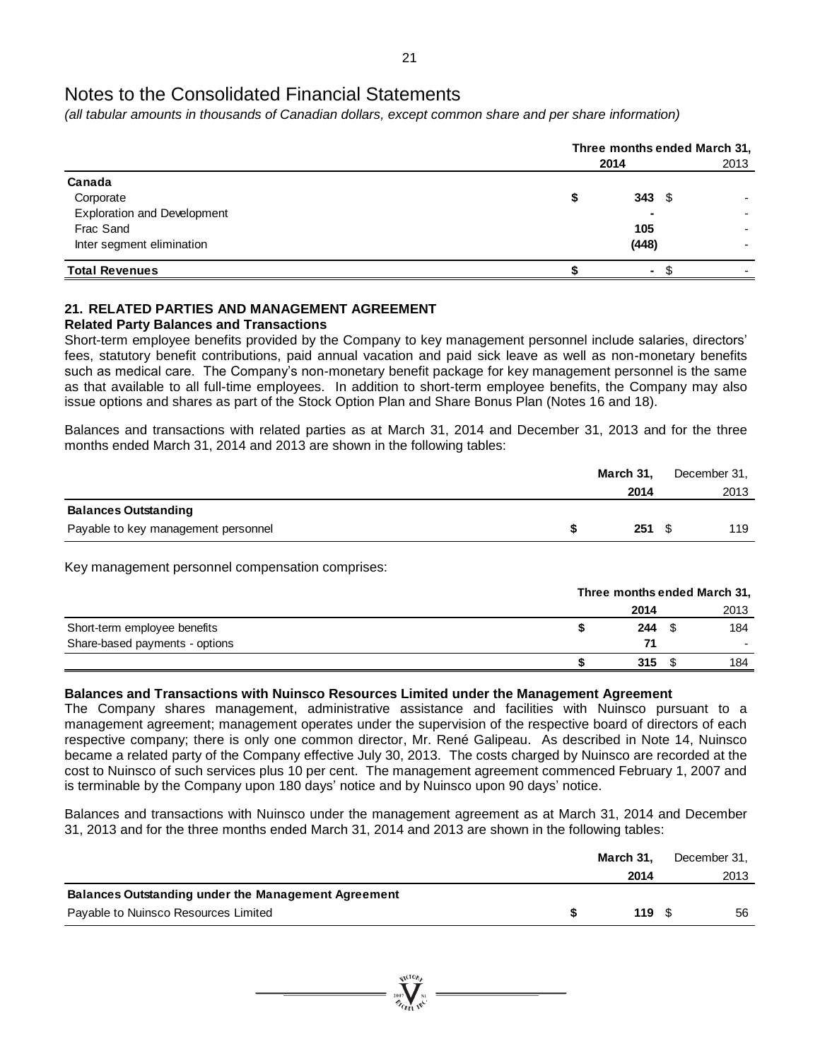# Notes to the Consolidated Financial Statements

*(all tabular amounts in thousands of Canadian dollars, except common share and per share information)*

| | Three months ended March 31, | |
|---|---|---|
| | **2014** | 2013 |
| **Canada** | | |
| Corporate | **$ 343** | $ - |
| Exploration and Development | **-** | - |
| Frac Sand | **105** | - |
| Inter segment elimination | **(448)** | - |
| **Total Revenues** | **$ -** | $ - |

## 21. RELATED PARTIES AND MANAGEMENT AGREEMENT

**Related Party Balances and Transactions**

Short-term employee benefits provided by the Company to key management personnel include salaries, directors' fees, statutory benefit contributions, paid annual vacation and paid sick leave as well as non-monetary benefits such as medical care. The Company's non-monetary benefit package for key management personnel is the same as that available to all full-time employees. In addition to short-term employee benefits, the Company may also issue options and shares as part of the Stock Option Plan and Share Bonus Plan (Notes 16 and 18).

Balances and transactions with related parties as at March 31, 2014 and December 31, 2013 and for the three months ended March 31, 2014 and 2013 are shown in the following tables:

| | **March 31, 2014** | December 31, 2013 |
|---|---|---|
| **Balances Outstanding** | | |
| Payable to key management personnel | **$ 251** | $ 119 |

Key management personnel compensation comprises:

| | Three months ended March 31, | |
|---|---|---|
| | **2014** | 2013 |
| Short-term employee benefits | **$ 244** | $ 184 |
| Share-based payments - options | **71** | - |
| | **$ 315** | $ 184 |

**Balances and Transactions with Nuinsco Resources Limited under the Management Agreement**

The Company shares management, administrative assistance and facilities with Nuinsco pursuant to a management agreement; management operates under the supervision of the respective board of directors of each respective company; there is only one common director, Mr. René Galipeau. As described in Note 14, Nuinsco became a related party of the Company effective July 30, 2013. The costs charged by Nuinsco are recorded at the cost to Nuinsco of such services plus 10 per cent. The management agreement commenced February 1, 2007 and is terminable by the Company upon 180 days' notice and by Nuinsco upon 90 days' notice.

Balances and transactions with Nuinsco under the management agreement as at March 31, 2014 and December 31, 2013 and for the three months ended March 31, 2014 and 2013 are shown in the following tables:

| | **March 31, 2014** | December 31, 2013 |
|---|---|---|
| **Balances Outstanding under the Management Agreement** | | |
| Payable to Nuinsco Resources Limited | **$ 119** | $ 56 |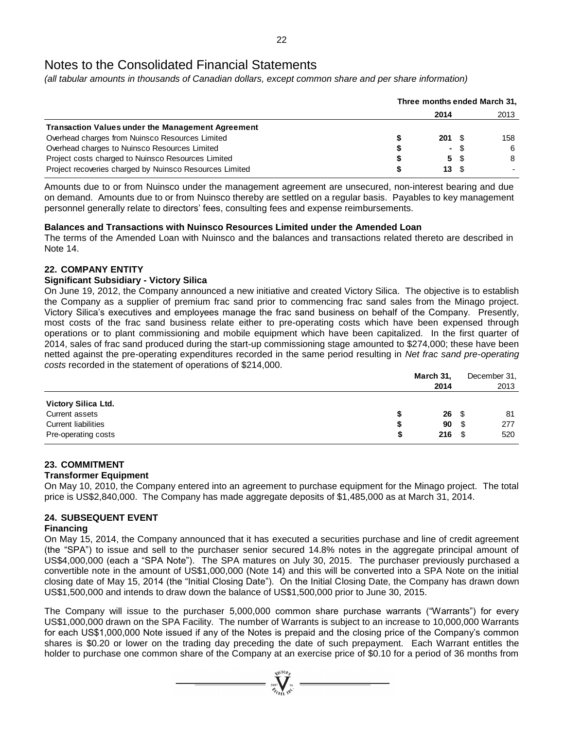# Notes to the Consolidated Financial Statements

*(all tabular amounts in thousands of Canadian dollars, except common share and per share information)*

| | Three months ended March 31, | |
|---|---|---|
| | **2014** | 2013 |
| **Transaction Values under the Management Agreement** | | |
| Overhead charges from Nuinsco Resources Limited | **$ 201** | $ 158 |
| Overhead charges to Nuinsco Resources Limited | **$ -** | $ 6 |
| Project costs charged to Nuinsco Resources Limited | **$ 5** | $ 8 |
| Project recoveries charged by Nuinsco Resources Limited | **$ 13** | $ - |

Amounts due to or from Nuinsco under the management agreement are unsecured, non-interest bearing and due on demand. Amounts due to or from Nuinsco thereby are settled on a regular basis. Payables to key management personnel generally relate to directors' fees, consulting fees and expense reimbursements.

**Balances and Transactions with Nuinsco Resources Limited under the Amended Loan**

The terms of the Amended Loan with Nuinsco and the balances and transactions related thereto are described in Note 14.

## 22. COMPANY ENTITY

**Significant Subsidiary - Victory Silica**

On June 19, 2012, the Company announced a new initiative and created Victory Silica. The objective is to establish the Company as a supplier of premium frac sand prior to commencing frac sand sales from the Minago project. Victory Silica's executives and employees manage the frac sand business on behalf of the Company. Presently, most costs of the frac sand business relate either to pre-operating costs which have been expensed through operations or to plant commissioning and mobile equipment which have been capitalized. In the first quarter of 2014, sales of frac sand produced during the start-up commissioning stage amounted to $274,000; these have been netted against the pre-operating expenditures recorded in the same period resulting in *Net frac sand pre-operating costs* recorded in the statement of operations of $214,000.

| | March 31, 2014 | December 31, 2013 |
|---|---|---|
| **Victory Silica Ltd.** | | |
| Current assets | **$ 26** | $ 81 |
| Current liabilities | **$ 90** | $ 277 |
| Pre-operating costs | **$ 216** | $ 520 |

## 23. COMMITMENT

**Transformer Equipment**

On May 10, 2010, the Company entered into an agreement to purchase equipment for the Minago project. The total price is US$2,840,000. The Company has made aggregate deposits of $1,485,000 as at March 31, 2014.

## 24. SUBSEQUENT EVENT

**Financing**

On May 15, 2014, the Company announced that it has executed a securities purchase and line of credit agreement (the "SPA") to issue and sell to the purchaser senior secured 14.8% notes in the aggregate principal amount of US$4,000,000 (each a "SPA Note"). The SPA matures on July 30, 2015. The purchaser previously purchased a convertible note in the amount of US$1,000,000 (Note 14) and this will be converted into a SPA Note on the initial closing date of May 15, 2014 (the "Initial Closing Date"). On the Initial Closing Date, the Company has drawn down US$1,500,000 and intends to draw down the balance of US$1,500,000 prior to June 30, 2015.

The Company will issue to the purchaser 5,000,000 common share purchase warrants ("Warrants") for every US$1,000,000 drawn on the SPA Facility. The number of Warrants is subject to an increase to 10,000,000 Warrants for each US$1,000,000 Note issued if any of the Notes is prepaid and the closing price of the Company's common shares is $0.20 or lower on the trading day preceding the date of such prepayment. Each Warrant entitles the holder to purchase one common share of the Company at an exercise price of $0.10 for a period of 36 months from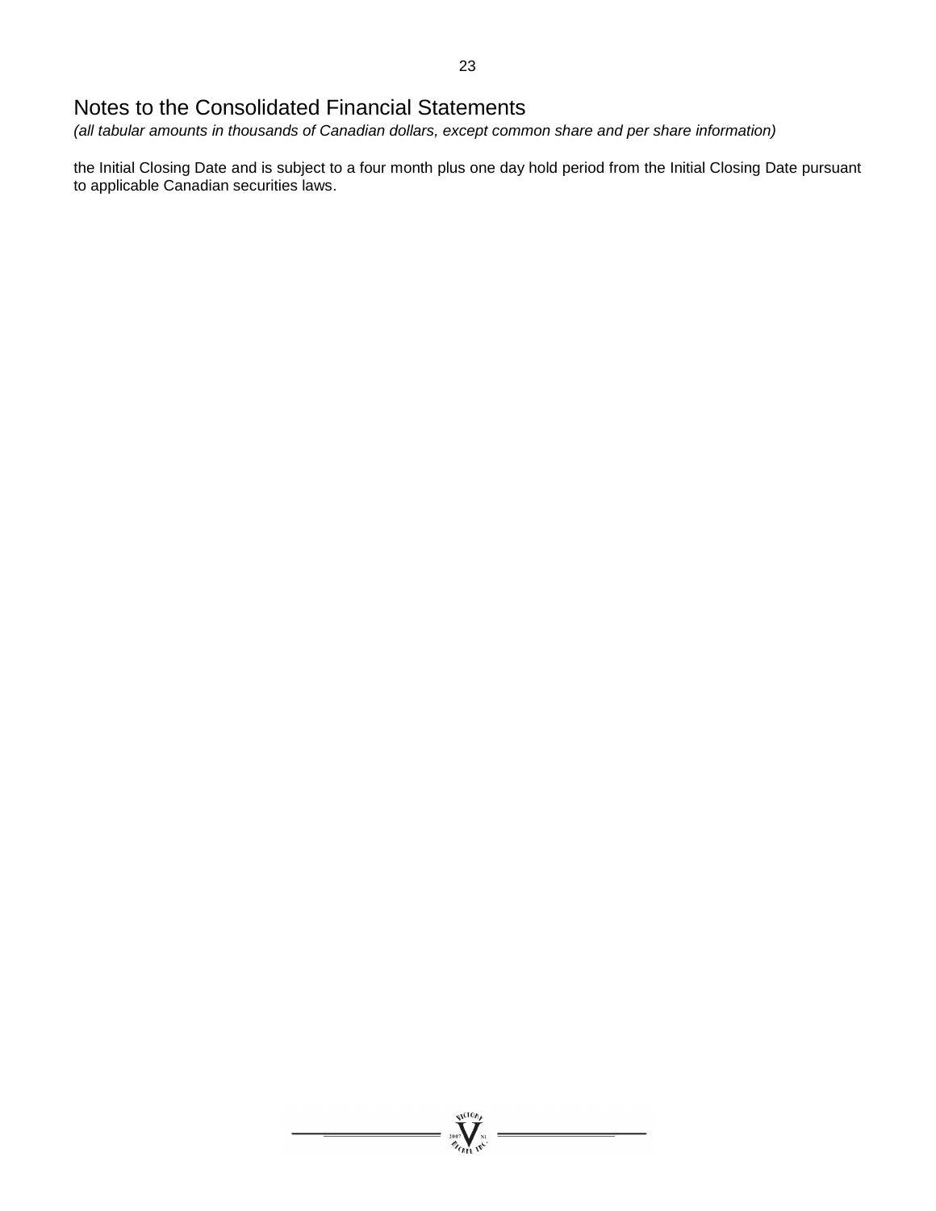the Initial Closing Date and is subject to a four month plus one day hold period from the Initial Closing Date pursuant to applicable Canadian securities laws.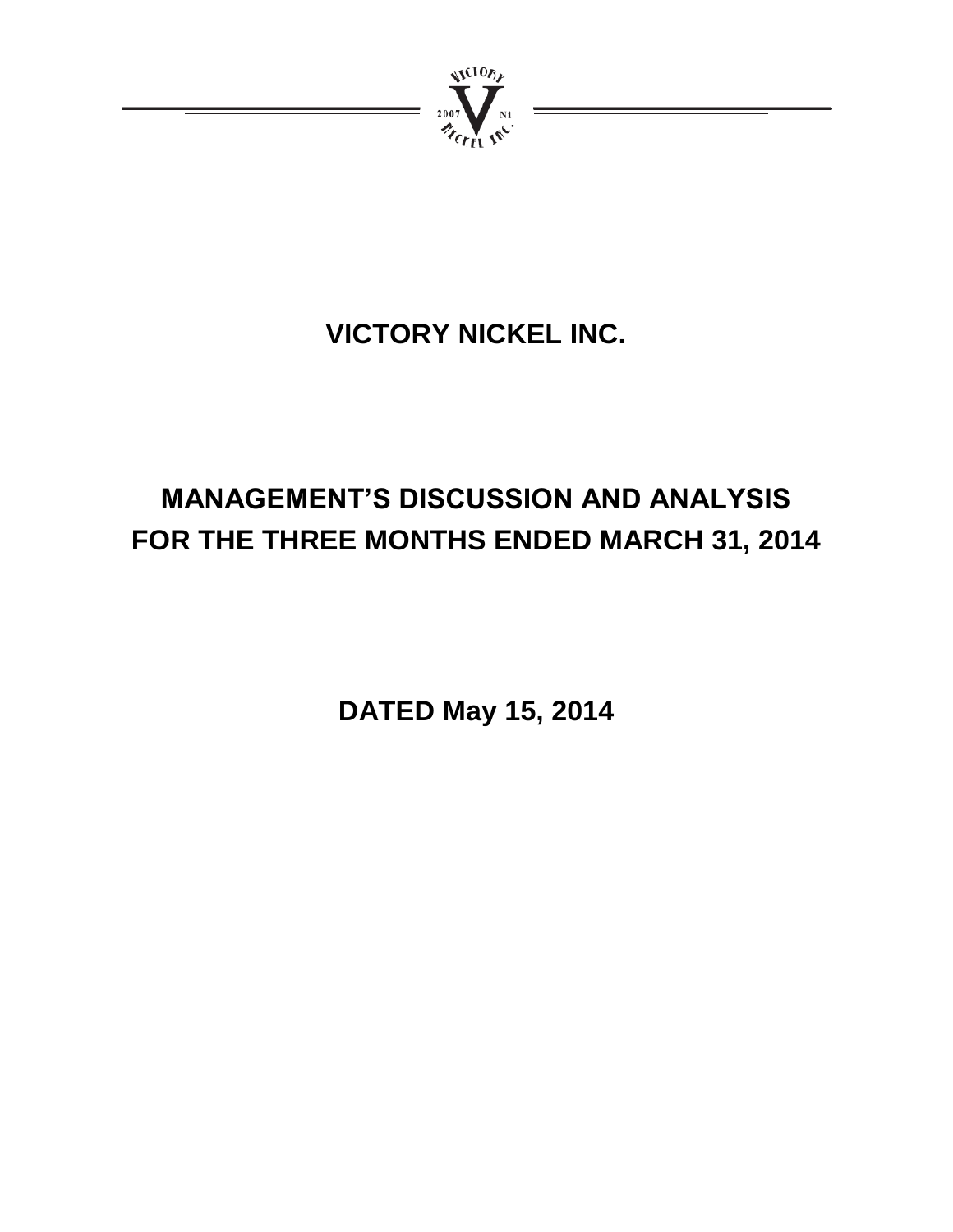# VICTORY NICKEL INC.

# MANAGEMENT'S DISCUSSION AND ANALYSIS FOR THE THREE MONTHS ENDED MARCH 31, 2014

## DATED May 15, 2014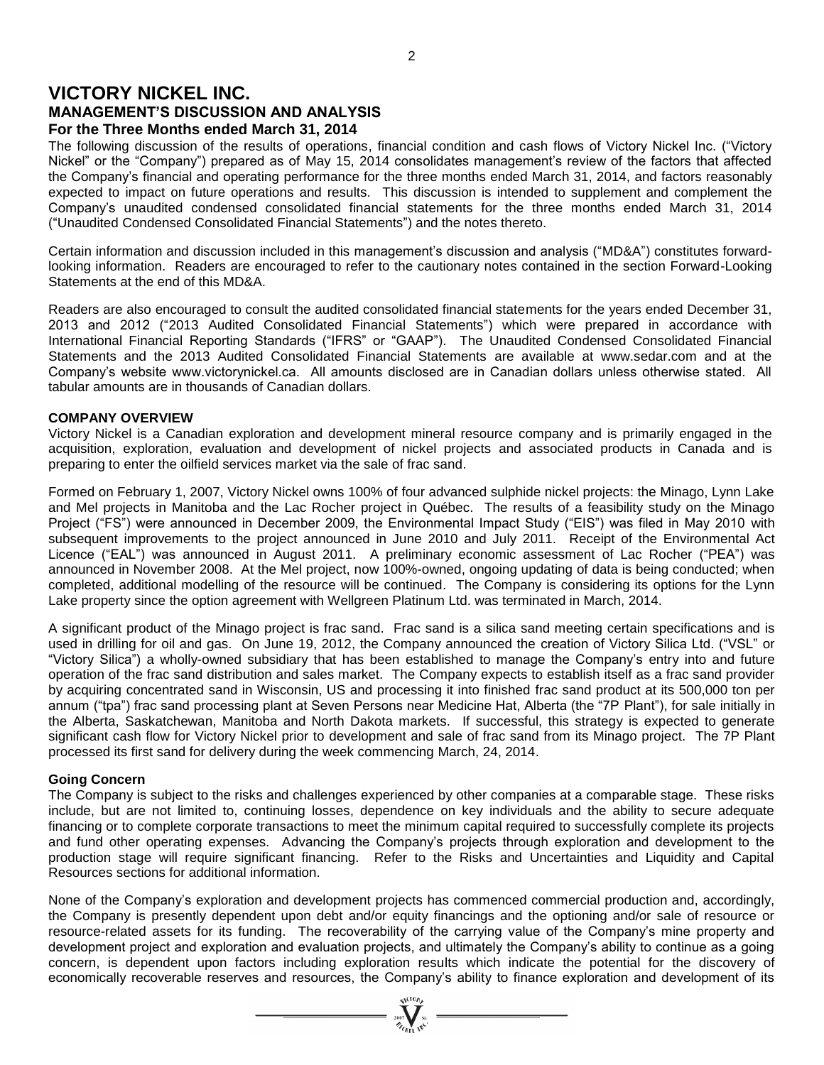# VICTORY NICKEL INC.

## MANAGEMENT'S DISCUSSION AND ANALYSIS

### For the Three Months ended March 31, 2014

The following discussion of the results of operations, financial condition and cash flows of Victory Nickel Inc. ("Victory Nickel" or the "Company") prepared as of May 15, 2014 consolidates management's review of the factors that affected the Company's financial and operating performance for the three months ended March 31, 2014, and factors reasonably expected to impact on future operations and results. This discussion is intended to supplement and complement the Company's unaudited condensed consolidated financial statements for the three months ended March 31, 2014 ("Unaudited Condensed Consolidated Financial Statements") and the notes thereto.

Certain information and discussion included in this management's discussion and analysis ("MD&A") constitutes forward-looking information. Readers are encouraged to refer to the cautionary notes contained in the section Forward-Looking Statements at the end of this MD&A.

Readers are also encouraged to consult the audited consolidated financial statements for the years ended December 31, 2013 and 2012 ("2013 Audited Consolidated Financial Statements") which were prepared in accordance with International Financial Reporting Standards ("IFRS" or "GAAP"). The Unaudited Condensed Consolidated Financial Statements and the 2013 Audited Consolidated Financial Statements are available at www.sedar.com and at the Company's website www.victorynickel.ca. All amounts disclosed are in Canadian dollars unless otherwise stated. All tabular amounts are in thousands of Canadian dollars.

**COMPANY OVERVIEW**

Victory Nickel is a Canadian exploration and development mineral resource company and is primarily engaged in the acquisition, exploration, evaluation and development of nickel projects and associated products in Canada and is preparing to enter the oilfield services market via the sale of frac sand.

Formed on February 1, 2007, Victory Nickel owns 100% of four advanced sulphide nickel projects: the Minago, Lynn Lake and Mel projects in Manitoba and the Lac Rocher project in Québec. The results of a feasibility study on the Minago Project ("FS") were announced in December 2009, the Environmental Impact Study ("EIS") was filed in May 2010 with subsequent improvements to the project announced in June 2010 and July 2011. Receipt of the Environmental Act Licence ("EAL") was announced in August 2011. A preliminary economic assessment of Lac Rocher ("PEA") was announced in November 2008. At the Mel project, now 100%-owned, ongoing updating of data is being conducted; when completed, additional modelling of the resource will be continued. The Company is considering its options for the Lynn Lake property since the option agreement with Wellgreen Platinum Ltd. was terminated in March, 2014.

A significant product of the Minago project is frac sand. Frac sand is a silica sand meeting certain specifications and is used in drilling for oil and gas. On June 19, 2012, the Company announced the creation of Victory Silica Ltd. ("VSL" or "Victory Silica") a wholly-owned subsidiary that has been established to manage the Company's entry into and future operation of the frac sand distribution and sales market. The Company expects to establish itself as a frac sand provider by acquiring concentrated sand in Wisconsin, US and processing it into finished frac sand product at its 500,000 ton per annum ("tpa") frac sand processing plant at Seven Persons near Medicine Hat, Alberta (the "7P Plant"), for sale initially in the Alberta, Saskatchewan, Manitoba and North Dakota markets. If successful, this strategy is expected to generate significant cash flow for Victory Nickel prior to development and sale of frac sand from its Minago project. The 7P Plant processed its first sand for delivery during the week commencing March, 24, 2014.

**Going Concern**

The Company is subject to the risks and challenges experienced by other companies at a comparable stage. These risks include, but are not limited to, continuing losses, dependence on key individuals and the ability to secure adequate financing or to complete corporate transactions to meet the minimum capital required to successfully complete its projects and fund other operating expenses. Advancing the Company's projects through exploration and development to the production stage will require significant financing. Refer to the Risks and Uncertainties and Liquidity and Capital Resources sections for additional information.

None of the Company's exploration and development projects has commenced commercial production and, accordingly, the Company is presently dependent upon debt and/or equity financings and the optioning and/or sale of resource or resource-related assets for its funding. The recoverability of the carrying value of the Company's mine property and development project and exploration and evaluation projects, and ultimately the Company's ability to continue as a going concern, is dependent upon factors including exploration results which indicate the potential for the discovery of economically recoverable reserves and resources, the Company's ability to finance exploration and development of its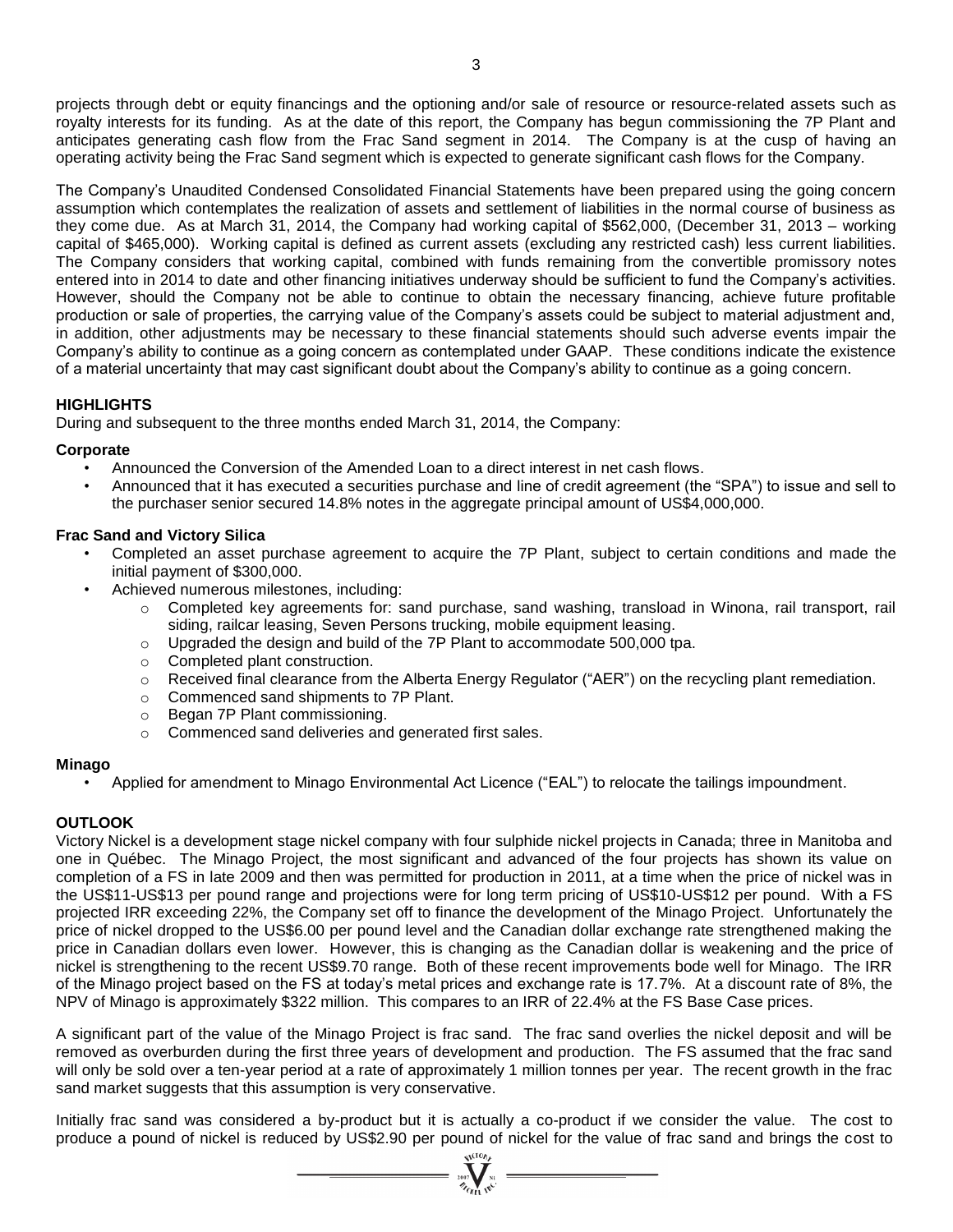projects through debt or equity financings and the optioning and/or sale of resource or resource-related assets such as royalty interests for its funding. As at the date of this report, the Company has begun commissioning the 7P Plant and anticipates generating cash flow from the Frac Sand segment in 2014. The Company is at the cusp of having an operating activity being the Frac Sand segment which is expected to generate significant cash flows for the Company.

The Company's Unaudited Condensed Consolidated Financial Statements have been prepared using the going concern assumption which contemplates the realization of assets and settlement of liabilities in the normal course of business as they come due. As at March 31, 2014, the Company had working capital of $562,000, (December 31, 2013 – working capital of $465,000). Working capital is defined as current assets (excluding any restricted cash) less current liabilities. The Company considers that working capital, combined with funds remaining from the convertible promissory notes entered into in 2014 to date and other financing initiatives underway should be sufficient to fund the Company's activities. However, should the Company not be able to continue to obtain the necessary financing, achieve future profitable production or sale of properties, the carrying value of the Company's assets could be subject to material adjustment and, in addition, other adjustments may be necessary to these financial statements should such adverse events impair the Company's ability to continue as a going concern as contemplated under GAAP. These conditions indicate the existence of a material uncertainty that may cast significant doubt about the Company's ability to continue as a going concern.

## HIGHLIGHTS

During and subsequent to the three months ended March 31, 2014, the Company:

### Corporate

- Announced the Conversion of the Amended Loan to a direct interest in net cash flows.
- Announced that it has executed a securities purchase and line of credit agreement (the "SPA") to issue and sell to the purchaser senior secured 14.8% notes in the aggregate principal amount of US$4,000,000.

### Frac Sand and Victory Silica

- Completed an asset purchase agreement to acquire the 7P Plant, subject to certain conditions and made the initial payment of $300,000.
- Achieved numerous milestones, including:
  - Completed key agreements for: sand purchase, sand washing, transload in Winona, rail transport, rail siding, railcar leasing, Seven Persons trucking, mobile equipment leasing.
  - Upgraded the design and build of the 7P Plant to accommodate 500,000 tpa.
  - Completed plant construction.
  - Received final clearance from the Alberta Energy Regulator ("AER") on the recycling plant remediation.
  - Commenced sand shipments to 7P Plant.
  - Began 7P Plant commissioning.
  - Commenced sand deliveries and generated first sales.

### Minago

- Applied for amendment to Minago Environmental Act Licence ("EAL") to relocate the tailings impoundment.

## OUTLOOK

Victory Nickel is a development stage nickel company with four sulphide nickel projects in Canada; three in Manitoba and one in Québec. The Minago Project, the most significant and advanced of the four projects has shown its value on completion of a FS in late 2009 and then was permitted for production in 2011, at a time when the price of nickel was in the US$11-US$13 per pound range and projections were for long term pricing of US$10-US$12 per pound. With a FS projected IRR exceeding 22%, the Company set off to finance the development of the Minago Project. Unfortunately the price of nickel dropped to the US$6.00 per pound level and the Canadian dollar exchange rate strengthened making the price in Canadian dollars even lower. However, this is changing as the Canadian dollar is weakening and the price of nickel is strengthening to the recent US$9.70 range. Both of these recent improvements bode well for Minago. The IRR of the Minago project based on the FS at today's metal prices and exchange rate is 17.7%. At a discount rate of 8%, the NPV of Minago is approximately $322 million. This compares to an IRR of 22.4% at the FS Base Case prices.

A significant part of the value of the Minago Project is frac sand. The frac sand overlies the nickel deposit and will be removed as overburden during the first three years of development and production. The FS assumed that the frac sand will only be sold over a ten-year period at a rate of approximately 1 million tonnes per year. The recent growth in the frac sand market suggests that this assumption is very conservative.

Initially frac sand was considered a by-product but it is actually a co-product if we consider the value. The cost to produce a pound of nickel is reduced by US$2.90 per pound of nickel for the value of frac sand and brings the cost to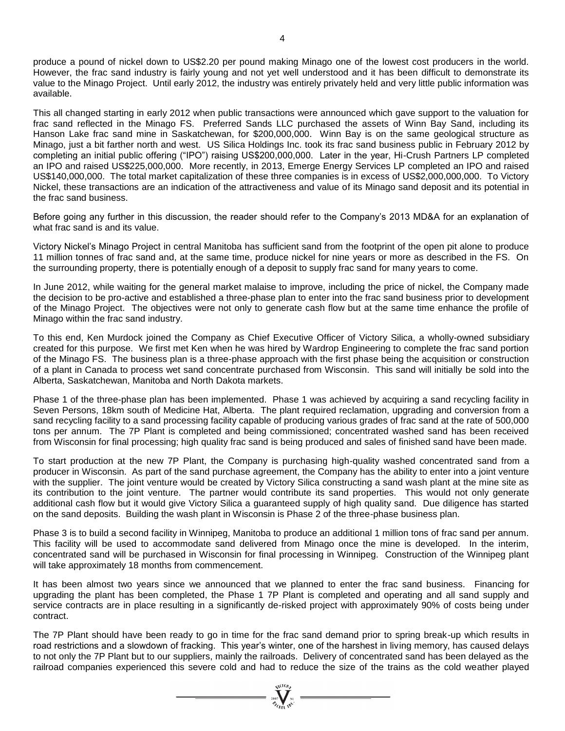produce a pound of nickel down to US$2.20 per pound making Minago one of the lowest cost producers in the world. However, the frac sand industry is fairly young and not yet well understood and it has been difficult to demonstrate its value to the Minago Project. Until early 2012, the industry was entirely privately held and very little public information was available.

This all changed starting in early 2012 when public transactions were announced which gave support to the valuation for frac sand reflected in the Minago FS. Preferred Sands LLC purchased the assets of Winn Bay Sand, including its Hanson Lake frac sand mine in Saskatchewan, for $200,000,000. Winn Bay is on the same geological structure as Minago, just a bit farther north and west. US Silica Holdings Inc. took its frac sand business public in February 2012 by completing an initial public offering ("IPO") raising US$200,000,000. Later in the year, Hi-Crush Partners LP completed an IPO and raised US$225,000,000. More recently, in 2013, Emerge Energy Services LP completed an IPO and raised US$140,000,000. The total market capitalization of these three companies is in excess of US$2,000,000,000. To Victory Nickel, these transactions are an indication of the attractiveness and value of its Minago sand deposit and its potential in the frac sand business.

Before going any further in this discussion, the reader should refer to the Company's 2013 MD&A for an explanation of what frac sand is and its value.

Victory Nickel's Minago Project in central Manitoba has sufficient sand from the footprint of the open pit alone to produce 11 million tonnes of frac sand and, at the same time, produce nickel for nine years or more as described in the FS. On the surrounding property, there is potentially enough of a deposit to supply frac sand for many years to come.

In June 2012, while waiting for the general market malaise to improve, including the price of nickel, the Company made the decision to be pro-active and established a three-phase plan to enter into the frac sand business prior to development of the Minago Project. The objectives were not only to generate cash flow but at the same time enhance the profile of Minago within the frac sand industry.

To this end, Ken Murdock joined the Company as Chief Executive Officer of Victory Silica, a wholly-owned subsidiary created for this purpose. We first met Ken when he was hired by Wardrop Engineering to complete the frac sand portion of the Minago FS. The business plan is a three-phase approach with the first phase being the acquisition or construction of a plant in Canada to process wet sand concentrate purchased from Wisconsin. This sand will initially be sold into the Alberta, Saskatchewan, Manitoba and North Dakota markets.

Phase 1 of the three-phase plan has been implemented. Phase 1 was achieved by acquiring a sand recycling facility in Seven Persons, 18km south of Medicine Hat, Alberta. The plant required reclamation, upgrading and conversion from a sand recycling facility to a sand processing facility capable of producing various grades of frac sand at the rate of 500,000 tons per annum. The 7P Plant is completed and being commissioned; concentrated washed sand has been received from Wisconsin for final processing; high quality frac sand is being produced and sales of finished sand have been made.

To start production at the new 7P Plant, the Company is purchasing high-quality washed concentrated sand from a producer in Wisconsin. As part of the sand purchase agreement, the Company has the ability to enter into a joint venture with the supplier. The joint venture would be created by Victory Silica constructing a sand wash plant at the mine site as its contribution to the joint venture. The partner would contribute its sand properties. This would not only generate additional cash flow but it would give Victory Silica a guaranteed supply of high quality sand. Due diligence has started on the sand deposits. Building the wash plant in Wisconsin is Phase 2 of the three-phase business plan.

Phase 3 is to build a second facility in Winnipeg, Manitoba to produce an additional 1 million tons of frac sand per annum. This facility will be used to accommodate sand delivered from Minago once the mine is developed. In the interim, concentrated sand will be purchased in Wisconsin for final processing in Winnipeg. Construction of the Winnipeg plant will take approximately 18 months from commencement.

It has been almost two years since we announced that we planned to enter the frac sand business. Financing for upgrading the plant has been completed, the Phase 1 7P Plant is completed and operating and all sand supply and service contracts are in place resulting in a significantly de-risked project with approximately 90% of costs being under contract.

The 7P Plant should have been ready to go in time for the frac sand demand prior to spring break-up which results in road restrictions and a slowdown of fracking. This year's winter, one of the harshest in living memory, has caused delays to not only the 7P Plant but to our suppliers, mainly the railroads. Delivery of concentrated sand has been delayed as the railroad companies experienced this severe cold and had to reduce the size of the trains as the cold weather played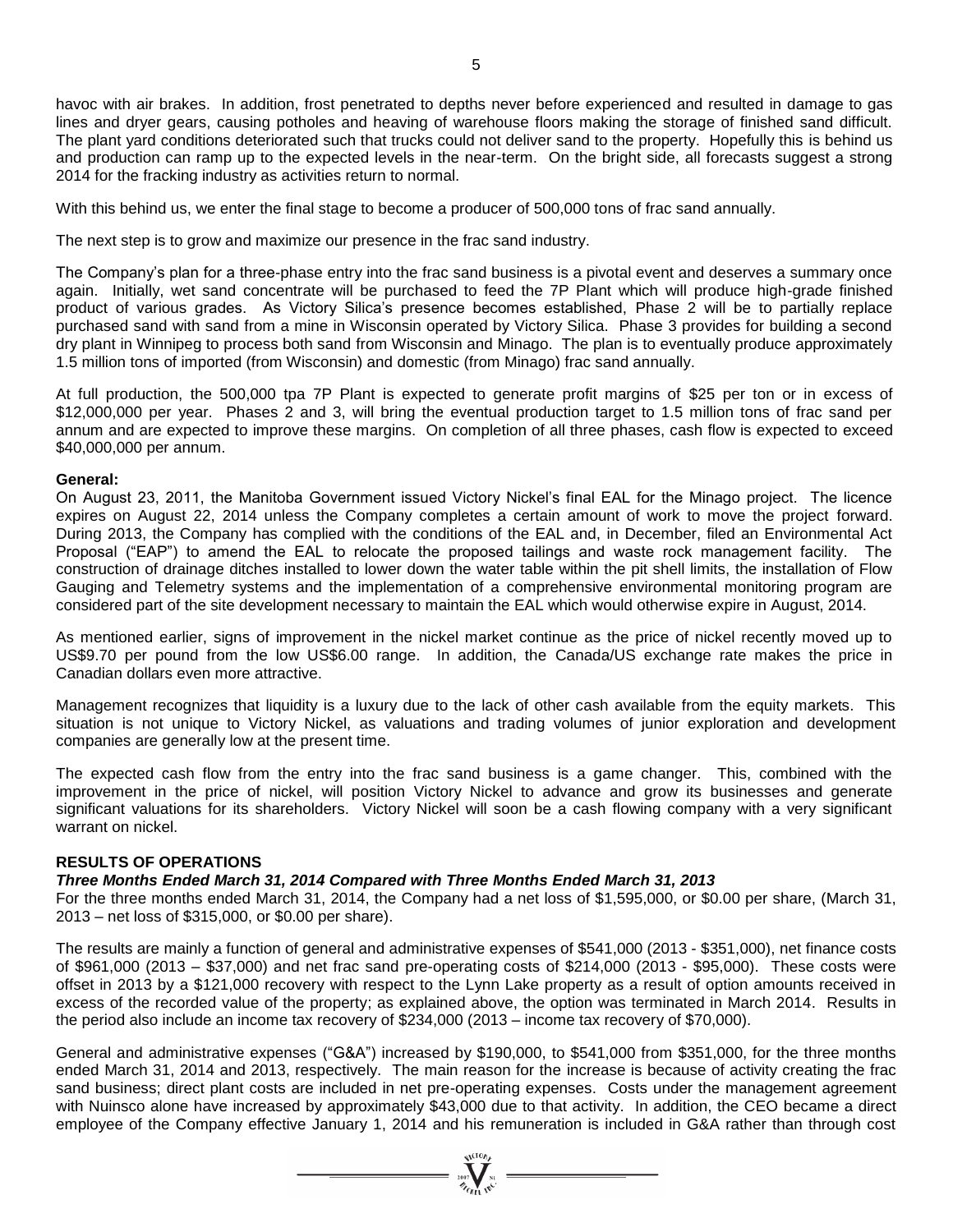havoc with air brakes. In addition, frost penetrated to depths never before experienced and resulted in damage to gas lines and dryer gears, causing potholes and heaving of warehouse floors making the storage of finished sand difficult. The plant yard conditions deteriorated such that trucks could not deliver sand to the property. Hopefully this is behind us and production can ramp up to the expected levels in the near-term. On the bright side, all forecasts suggest a strong 2014 for the fracking industry as activities return to normal.

With this behind us, we enter the final stage to become a producer of 500,000 tons of frac sand annually.

The next step is to grow and maximize our presence in the frac sand industry.

The Company's plan for a three-phase entry into the frac sand business is a pivotal event and deserves a summary once again. Initially, wet sand concentrate will be purchased to feed the 7P Plant which will produce high-grade finished product of various grades. As Victory Silica's presence becomes established, Phase 2 will be to partially replace purchased sand with sand from a mine in Wisconsin operated by Victory Silica. Phase 3 provides for building a second dry plant in Winnipeg to process both sand from Wisconsin and Minago. The plan is to eventually produce approximately 1.5 million tons of imported (from Wisconsin) and domestic (from Minago) frac sand annually.

At full production, the 500,000 tpa 7P Plant is expected to generate profit margins of $25 per ton or in excess of $12,000,000 per year. Phases 2 and 3, will bring the eventual production target to 1.5 million tons of frac sand per annum and are expected to improve these margins. On completion of all three phases, cash flow is expected to exceed $40,000,000 per annum.

**General:**

On August 23, 2011, the Manitoba Government issued Victory Nickel's final EAL for the Minago project. The licence expires on August 22, 2014 unless the Company completes a certain amount of work to move the project forward. During 2013, the Company has complied with the conditions of the EAL and, in December, filed an Environmental Act Proposal ("EAP") to amend the EAL to relocate the proposed tailings and waste rock management facility. The construction of drainage ditches installed to lower down the water table within the pit shell limits, the installation of Flow Gauging and Telemetry systems and the implementation of a comprehensive environmental monitoring program are considered part of the site development necessary to maintain the EAL which would otherwise expire in August, 2014.

As mentioned earlier, signs of improvement in the nickel market continue as the price of nickel recently moved up to US$9.70 per pound from the low US$6.00 range. In addition, the Canada/US exchange rate makes the price in Canadian dollars even more attractive.

Management recognizes that liquidity is a luxury due to the lack of other cash available from the equity markets. This situation is not unique to Victory Nickel, as valuations and trading volumes of junior exploration and development companies are generally low at the present time.

The expected cash flow from the entry into the frac sand business is a game changer. This, combined with the improvement in the price of nickel, will position Victory Nickel to advance and grow its businesses and generate significant valuations for its shareholders. Victory Nickel will soon be a cash flowing company with a very significant warrant on nickel.

## RESULTS OF OPERATIONS

### *Three Months Ended March 31, 2014 Compared with Three Months Ended March 31, 2013*

For the three months ended March 31, 2014, the Company had a net loss of $1,595,000, or $0.00 per share, (March 31, 2013 – net loss of $315,000, or $0.00 per share).

The results are mainly a function of general and administrative expenses of $541,000 (2013 - $351,000), net finance costs of $961,000 (2013 – $37,000) and net frac sand pre-operating costs of $214,000 (2013 - $95,000). These costs were offset in 2013 by a $121,000 recovery with respect to the Lynn Lake property as a result of option amounts received in excess of the recorded value of the property; as explained above, the option was terminated in March 2014. Results in the period also include an income tax recovery of $234,000 (2013 – income tax recovery of $70,000).

General and administrative expenses ("G&A") increased by $190,000, to $541,000 from $351,000, for the three months ended March 31, 2014 and 2013, respectively. The main reason for the increase is because of activity creating the frac sand business; direct plant costs are included in net pre-operating expenses. Costs under the management agreement with Nuinsco alone have increased by approximately $43,000 due to that activity. In addition, the CEO became a direct employee of the Company effective January 1, 2014 and his remuneration is included in G&A rather than through cost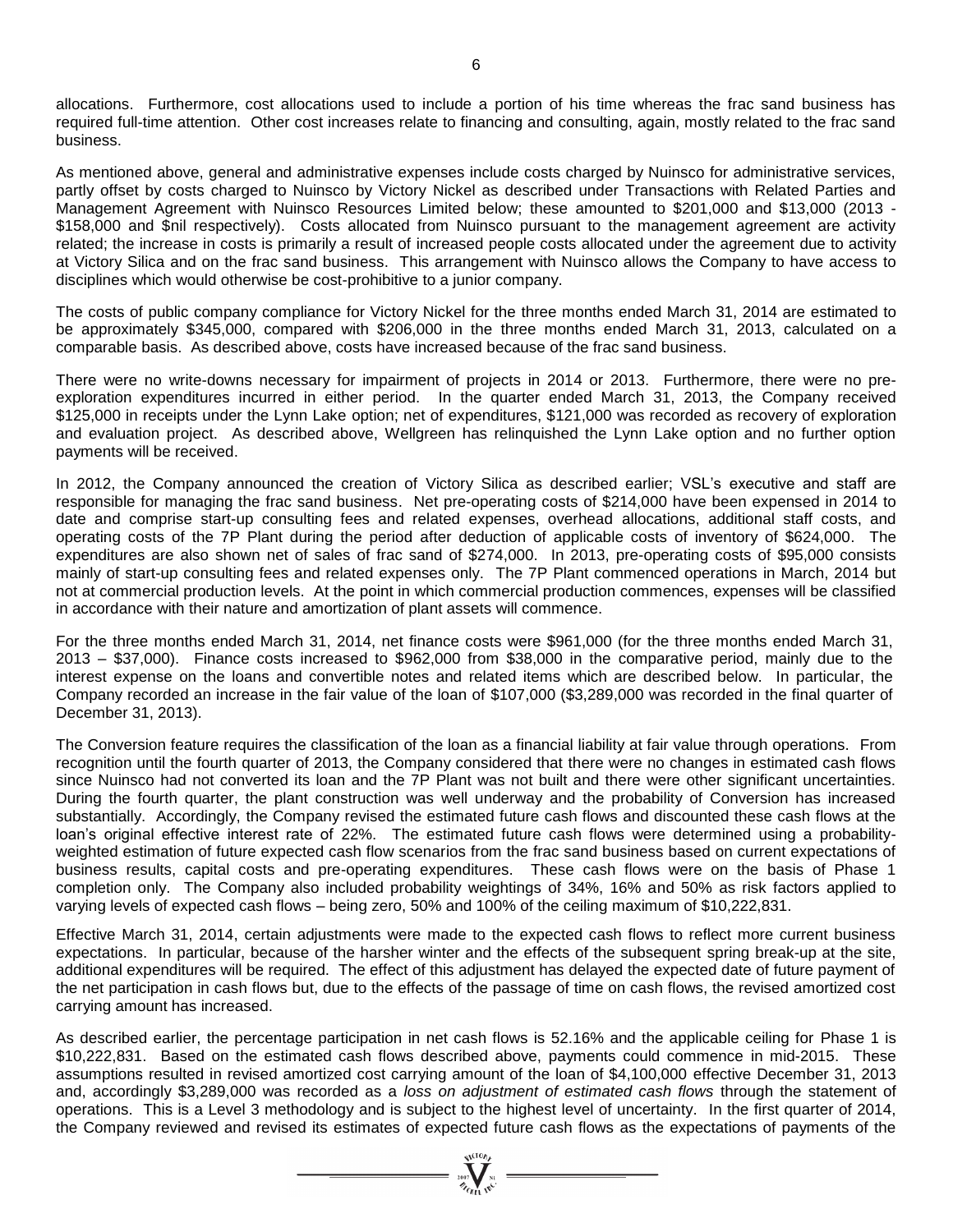allocations. Furthermore, cost allocations used to include a portion of his time whereas the frac sand business has required full-time attention. Other cost increases relate to financing and consulting, again, mostly related to the frac sand business.

As mentioned above, general and administrative expenses include costs charged by Nuinsco for administrative services, partly offset by costs charged to Nuinsco by Victory Nickel as described under Transactions with Related Parties and Management Agreement with Nuinsco Resources Limited below; these amounted to $201,000 and $13,000 (2013 - $158,000 and $nil respectively). Costs allocated from Nuinsco pursuant to the management agreement are activity related; the increase in costs is primarily a result of increased people costs allocated under the agreement due to activity at Victory Silica and on the frac sand business. This arrangement with Nuinsco allows the Company to have access to disciplines which would otherwise be cost-prohibitive to a junior company.

The costs of public company compliance for Victory Nickel for the three months ended March 31, 2014 are estimated to be approximately $345,000, compared with $206,000 in the three months ended March 31, 2013, calculated on a comparable basis. As described above, costs have increased because of the frac sand business.

There were no write-downs necessary for impairment of projects in 2014 or 2013. Furthermore, there were no pre-exploration expenditures incurred in either period. In the quarter ended March 31, 2013, the Company received $125,000 in receipts under the Lynn Lake option; net of expenditures, $121,000 was recorded as recovery of exploration and evaluation project. As described above, Wellgreen has relinquished the Lynn Lake option and no further option payments will be received.

In 2012, the Company announced the creation of Victory Silica as described earlier; VSL's executive and staff are responsible for managing the frac sand business. Net pre-operating costs of $214,000 have been expensed in 2014 to date and comprise start-up consulting fees and related expenses, overhead allocations, additional staff costs, and operating costs of the 7P Plant during the period after deduction of applicable costs of inventory of $624,000. The expenditures are also shown net of sales of frac sand of $274,000. In 2013, pre-operating costs of $95,000 consists mainly of start-up consulting fees and related expenses only. The 7P Plant commenced operations in March, 2014 but not at commercial production levels. At the point in which commercial production commences, expenses will be classified in accordance with their nature and amortization of plant assets will commence.

For the three months ended March 31, 2014, net finance costs were $961,000 (for the three months ended March 31, 2013 – $37,000). Finance costs increased to $962,000 from $38,000 in the comparative period, mainly due to the interest expense on the loans and convertible notes and related items which are described below. In particular, the Company recorded an increase in the fair value of the loan of $107,000 ($3,289,000 was recorded in the final quarter of December 31, 2013).

The Conversion feature requires the classification of the loan as a financial liability at fair value through operations. From recognition until the fourth quarter of 2013, the Company considered that there were no changes in estimated cash flows since Nuinsco had not converted its loan and the 7P Plant was not built and there were other significant uncertainties. During the fourth quarter, the plant construction was well underway and the probability of Conversion has increased substantially. Accordingly, the Company revised the estimated future cash flows and discounted these cash flows at the loan's original effective interest rate of 22%. The estimated future cash flows were determined using a probability-weighted estimation of future expected cash flow scenarios from the frac sand business based on current expectations of business results, capital costs and pre-operating expenditures. These cash flows were on the basis of Phase 1 completion only. The Company also included probability weightings of 34%, 16% and 50% as risk factors applied to varying levels of expected cash flows – being zero, 50% and 100% of the ceiling maximum of $10,222,831.

Effective March 31, 2014, certain adjustments were made to the expected cash flows to reflect more current business expectations. In particular, because of the harsher winter and the effects of the subsequent spring break-up at the site, additional expenditures will be required. The effect of this adjustment has delayed the expected date of future payment of the net participation in cash flows but, due to the effects of the passage of time on cash flows, the revised amortized cost carrying amount has increased.

As described earlier, the percentage participation in net cash flows is 52.16% and the applicable ceiling for Phase 1 is $10,222,831. Based on the estimated cash flows described above, payments could commence in mid-2015. These assumptions resulted in revised amortized cost carrying amount of the loan of $4,100,000 effective December 31, 2013 and, accordingly $3,289,000 was recorded as a *loss on adjustment of estimated cash flows* through the statement of operations. This is a Level 3 methodology and is subject to the highest level of uncertainty. In the first quarter of 2014, the Company reviewed and revised its estimates of expected future cash flows as the expectations of payments of the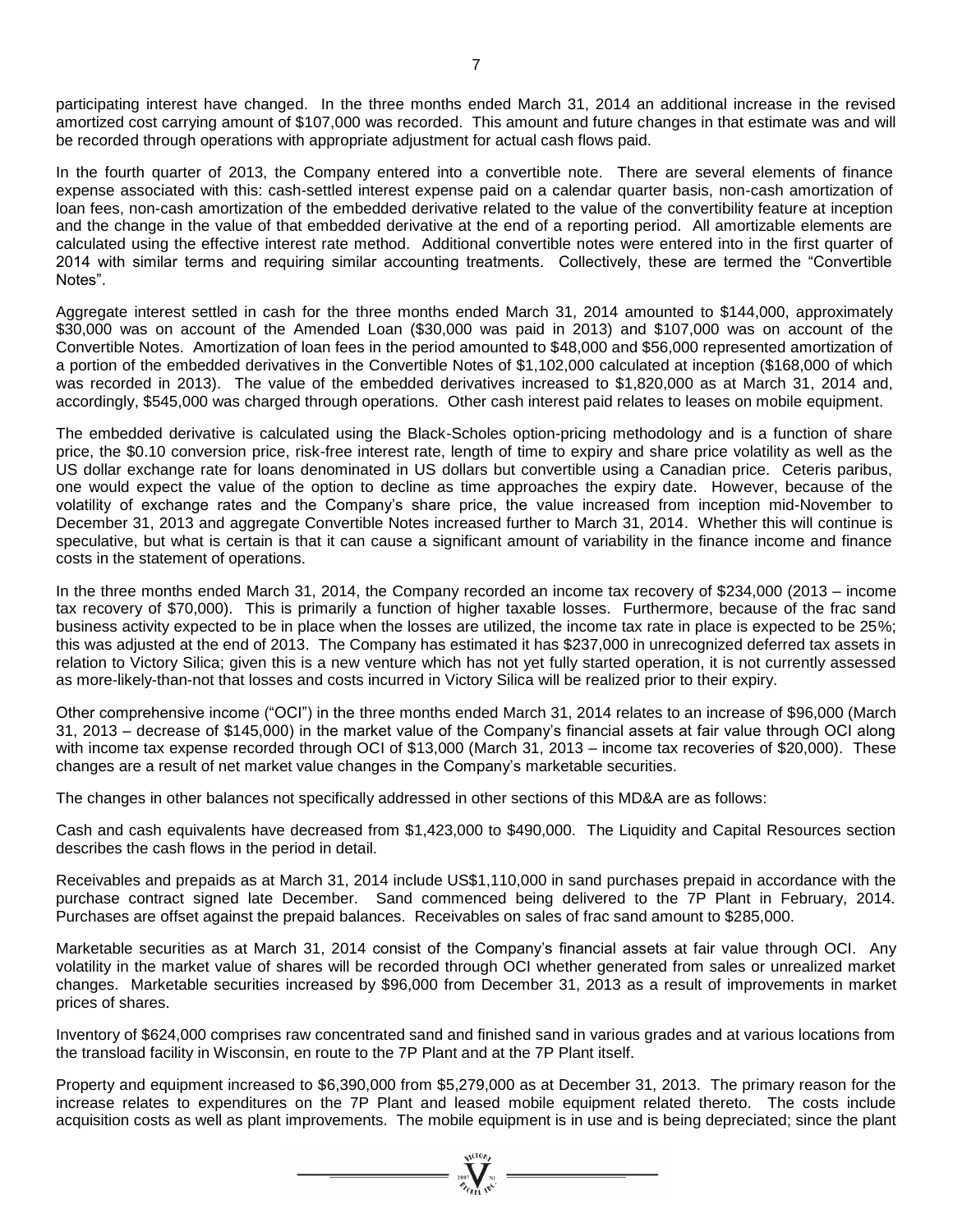participating interest have changed. In the three months ended March 31, 2014 an additional increase in the revised amortized cost carrying amount of $107,000 was recorded. This amount and future changes in that estimate was and will be recorded through operations with appropriate adjustment for actual cash flows paid.

In the fourth quarter of 2013, the Company entered into a convertible note. There are several elements of finance expense associated with this: cash-settled interest expense paid on a calendar quarter basis, non-cash amortization of loan fees, non-cash amortization of the embedded derivative related to the value of the convertibility feature at inception and the change in the value of that embedded derivative at the end of a reporting period. All amortizable elements are calculated using the effective interest rate method. Additional convertible notes were entered into in the first quarter of 2014 with similar terms and requiring similar accounting treatments. Collectively, these are termed the "Convertible Notes".

Aggregate interest settled in cash for the three months ended March 31, 2014 amounted to $144,000, approximately $30,000 was on account of the Amended Loan ($30,000 was paid in 2013) and $107,000 was on account of the Convertible Notes. Amortization of loan fees in the period amounted to $48,000 and $56,000 represented amortization of a portion of the embedded derivatives in the Convertible Notes of $1,102,000 calculated at inception ($168,000 of which was recorded in 2013). The value of the embedded derivatives increased to $1,820,000 as at March 31, 2014 and, accordingly, $545,000 was charged through operations. Other cash interest paid relates to leases on mobile equipment.

The embedded derivative is calculated using the Black-Scholes option-pricing methodology and is a function of share price, the $0.10 conversion price, risk-free interest rate, length of time to expiry and share price volatility as well as the US dollar exchange rate for loans denominated in US dollars but convertible using a Canadian price. Ceteris paribus, one would expect the value of the option to decline as time approaches the expiry date. However, because of the volatility of exchange rates and the Company's share price, the value increased from inception mid-November to December 31, 2013 and aggregate Convertible Notes increased further to March 31, 2014. Whether this will continue is speculative, but what is certain is that it can cause a significant amount of variability in the finance income and finance costs in the statement of operations.

In the three months ended March 31, 2014, the Company recorded an income tax recovery of $234,000 (2013 – income tax recovery of $70,000). This is primarily a function of higher taxable losses. Furthermore, because of the frac sand business activity expected to be in place when the losses are utilized, the income tax rate in place is expected to be 25%; this was adjusted at the end of 2013. The Company has estimated it has $237,000 in unrecognized deferred tax assets in relation to Victory Silica; given this is a new venture which has not yet fully started operation, it is not currently assessed as more-likely-than-not that losses and costs incurred in Victory Silica will be realized prior to their expiry.

Other comprehensive income ("OCI") in the three months ended March 31, 2014 relates to an increase of $96,000 (March 31, 2013 – decrease of $145,000) in the market value of the Company's financial assets at fair value through OCI along with income tax expense recorded through OCI of $13,000 (March 31, 2013 – income tax recoveries of $20,000). These changes are a result of net market value changes in the Company's marketable securities.

The changes in other balances not specifically addressed in other sections of this MD&A are as follows:

Cash and cash equivalents have decreased from $1,423,000 to $490,000. The Liquidity and Capital Resources section describes the cash flows in the period in detail.

Receivables and prepaids as at March 31, 2014 include US$1,110,000 in sand purchases prepaid in accordance with the purchase contract signed late December. Sand commenced being delivered to the 7P Plant in February, 2014. Purchases are offset against the prepaid balances. Receivables on sales of frac sand amount to $285,000.

Marketable securities as at March 31, 2014 consist of the Company's financial assets at fair value through OCI. Any volatility in the market value of shares will be recorded through OCI whether generated from sales or unrealized market changes. Marketable securities increased by $96,000 from December 31, 2013 as a result of improvements in market prices of shares.

Inventory of $624,000 comprises raw concentrated sand and finished sand in various grades and at various locations from the transload facility in Wisconsin, en route to the 7P Plant and at the 7P Plant itself.

Property and equipment increased to $6,390,000 from $5,279,000 as at December 31, 2013. The primary reason for the increase relates to expenditures on the 7P Plant and leased mobile equipment related thereto. The costs include acquisition costs as well as plant improvements. The mobile equipment is in use and is being depreciated; since the plant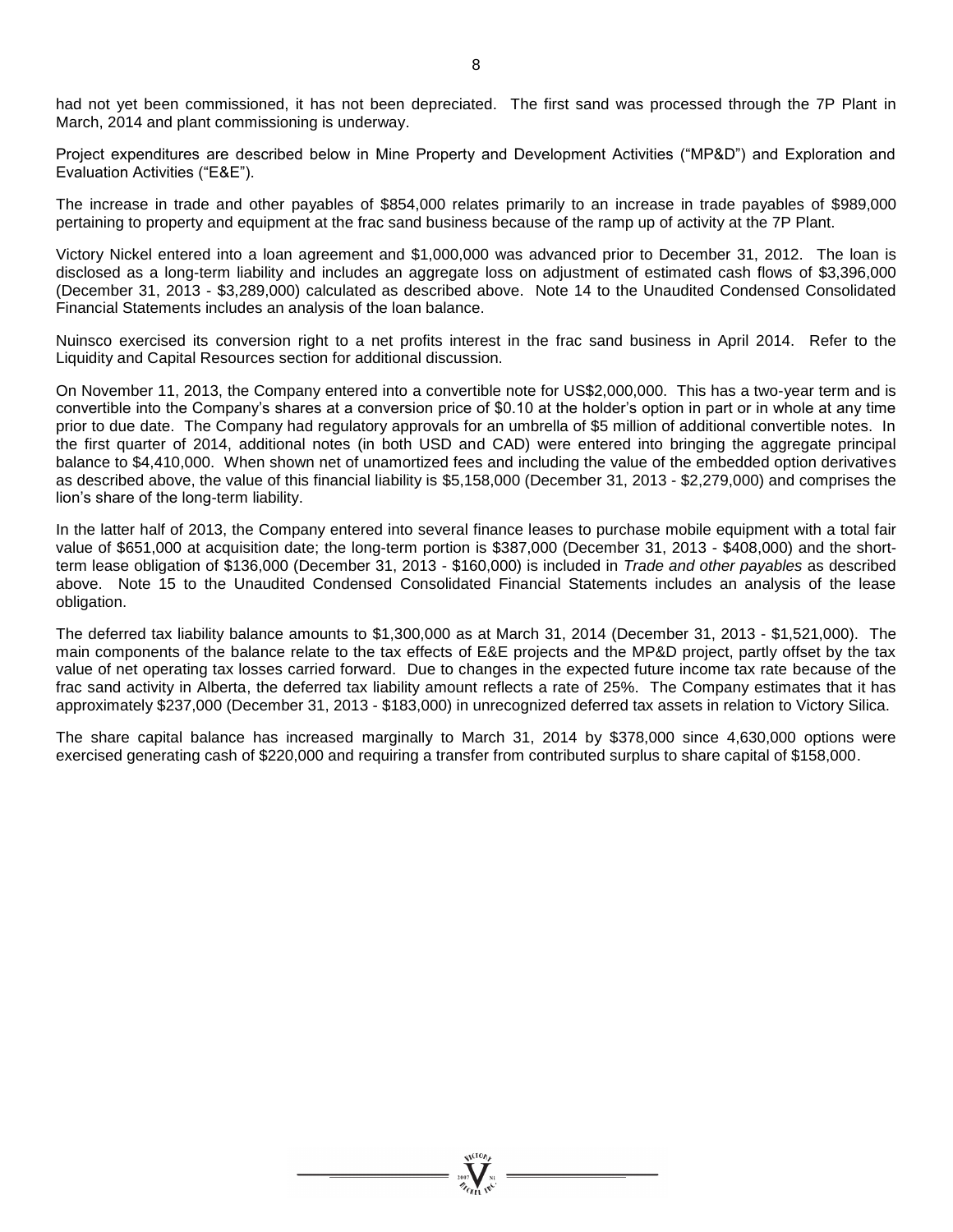had not yet been commissioned, it has not been depreciated. The first sand was processed through the 7P Plant in March, 2014 and plant commissioning is underway.

Project expenditures are described below in Mine Property and Development Activities ("MP&D") and Exploration and Evaluation Activities ("E&E").

The increase in trade and other payables of $854,000 relates primarily to an increase in trade payables of $989,000 pertaining to property and equipment at the frac sand business because of the ramp up of activity at the 7P Plant.

Victory Nickel entered into a loan agreement and $1,000,000 was advanced prior to December 31, 2012. The loan is disclosed as a long-term liability and includes an aggregate loss on adjustment of estimated cash flows of $3,396,000 (December 31, 2013 - $3,289,000) calculated as described above. Note 14 to the Unaudited Condensed Consolidated Financial Statements includes an analysis of the loan balance.

Nuinsco exercised its conversion right to a net profits interest in the frac sand business in April 2014. Refer to the Liquidity and Capital Resources section for additional discussion.

On November 11, 2013, the Company entered into a convertible note for US$2,000,000. This has a two-year term and is convertible into the Company's shares at a conversion price of $0.10 at the holder's option in part or in whole at any time prior to due date. The Company had regulatory approvals for an umbrella of $5 million of additional convertible notes. In the first quarter of 2014, additional notes (in both USD and CAD) were entered into bringing the aggregate principal balance to $4,410,000. When shown net of unamortized fees and including the value of the embedded option derivatives as described above, the value of this financial liability is $5,158,000 (December 31, 2013 - $2,279,000) and comprises the lion's share of the long-term liability.

In the latter half of 2013, the Company entered into several finance leases to purchase mobile equipment with a total fair value of $651,000 at acquisition date; the long-term portion is $387,000 (December 31, 2013 - $408,000) and the short-term lease obligation of $136,000 (December 31, 2013 - $160,000) is included in *Trade and other payables* as described above. Note 15 to the Unaudited Condensed Consolidated Financial Statements includes an analysis of the lease obligation.

The deferred tax liability balance amounts to $1,300,000 as at March 31, 2014 (December 31, 2013 - $1,521,000). The main components of the balance relate to the tax effects of E&E projects and the MP&D project, partly offset by the tax value of net operating tax losses carried forward. Due to changes in the expected future income tax rate because of the frac sand activity in Alberta, the deferred tax liability amount reflects a rate of 25%. The Company estimates that it has approximately $237,000 (December 31, 2013 - $183,000) in unrecognized deferred tax assets in relation to Victory Silica.

The share capital balance has increased marginally to March 31, 2014 by $378,000 since 4,630,000 options were exercised generating cash of $220,000 and requiring a transfer from contributed surplus to share capital of $158,000.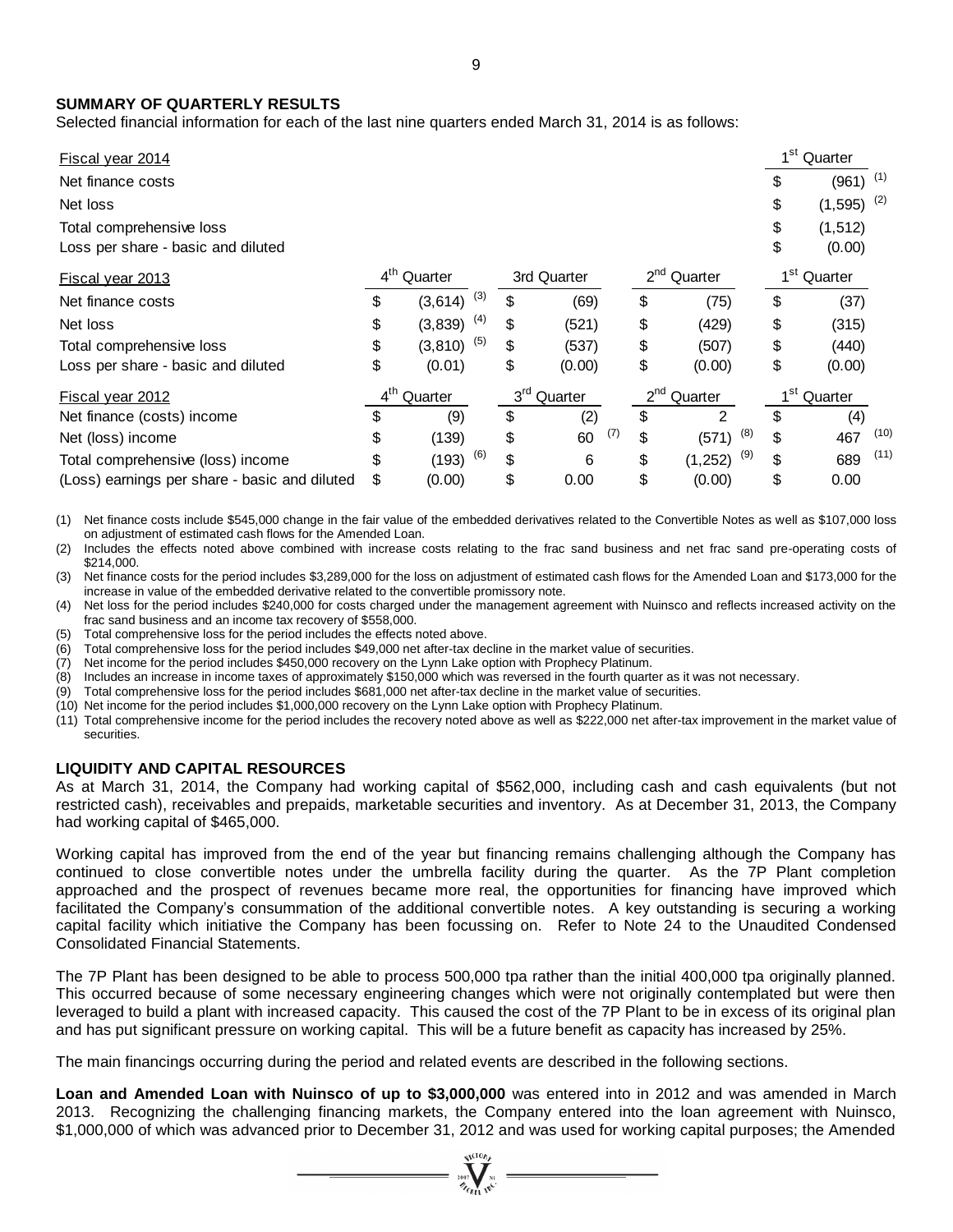## SUMMARY OF QUARTERLY RESULTS

Selected financial information for each of the last nine quarters ended March 31, 2014 is as follows:

| Fiscal year 2014 | | | | 1st Quarter |
|---|---|---|---|---|
| Net finance costs | | | | $ (961) (1) |
| Net loss | | | | $ (1,595) (2) |
| Total comprehensive loss | | | | $ (1,512) |
| Loss per share - basic and diluted | | | | $ (0.00) |

| Fiscal year 2013 | 4th Quarter | 3rd Quarter | 2nd Quarter | 1st Quarter |
|---|---|---|---|---|
| Net finance costs | $ (3,614) (3) | $ (69) | $ (75) | $ (37) |
| Net loss | $ (3,839) (4) | $ (521) | $ (429) | $ (315) |
| Total comprehensive loss | $ (3,810) (5) | $ (537) | $ (507) | $ (440) |
| Loss per share - basic and diluted | $ (0.01) | $ (0.00) | $ (0.00) | $ (0.00) |

| Fiscal year 2012 | 4th Quarter | 3rd Quarter | 2nd Quarter | 1st Quarter |
|---|---|---|---|---|
| Net finance (costs) income | $ (9) | $ (2) | $ 2 | $ (4) |
| Net (loss) income | $ (139) | $ 60 (7) | $ (571) (8) | $ 467 (10) |
| Total comprehensive (loss) income | $ (193) (6) | $ 6 | $ (1,252) (9) | $ 689 (11) |
| (Loss) earnings per share - basic and diluted | $ (0.00) | $ 0.00 | $ (0.00) | $ 0.00 |

(1) Net finance costs include $545,000 change in the fair value of the embedded derivatives related to the Convertible Notes as well as $107,000 loss on adjustment of estimated cash flows for the Amended Loan.
(2) Includes the effects noted above combined with increase costs relating to the frac sand business and net frac sand pre-operating costs of $214,000.
(3) Net finance costs for the period includes $3,289,000 for the loss on adjustment of estimated cash flows for the Amended Loan and $173,000 for the increase in value of the embedded derivative related to the convertible promissory note.
(4) Net loss for the period includes $240,000 for costs charged under the management agreement with Nuinsco and reflects increased activity on the frac sand business and an income tax recovery of $558,000.
(5) Total comprehensive loss for the period includes the effects noted above.
(6) Total comprehensive loss for the period includes $49,000 net after-tax decline in the market value of securities.
(7) Net income for the period includes $450,000 recovery on the Lynn Lake option with Prophecy Platinum.
(8) Includes an increase in income taxes of approximately $150,000 which was reversed in the fourth quarter as it was not necessary.
(9) Total comprehensive loss for the period includes $681,000 net after-tax decline in the market value of securities.
(10) Net income for the period includes $1,000,000 recovery on the Lynn Lake option with Prophecy Platinum.
(11) Total comprehensive income for the period includes the recovery noted above as well as $222,000 net after-tax improvement in the market value of securities.

## LIQUIDITY AND CAPITAL RESOURCES

As at March 31, 2014, the Company had working capital of $562,000, including cash and cash equivalents (but not restricted cash), receivables and prepaids, marketable securities and inventory. As at December 31, 2013, the Company had working capital of $465,000.

Working capital has improved from the end of the year but financing remains challenging although the Company has continued to close convertible notes under the umbrella facility during the quarter. As the 7P Plant completion approached and the prospect of revenues became more real, the opportunities for financing have improved which facilitated the Company's consummation of the additional convertible notes. A key outstanding is securing a working capital facility which initiative the Company has been focussing on. Refer to Note 24 to the Unaudited Condensed Consolidated Financial Statements.

The 7P Plant has been designed to be able to process 500,000 tpa rather than the initial 400,000 tpa originally planned. This occurred because of some necessary engineering changes which were not originally contemplated but were then leveraged to build a plant with increased capacity. This caused the cost of the 7P Plant to be in excess of its original plan and has put significant pressure on working capital. This will be a future benefit as capacity has increased by 25%.

The main financings occurring during the period and related events are described in the following sections.

**Loan and Amended Loan with Nuinsco of up to $3,000,000** was entered into in 2012 and was amended in March 2013. Recognizing the challenging financing markets, the Company entered into the loan agreement with Nuinsco, $1,000,000 of which was advanced prior to December 31, 2012 and was used for working capital purposes; the Amended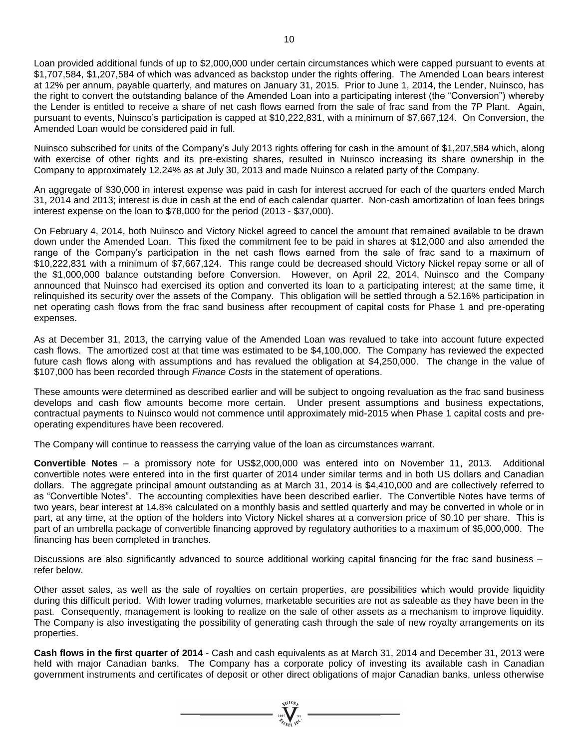Loan provided additional funds of up to $2,000,000 under certain circumstances which were capped pursuant to events at $1,707,584, $1,207,584 of which was advanced as backstop under the rights offering. The Amended Loan bears interest at 12% per annum, payable quarterly, and matures on January 31, 2015. Prior to June 1, 2014, the Lender, Nuinsco, has the right to convert the outstanding balance of the Amended Loan into a participating interest (the "Conversion") whereby the Lender is entitled to receive a share of net cash flows earned from the sale of frac sand from the 7P Plant. Again, pursuant to events, Nuinsco's participation is capped at $10,222,831, with a minimum of $7,667,124. On Conversion, the Amended Loan would be considered paid in full.

Nuinsco subscribed for units of the Company's July 2013 rights offering for cash in the amount of $1,207,584 which, along with exercise of other rights and its pre-existing shares, resulted in Nuinsco increasing its share ownership in the Company to approximately 12.24% as at July 30, 2013 and made Nuinsco a related party of the Company.

An aggregate of $30,000 in interest expense was paid in cash for interest accrued for each of the quarters ended March 31, 2014 and 2013; interest is due in cash at the end of each calendar quarter. Non-cash amortization of loan fees brings interest expense on the loan to $78,000 for the period (2013 - $37,000).

On February 4, 2014, both Nuinsco and Victory Nickel agreed to cancel the amount that remained available to be drawn down under the Amended Loan. This fixed the commitment fee to be paid in shares at $12,000 and also amended the range of the Company's participation in the net cash flows earned from the sale of frac sand to a maximum of $10,222,831 with a minimum of $7,667,124. This range could be decreased should Victory Nickel repay some or all of the $1,000,000 balance outstanding before Conversion. However, on April 22, 2014, Nuinsco and the Company announced that Nuinsco had exercised its option and converted its loan to a participating interest; at the same time, it relinquished its security over the assets of the Company. This obligation will be settled through a 52.16% participation in net operating cash flows from the frac sand business after recoupment of capital costs for Phase 1 and pre-operating expenses.

As at December 31, 2013, the carrying value of the Amended Loan was revalued to take into account future expected cash flows. The amortized cost at that time was estimated to be $4,100,000. The Company has reviewed the expected future cash flows along with assumptions and has revalued the obligation at $4,250,000. The change in the value of $107,000 has been recorded through *Finance Costs* in the statement of operations.

These amounts were determined as described earlier and will be subject to ongoing revaluation as the frac sand business develops and cash flow amounts become more certain. Under present assumptions and business expectations, contractual payments to Nuinsco would not commence until approximately mid-2015 when Phase 1 capital costs and pre-operating expenditures have been recovered.

The Company will continue to reassess the carrying value of the loan as circumstances warrant.

**Convertible Notes** – a promissory note for US$2,000,000 was entered into on November 11, 2013. Additional convertible notes were entered into in the first quarter of 2014 under similar terms and in both US dollars and Canadian dollars. The aggregate principal amount outstanding as at March 31, 2014 is $4,410,000 and are collectively referred to as "Convertible Notes". The accounting complexities have been described earlier. The Convertible Notes have terms of two years, bear interest at 14.8% calculated on a monthly basis and settled quarterly and may be converted in whole or in part, at any time, at the option of the holders into Victory Nickel shares at a conversion price of $0.10 per share. This is part of an umbrella package of convertible financing approved by regulatory authorities to a maximum of $5,000,000. The financing has been completed in tranches.

Discussions are also significantly advanced to source additional working capital financing for the frac sand business – refer below.

Other asset sales, as well as the sale of royalties on certain properties, are possibilities which would provide liquidity during this difficult period. With lower trading volumes, marketable securities are not as saleable as they have been in the past. Consequently, management is looking to realize on the sale of other assets as a mechanism to improve liquidity. The Company is also investigating the possibility of generating cash through the sale of new royalty arrangements on its properties.

**Cash flows in the first quarter of 2014** - Cash and cash equivalents as at March 31, 2014 and December 31, 2013 were held with major Canadian banks. The Company has a corporate policy of investing its available cash in Canadian government instruments and certificates of deposit or other direct obligations of major Canadian banks, unless otherwise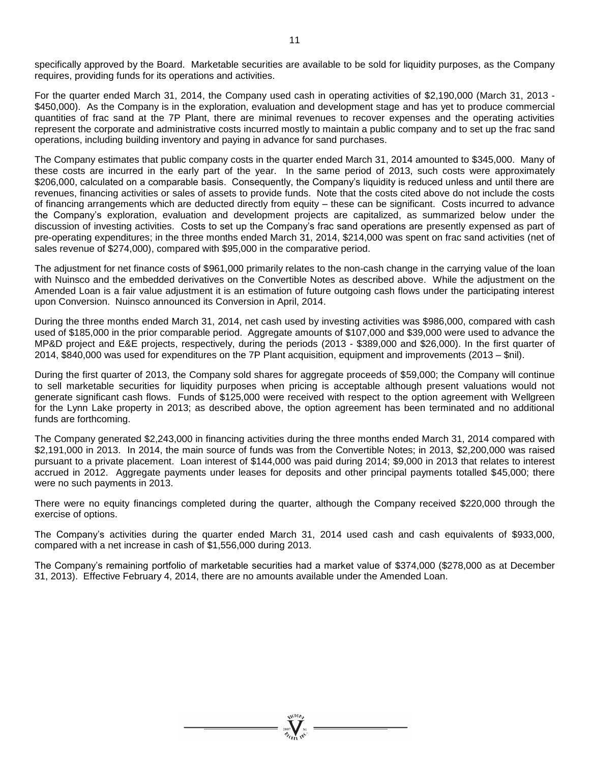specifically approved by the Board. Marketable securities are available to be sold for liquidity purposes, as the Company requires, providing funds for its operations and activities.

For the quarter ended March 31, 2014, the Company used cash in operating activities of $2,190,000 (March 31, 2013 - $450,000). As the Company is in the exploration, evaluation and development stage and has yet to produce commercial quantities of frac sand at the 7P Plant, there are minimal revenues to recover expenses and the operating activities represent the corporate and administrative costs incurred mostly to maintain a public company and to set up the frac sand operations, including building inventory and paying in advance for sand purchases.

The Company estimates that public company costs in the quarter ended March 31, 2014 amounted to $345,000. Many of these costs are incurred in the early part of the year. In the same period of 2013, such costs were approximately $206,000, calculated on a comparable basis. Consequently, the Company's liquidity is reduced unless and until there are revenues, financing activities or sales of assets to provide funds. Note that the costs cited above do not include the costs of financing arrangements which are deducted directly from equity – these can be significant. Costs incurred to advance the Company's exploration, evaluation and development projects are capitalized, as summarized below under the discussion of investing activities. Costs to set up the Company's frac sand operations are presently expensed as part of pre-operating expenditures; in the three months ended March 31, 2014, $214,000 was spent on frac sand activities (net of sales revenue of $274,000), compared with $95,000 in the comparative period.

The adjustment for net finance costs of $961,000 primarily relates to the non-cash change in the carrying value of the loan with Nuinsco and the embedded derivatives on the Convertible Notes as described above. While the adjustment on the Amended Loan is a fair value adjustment it is an estimation of future outgoing cash flows under the participating interest upon Conversion. Nuinsco announced its Conversion in April, 2014.

During the three months ended March 31, 2014, net cash used by investing activities was $986,000, compared with cash used of $185,000 in the prior comparable period. Aggregate amounts of $107,000 and $39,000 were used to advance the MP&D project and E&E projects, respectively, during the periods (2013 - $389,000 and $26,000). In the first quarter of 2014, $840,000 was used for expenditures on the 7P Plant acquisition, equipment and improvements (2013 – $nil).

During the first quarter of 2013, the Company sold shares for aggregate proceeds of $59,000; the Company will continue to sell marketable securities for liquidity purposes when pricing is acceptable although present valuations would not generate significant cash flows. Funds of $125,000 were received with respect to the option agreement with Wellgreen for the Lynn Lake property in 2013; as described above, the option agreement has been terminated and no additional funds are forthcoming.

The Company generated $2,243,000 in financing activities during the three months ended March 31, 2014 compared with $2,191,000 in 2013. In 2014, the main source of funds was from the Convertible Notes; in 2013, $2,200,000 was raised pursuant to a private placement. Loan interest of $144,000 was paid during 2014; $9,000 in 2013 that relates to interest accrued in 2012. Aggregate payments under leases for deposits and other principal payments totalled $45,000; there were no such payments in 2013.

There were no equity financings completed during the quarter, although the Company received $220,000 through the exercise of options.

The Company's activities during the quarter ended March 31, 2014 used cash and cash equivalents of $933,000, compared with a net increase in cash of $1,556,000 during 2013.

The Company's remaining portfolio of marketable securities had a market value of $374,000 ($278,000 as at December 31, 2013). Effective February 4, 2014, there are no amounts available under the Amended Loan.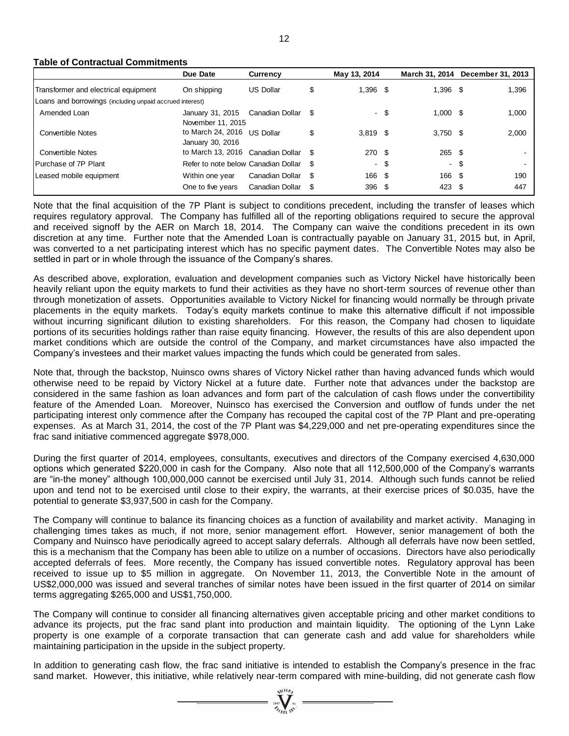**Table of Contractual Commitments**

| | Due Date | Currency | May 13, 2014 | March 31, 2014 | December 31, 2013 |
|---|---|---|---|---|---|
| Transformer and electrical equipment | On shipping | US Dollar | $ 1,396 | $ 1,396 | $ 1,396 |
| Loans and borrowings (including unpaid accrued interest) | | | | | |
| Amended Loan | January 31, 2015 | Canadian Dollar | $ - | $ 1,000 | $ 1,000 |
| Convertible Notes | November 11, 2015 to March 24, 2016 | US Dollar | $ 3,819 | $ 3,750 | $ 2,000 |
| Convertible Notes | January 30, 2016 to March 13, 2016 | Canadian Dollar | $ 270 | $ 265 | $ - |
| Purchase of 7P Plant | Refer to note below | Canadian Dollar | $ - | $ - | $ - |
| Leased mobile equipment | Within one year | Canadian Dollar | $ 166 | $ 166 | $ 190 |
| | One to five years | Canadian Dollar | $ 396 | $ 423 | $ 447 |

Note that the final acquisition of the 7P Plant is subject to conditions precedent, including the transfer of leases which requires regulatory approval. The Company has fulfilled all of the reporting obligations required to secure the approval and received signoff by the AER on March 18, 2014. The Company can waive the conditions precedent in its own discretion at any time. Further note that the Amended Loan is contractually payable on January 31, 2015 but, in April, was converted to a net participating interest which has no specific payment dates. The Convertible Notes may also be settled in part or in whole through the issuance of the Company's shares.

As described above, exploration, evaluation and development companies such as Victory Nickel have historically been heavily reliant upon the equity markets to fund their activities as they have no short-term sources of revenue other than through monetization of assets. Opportunities available to Victory Nickel for financing would normally be through private placements in the equity markets. Today's equity markets continue to make this alternative difficult if not impossible without incurring significant dilution to existing shareholders. For this reason, the Company had chosen to liquidate portions of its securities holdings rather than raise equity financing. However, the results of this are also dependent upon market conditions which are outside the control of the Company, and market circumstances have also impacted the Company's investees and their market values impacting the funds which could be generated from sales.

Note that, through the backstop, Nuinsco owns shares of Victory Nickel rather than having advanced funds which would otherwise need to be repaid by Victory Nickel at a future date. Further note that advances under the backstop are considered in the same fashion as loan advances and form part of the calculation of cash flows under the convertibility feature of the Amended Loan. Moreover, Nuinsco has exercised the Conversion and outflow of funds under the net participating interest only commence after the Company has recouped the capital cost of the 7P Plant and pre-operating expenses. As at March 31, 2014, the cost of the 7P Plant was $4,229,000 and net pre-operating expenditures since the frac sand initiative commenced aggregate $978,000.

During the first quarter of 2014, employees, consultants, executives and directors of the Company exercised 4,630,000 options which generated $220,000 in cash for the Company. Also note that all 112,500,000 of the Company's warrants are "in-the money" although 100,000,000 cannot be exercised until July 31, 2014. Although such funds cannot be relied upon and tend not to be exercised until close to their expiry, the warrants, at their exercise prices of $0.035, have the potential to generate $3,937,500 in cash for the Company.

The Company will continue to balance its financing choices as a function of availability and market activity. Managing in challenging times takes as much, if not more, senior management effort. However, senior management of both the Company and Nuinsco have periodically agreed to accept salary deferrals. Although all deferrals have now been settled, this is a mechanism that the Company has been able to utilize on a number of occasions. Directors have also periodically accepted deferrals of fees. More recently, the Company has issued convertible notes. Regulatory approval has been received to issue up to $5 million in aggregate. On November 11, 2013, the Convertible Note in the amount of US$2,000,000 was issued and several tranches of similar notes have been issued in the first quarter of 2014 on similar terms aggregating $265,000 and US$1,750,000.

The Company will continue to consider all financing alternatives given acceptable pricing and other market conditions to advance its projects, put the frac sand plant into production and maintain liquidity. The optioning of the Lynn Lake property is one example of a corporate transaction that can generate cash and add value for shareholders while maintaining participation in the upside in the subject property.

In addition to generating cash flow, the frac sand initiative is intended to establish the Company's presence in the frac sand market. However, this initiative, while relatively near-term compared with mine-building, did not generate cash flow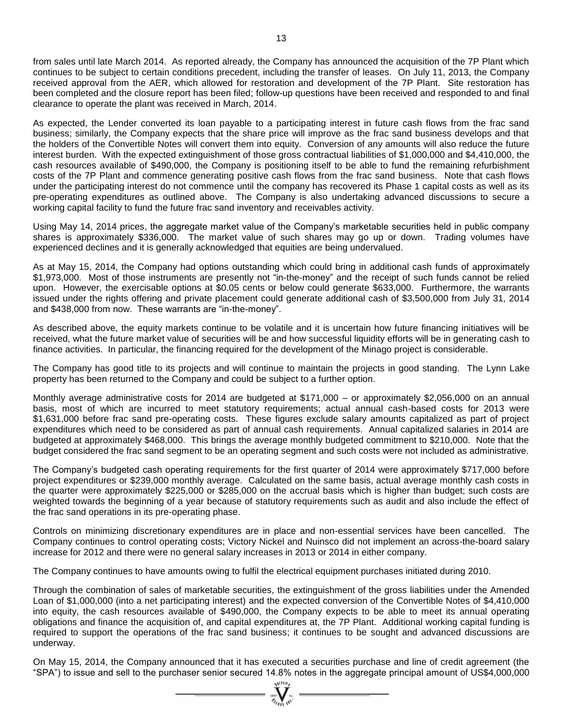from sales until late March 2014. As reported already, the Company has announced the acquisition of the 7P Plant which continues to be subject to certain conditions precedent, including the transfer of leases. On July 11, 2013, the Company received approval from the AER, which allowed for restoration and development of the 7P Plant. Site restoration has been completed and the closure report has been filed; follow-up questions have been received and responded to and final clearance to operate the plant was received in March, 2014.

As expected, the Lender converted its loan payable to a participating interest in future cash flows from the frac sand business; similarly, the Company expects that the share price will improve as the frac sand business develops and that the holders of the Convertible Notes will convert them into equity. Conversion of any amounts will also reduce the future interest burden. With the expected extinguishment of those gross contractual liabilities of $1,000,000 and $4,410,000, the cash resources available of $490,000, the Company is positioning itself to be able to fund the remaining refurbishment costs of the 7P Plant and commence generating positive cash flows from the frac sand business. Note that cash flows under the participating interest do not commence until the company has recovered its Phase 1 capital costs as well as its pre-operating expenditures as outlined above. The Company is also undertaking advanced discussions to secure a working capital facility to fund the future frac sand inventory and receivables activity.

Using May 14, 2014 prices, the aggregate market value of the Company's marketable securities held in public company shares is approximately $336,000. The market value of such shares may go up or down. Trading volumes have experienced declines and it is generally acknowledged that equities are being undervalued.

As at May 15, 2014, the Company had options outstanding which could bring in additional cash funds of approximately $1,973,000. Most of those instruments are presently not "in-the-money" and the receipt of such funds cannot be relied upon. However, the exercisable options at $0.05 cents or below could generate $633,000. Furthermore, the warrants issued under the rights offering and private placement could generate additional cash of $3,500,000 from July 31, 2014 and $438,000 from now. These warrants are "in-the-money".

As described above, the equity markets continue to be volatile and it is uncertain how future financing initiatives will be received, what the future market value of securities will be and how successful liquidity efforts will be in generating cash to finance activities. In particular, the financing required for the development of the Minago project is considerable.

The Company has good title to its projects and will continue to maintain the projects in good standing. The Lynn Lake property has been returned to the Company and could be subject to a further option.

Monthly average administrative costs for 2014 are budgeted at $171,000 – or approximately $2,056,000 on an annual basis, most of which are incurred to meet statutory requirements; actual annual cash-based costs for 2013 were $1,631,000 before frac sand pre-operating costs. These figures exclude salary amounts capitalized as part of project expenditures which need to be considered as part of annual cash requirements. Annual capitalized salaries in 2014 are budgeted at approximately $468,000. This brings the average monthly budgeted commitment to $210,000. Note that the budget considered the frac sand segment to be an operating segment and such costs were not included as administrative.

The Company's budgeted cash operating requirements for the first quarter of 2014 were approximately $717,000 before project expenditures or $239,000 monthly average. Calculated on the same basis, actual average monthly cash costs in the quarter were approximately $225,000 or $285,000 on the accrual basis which is higher than budget; such costs are weighted towards the beginning of a year because of statutory requirements such as audit and also include the effect of the frac sand operations in its pre-operating phase.

Controls on minimizing discretionary expenditures are in place and non-essential services have been cancelled. The Company continues to control operating costs; Victory Nickel and Nuinsco did not implement an across-the-board salary increase for 2012 and there were no general salary increases in 2013 or 2014 in either company.

The Company continues to have amounts owing to fulfil the electrical equipment purchases initiated during 2010.

Through the combination of sales of marketable securities, the extinguishment of the gross liabilities under the Amended Loan of $1,000,000 (into a net participating interest) and the expected conversion of the Convertible Notes of $4,410,000 into equity, the cash resources available of $490,000, the Company expects to be able to meet its annual operating obligations and finance the acquisition of, and capital expenditures at, the 7P Plant. Additional working capital funding is required to support the operations of the frac sand business; it continues to be sought and advanced discussions are underway.

On May 15, 2014, the Company announced that it has executed a securities purchase and line of credit agreement (the "SPA") to issue and sell to the purchaser senior secured 14.8% notes in the aggregate principal amount of US$4,000,000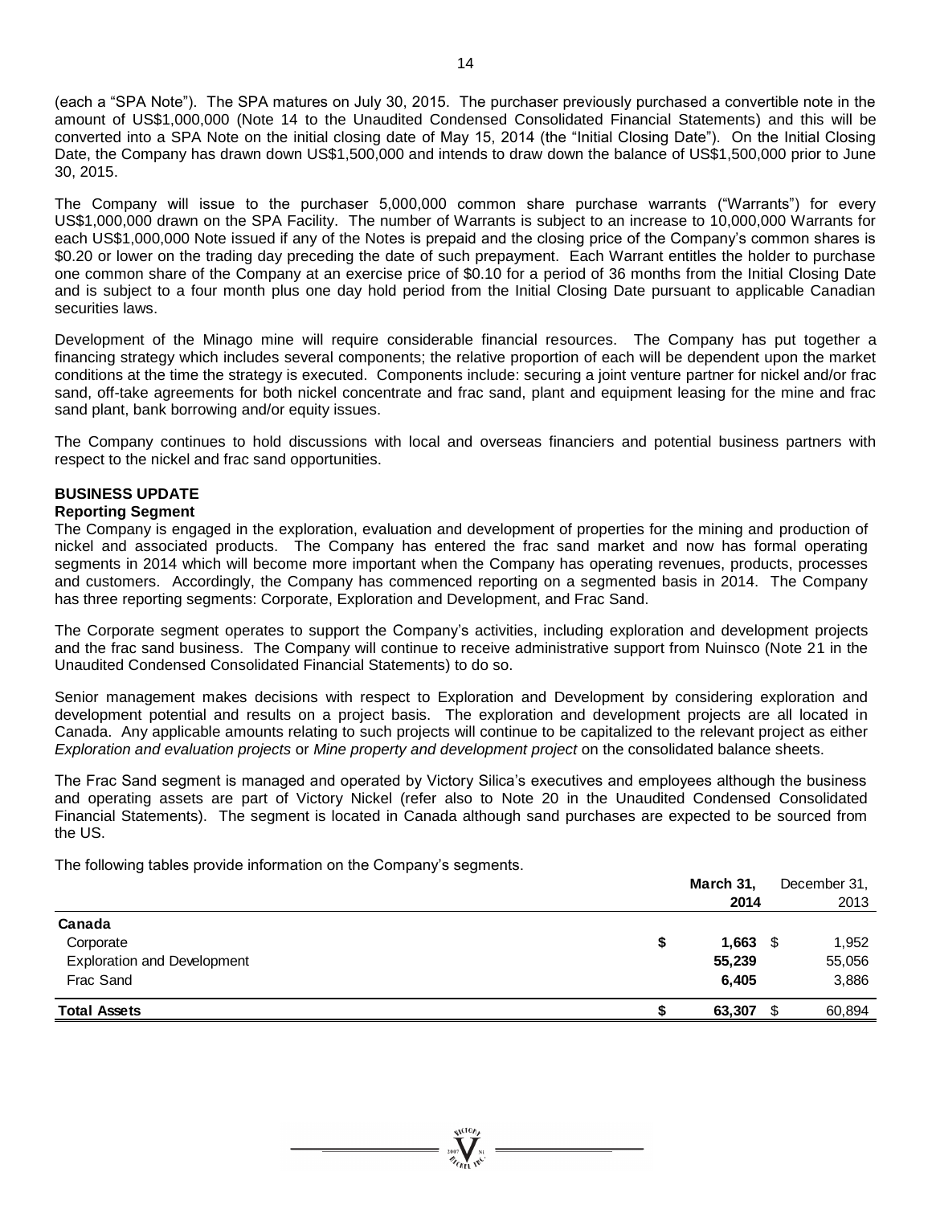(each a "SPA Note"). The SPA matures on July 30, 2015. The purchaser previously purchased a convertible note in the amount of US$1,000,000 (Note 14 to the Unaudited Condensed Consolidated Financial Statements) and this will be converted into a SPA Note on the initial closing date of May 15, 2014 (the "Initial Closing Date"). On the Initial Closing Date, the Company has drawn down US$1,500,000 and intends to draw down the balance of US$1,500,000 prior to June 30, 2015.

The Company will issue to the purchaser 5,000,000 common share purchase warrants ("Warrants") for every US$1,000,000 drawn on the SPA Facility. The number of Warrants is subject to an increase to 10,000,000 Warrants for each US$1,000,000 Note issued if any of the Notes is prepaid and the closing price of the Company's common shares is $0.20 or lower on the trading day preceding the date of such prepayment. Each Warrant entitles the holder to purchase one common share of the Company at an exercise price of $0.10 for a period of 36 months from the Initial Closing Date and is subject to a four month plus one day hold period from the Initial Closing Date pursuant to applicable Canadian securities laws.

Development of the Minago mine will require considerable financial resources. The Company has put together a financing strategy which includes several components; the relative proportion of each will be dependent upon the market conditions at the time the strategy is executed. Components include: securing a joint venture partner for nickel and/or frac sand, off-take agreements for both nickel concentrate and frac sand, plant and equipment leasing for the mine and frac sand plant, bank borrowing and/or equity issues.

The Company continues to hold discussions with local and overseas financiers and potential business partners with respect to the nickel and frac sand opportunities.

## BUSINESS UPDATE

### Reporting Segment

The Company is engaged in the exploration, evaluation and development of properties for the mining and production of nickel and associated products. The Company has entered the frac sand market and now has formal operating segments in 2014 which will become more important when the Company has operating revenues, products, processes and customers. Accordingly, the Company has commenced reporting on a segmented basis in 2014. The Company has three reporting segments: Corporate, Exploration and Development, and Frac Sand.

The Corporate segment operates to support the Company's activities, including exploration and development projects and the frac sand business. The Company will continue to receive administrative support from Nuinsco (Note 21 in the Unaudited Condensed Consolidated Financial Statements) to do so.

Senior management makes decisions with respect to Exploration and Development by considering exploration and development potential and results on a project basis. The exploration and development projects are all located in Canada. Any applicable amounts relating to such projects will continue to be capitalized to the relevant project as either *Exploration and evaluation projects* or *Mine property and development project* on the consolidated balance sheets.

The Frac Sand segment is managed and operated by Victory Silica's executives and employees although the business and operating assets are part of Victory Nickel (refer also to Note 20 in the Unaudited Condensed Consolidated Financial Statements). The segment is located in Canada although sand purchases are expected to be sourced from the US.

The following tables provide information on the Company's segments.

| | **March 31, 2014** | December 31, 2013 |
|---|---|---|
| **Canada** | | |
| Corporate | **$ 1,663** | $ 1,952 |
| Exploration and Development | **55,239** | 55,056 |
| Frac Sand | **6,405** | 3,886 |
| **Total Assets** | **$ 63,307** | $ 60,894 |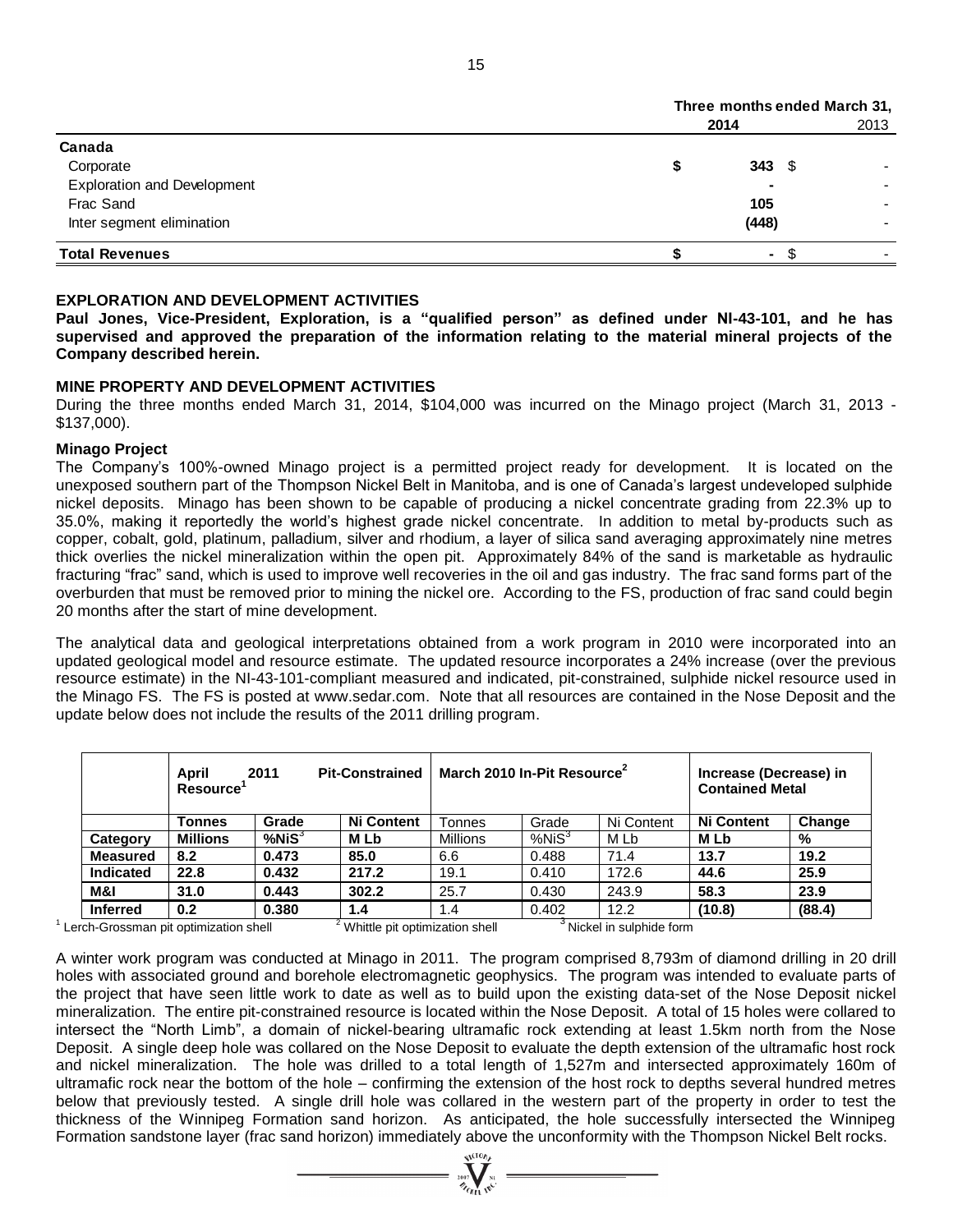| | Three months ended March 31, | |
|---|---|---|
| | **2014** | 2013 |
| **Canada** | | |
| Corporate | **$ 343** | $ - |
| Exploration and Development | **-** | - |
| Frac Sand | **105** | - |
| Inter segment elimination | **(448)** | - |
| **Total Revenues** | **$ -** | $ - |

## EXPLORATION AND DEVELOPMENT ACTIVITIES

**Paul Jones, Vice-President, Exploration, is a "qualified person" as defined under NI-43-101, and he has supervised and approved the preparation of the information relating to the material mineral projects of the Company described herein.**

## MINE PROPERTY AND DEVELOPMENT ACTIVITIES

During the three months ended March 31, 2014, \$104,000 was incurred on the Minago project (March 31, 2013 - \$137,000).

### Minago Project

The Company's 100%-owned Minago project is a permitted project ready for development. It is located on the unexposed southern part of the Thompson Nickel Belt in Manitoba, and is one of Canada's largest undeveloped sulphide nickel deposits. Minago has been shown to be capable of producing a nickel concentrate grading from 22.3% up to 35.0%, making it reportedly the world's highest grade nickel concentrate. In addition to metal by-products such as copper, cobalt, gold, platinum, palladium, silver and rhodium, a layer of silica sand averaging approximately nine metres thick overlies the nickel mineralization within the open pit. Approximately 84% of the sand is marketable as hydraulic fracturing "frac" sand, which is used to improve well recoveries in the oil and gas industry. The frac sand forms part of the overburden that must be removed prior to mining the nickel ore. According to the FS, production of frac sand could begin 20 months after the start of mine development.

The analytical data and geological interpretations obtained from a work program in 2010 were incorporated into an updated geological model and resource estimate. The updated resource incorporates a 24% increase (over the previous resource estimate) in the NI-43-101-compliant measured and indicated, pit-constrained, sulphide nickel resource used in the Minago FS. The FS is posted at www.sedar.com. Note that all resources are contained in the Nose Deposit and the update below does not include the results of the 2011 drilling program.

| | **April 2011 Pit-Constrained Resource[1]** | | | **March 2010 In-Pit Resource[2]** | | | **Increase (Decrease) in Contained Metal** | |
|---|---|---|---|---|---|---|---|---|
| | **Tonnes** | **Grade** | **Ni Content** | Tonnes | Grade | Ni Content | **Ni Content** | **Change** |
| **Category** | **Millions** | **%NiS[3]** | **M Lb** | Millions | %NiS[3] | M Lb | **M Lb** | **%** |
| **Measured** | **8.2** | **0.473** | **85.0** | 6.6 | 0.488 | 71.4 | **13.7** | **19.2** |
| **Indicated** | **22.8** | **0.432** | **217.2** | 19.1 | 0.410 | 172.6 | **44.6** | **25.9** |
| **M&I** | **31.0** | **0.443** | **302.2** | 25.7 | 0.430 | 243.9 | **58.3** | **23.9** |
| **Inferred** | **0.2** | **0.380** | **1.4** | 1.4 | 0.402 | 12.2 | **(10.8)** | **(88.4)** |

[1] Lerch-Grossman pit optimization shell [2] Whittle pit optimization shell [3] Nickel in sulphide form

A winter work program was conducted at Minago in 2011. The program comprised 8,793m of diamond drilling in 20 drill holes with associated ground and borehole electromagnetic geophysics. The program was intended to evaluate parts of the project that have seen little work to date as well as to build upon the existing data-set of the Nose Deposit nickel mineralization. The entire pit-constrained resource is located within the Nose Deposit. A total of 15 holes were collared to intersect the "North Limb", a domain of nickel-bearing ultramafic rock extending at least 1.5km north from the Nose Deposit. A single deep hole was collared on the Nose Deposit to evaluate the depth extension of the ultramafic host rock and nickel mineralization. The hole was drilled to a total length of 1,527m and intersected approximately 160m of ultramafic rock near the bottom of the hole – confirming the extension of the host rock to depths several hundred metres below that previously tested. A single drill hole was collared in the western part of the property in order to test the thickness of the Winnipeg Formation sand horizon. As anticipated, the hole successfully intersected the Winnipeg Formation sandstone layer (frac sand horizon) immediately above the unconformity with the Thompson Nickel Belt rocks.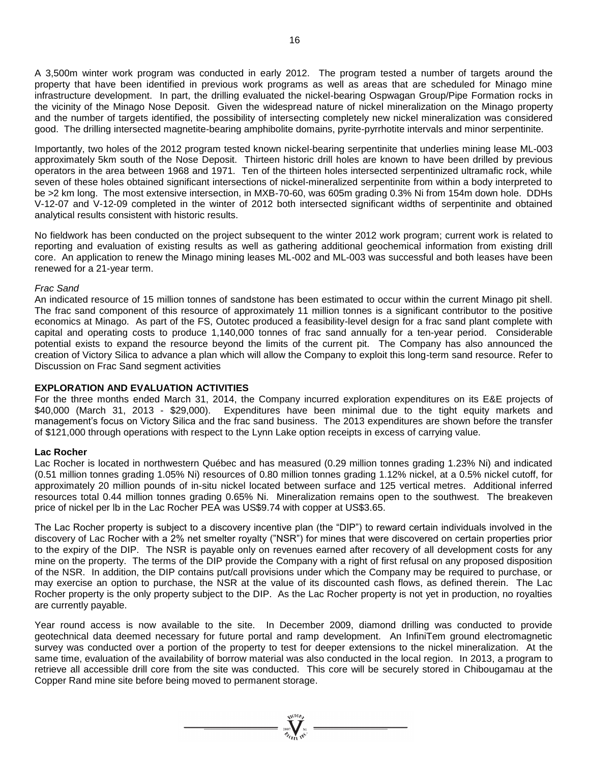A 3,500m winter work program was conducted in early 2012. The program tested a number of targets around the property that have been identified in previous work programs as well as areas that are scheduled for Minago mine infrastructure development. In part, the drilling evaluated the nickel-bearing Ospwagan Group/Pipe Formation rocks in the vicinity of the Minago Nose Deposit. Given the widespread nature of nickel mineralization on the Minago property and the number of targets identified, the possibility of intersecting completely new nickel mineralization was considered good. The drilling intersected magnetite-bearing amphibolite domains, pyrite-pyrrhotite intervals and minor serpentinite.

Importantly, two holes of the 2012 program tested known nickel-bearing serpentinite that underlies mining lease ML-003 approximately 5km south of the Nose Deposit. Thirteen historic drill holes are known to have been drilled by previous operators in the area between 1968 and 1971. Ten of the thirteen holes intersected serpentinized ultramafic rock, while seven of these holes obtained significant intersections of nickel-mineralized serpentinite from within a body interpreted to be >2 km long. The most extensive intersection, in MXB-70-60, was 605m grading 0.3% Ni from 154m down hole. DDHs V-12-07 and V-12-09 completed in the winter of 2012 both intersected significant widths of serpentinite and obtained analytical results consistent with historic results.

No fieldwork has been conducted on the project subsequent to the winter 2012 work program; current work is related to reporting and evaluation of existing results as well as gathering additional geochemical information from existing drill core. An application to renew the Minago mining leases ML-002 and ML-003 was successful and both leases have been renewed for a 21-year term.

*Frac Sand*

An indicated resource of 15 million tonnes of sandstone has been estimated to occur within the current Minago pit shell. The frac sand component of this resource of approximately 11 million tonnes is a significant contributor to the positive economics at Minago. As part of the FS, Outotec produced a feasibility-level design for a frac sand plant complete with capital and operating costs to produce 1,140,000 tonnes of frac sand annually for a ten-year period. Considerable potential exists to expand the resource beyond the limits of the current pit. The Company has also announced the creation of Victory Silica to advance a plan which will allow the Company to exploit this long-term sand resource. Refer to Discussion on Frac Sand segment activities

**EXPLORATION AND EVALUATION ACTIVITIES**

For the three months ended March 31, 2014, the Company incurred exploration expenditures on its E&E projects of $40,000 (March 31, 2013 - $29,000). Expenditures have been minimal due to the tight equity markets and management's focus on Victory Silica and the frac sand business. The 2013 expenditures are shown before the transfer of $121,000 through operations with respect to the Lynn Lake option receipts in excess of carrying value.

**Lac Rocher**

Lac Rocher is located in northwestern Québec and has measured (0.29 million tonnes grading 1.23% Ni) and indicated (0.51 million tonnes grading 1.05% Ni) resources of 0.80 million tonnes grading 1.12% nickel, at a 0.5% nickel cutoff, for approximately 20 million pounds of in-situ nickel located between surface and 125 vertical metres. Additional inferred resources total 0.44 million tonnes grading 0.65% Ni. Mineralization remains open to the southwest. The breakeven price of nickel per lb in the Lac Rocher PEA was US$9.74 with copper at US$3.65.

The Lac Rocher property is subject to a discovery incentive plan (the "DIP") to reward certain individuals involved in the discovery of Lac Rocher with a 2% net smelter royalty ("NSR") for mines that were discovered on certain properties prior to the expiry of the DIP. The NSR is payable only on revenues earned after recovery of all development costs for any mine on the property. The terms of the DIP provide the Company with a right of first refusal on any proposed disposition of the NSR. In addition, the DIP contains put/call provisions under which the Company may be required to purchase, or may exercise an option to purchase, the NSR at the value of its discounted cash flows, as defined therein. The Lac Rocher property is the only property subject to the DIP. As the Lac Rocher property is not yet in production, no royalties are currently payable.

Year round access is now available to the site. In December 2009, diamond drilling was conducted to provide geotechnical data deemed necessary for future portal and ramp development. An InfiniTem ground electromagnetic survey was conducted over a portion of the property to test for deeper extensions to the nickel mineralization. At the same time, evaluation of the availability of borrow material was also conducted in the local region. In 2013, a program to retrieve all accessible drill core from the site was conducted. This core will be securely stored in Chibougamau at the Copper Rand mine site before being moved to permanent storage.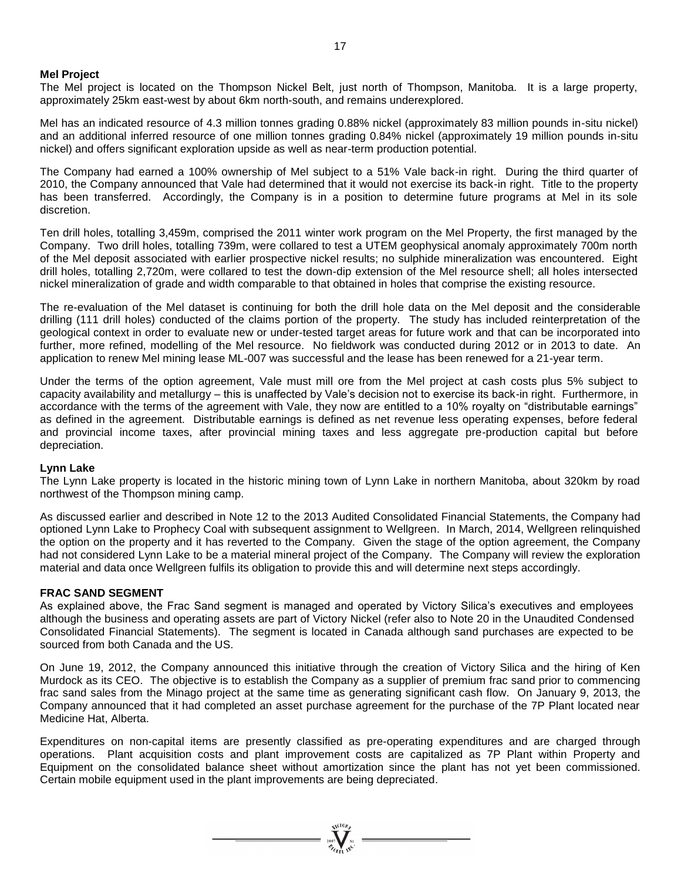**Mel Project**

The Mel project is located on the Thompson Nickel Belt, just north of Thompson, Manitoba. It is a large property, approximately 25km east-west by about 6km north-south, and remains underexplored.

Mel has an indicated resource of 4.3 million tonnes grading 0.88% nickel (approximately 83 million pounds in-situ nickel) and an additional inferred resource of one million tonnes grading 0.84% nickel (approximately 19 million pounds in-situ nickel) and offers significant exploration upside as well as near-term production potential.

The Company had earned a 100% ownership of Mel subject to a 51% Vale back-in right. During the third quarter of 2010, the Company announced that Vale had determined that it would not exercise its back-in right. Title to the property has been transferred. Accordingly, the Company is in a position to determine future programs at Mel in its sole discretion.

Ten drill holes, totalling 3,459m, comprised the 2011 winter work program on the Mel Property, the first managed by the Company. Two drill holes, totalling 739m, were collared to test a UTEM geophysical anomaly approximately 700m north of the Mel deposit associated with earlier prospective nickel results; no sulphide mineralization was encountered. Eight drill holes, totalling 2,720m, were collared to test the down-dip extension of the Mel resource shell; all holes intersected nickel mineralization of grade and width comparable to that obtained in holes that comprise the existing resource.

The re-evaluation of the Mel dataset is continuing for both the drill hole data on the Mel deposit and the considerable drilling (111 drill holes) conducted of the claims portion of the property. The study has included reinterpretation of the geological context in order to evaluate new or under-tested target areas for future work and that can be incorporated into further, more refined, modelling of the Mel resource. No fieldwork was conducted during 2012 or in 2013 to date. An application to renew Mel mining lease ML-007 was successful and the lease has been renewed for a 21-year term.

Under the terms of the option agreement, Vale must mill ore from the Mel project at cash costs plus 5% subject to capacity availability and metallurgy – this is unaffected by Vale's decision not to exercise its back-in right. Furthermore, in accordance with the terms of the agreement with Vale, they now are entitled to a 10% royalty on "distributable earnings" as defined in the agreement. Distributable earnings is defined as net revenue less operating expenses, before federal and provincial income taxes, after provincial mining taxes and less aggregate pre-production capital but before depreciation.

**Lynn Lake**

The Lynn Lake property is located in the historic mining town of Lynn Lake in northern Manitoba, about 320km by road northwest of the Thompson mining camp.

As discussed earlier and described in Note 12 to the 2013 Audited Consolidated Financial Statements, the Company had optioned Lynn Lake to Prophecy Coal with subsequent assignment to Wellgreen. In March, 2014, Wellgreen relinquished the option on the property and it has reverted to the Company. Given the stage of the option agreement, the Company had not considered Lynn Lake to be a material mineral project of the Company. The Company will review the exploration material and data once Wellgreen fulfils its obligation to provide this and will determine next steps accordingly.

**FRAC SAND SEGMENT**

As explained above, the Frac Sand segment is managed and operated by Victory Silica's executives and employees although the business and operating assets are part of Victory Nickel (refer also to Note 20 in the Unaudited Condensed Consolidated Financial Statements). The segment is located in Canada although sand purchases are expected to be sourced from both Canada and the US.

On June 19, 2012, the Company announced this initiative through the creation of Victory Silica and the hiring of Ken Murdock as its CEO. The objective is to establish the Company as a supplier of premium frac sand prior to commencing frac sand sales from the Minago project at the same time as generating significant cash flow. On January 9, 2013, the Company announced that it had completed an asset purchase agreement for the purchase of the 7P Plant located near Medicine Hat, Alberta.

Expenditures on non-capital items are presently classified as pre-operating expenditures and are charged through operations. Plant acquisition costs and plant improvement costs are capitalized as 7P Plant within Property and Equipment on the consolidated balance sheet without amortization since the plant has not yet been commissioned. Certain mobile equipment used in the plant improvements are being depreciated.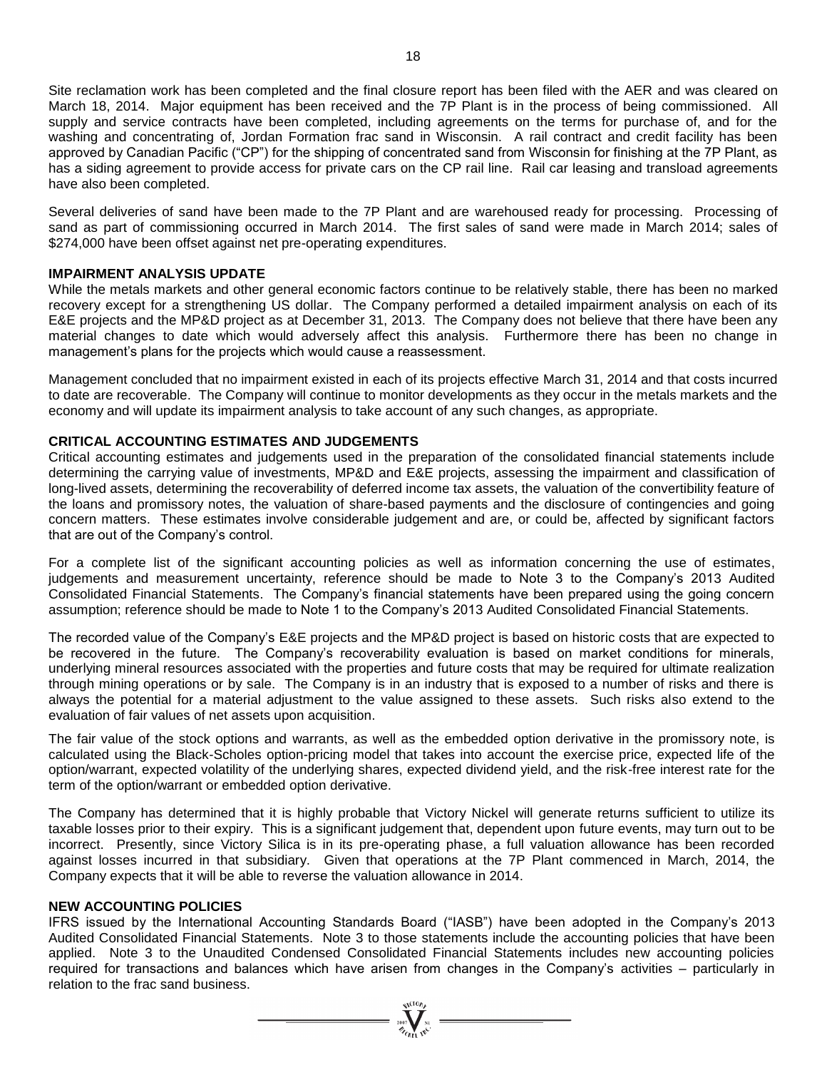Site reclamation work has been completed and the final closure report has been filed with the AER and was cleared on March 18, 2014. Major equipment has been received and the 7P Plant is in the process of being commissioned. All supply and service contracts have been completed, including agreements on the terms for purchase of, and for the washing and concentrating of, Jordan Formation frac sand in Wisconsin. A rail contract and credit facility has been approved by Canadian Pacific ("CP") for the shipping of concentrated sand from Wisconsin for finishing at the 7P Plant, as has a siding agreement to provide access for private cars on the CP rail line. Rail car leasing and transload agreements have also been completed.

Several deliveries of sand have been made to the 7P Plant and are warehoused ready for processing. Processing of sand as part of commissioning occurred in March 2014. The first sales of sand were made in March 2014; sales of $274,000 have been offset against net pre-operating expenditures.

**IMPAIRMENT ANALYSIS UPDATE**

While the metals markets and other general economic factors continue to be relatively stable, there has been no marked recovery except for a strengthening US dollar. The Company performed a detailed impairment analysis on each of its E&E projects and the MP&D project as at December 31, 2013. The Company does not believe that there have been any material changes to date which would adversely affect this analysis. Furthermore there has been no change in management's plans for the projects which would cause a reassessment.

Management concluded that no impairment existed in each of its projects effective March 31, 2014 and that costs incurred to date are recoverable. The Company will continue to monitor developments as they occur in the metals markets and the economy and will update its impairment analysis to take account of any such changes, as appropriate.

**CRITICAL ACCOUNTING ESTIMATES AND JUDGEMENTS**

Critical accounting estimates and judgements used in the preparation of the consolidated financial statements include determining the carrying value of investments, MP&D and E&E projects, assessing the impairment and classification of long-lived assets, determining the recoverability of deferred income tax assets, the valuation of the convertibility feature of the loans and promissory notes, the valuation of share-based payments and the disclosure of contingencies and going concern matters. These estimates involve considerable judgement and are, or could be, affected by significant factors that are out of the Company's control.

For a complete list of the significant accounting policies as well as information concerning the use of estimates, judgements and measurement uncertainty, reference should be made to Note 3 to the Company's 2013 Audited Consolidated Financial Statements. The Company's financial statements have been prepared using the going concern assumption; reference should be made to Note 1 to the Company's 2013 Audited Consolidated Financial Statements.

The recorded value of the Company's E&E projects and the MP&D project is based on historic costs that are expected to be recovered in the future. The Company's recoverability evaluation is based on market conditions for minerals, underlying mineral resources associated with the properties and future costs that may be required for ultimate realization through mining operations or by sale. The Company is in an industry that is exposed to a number of risks and there is always the potential for a material adjustment to the value assigned to these assets. Such risks also extend to the evaluation of fair values of net assets upon acquisition.

The fair value of the stock options and warrants, as well as the embedded option derivative in the promissory note, is calculated using the Black-Scholes option-pricing model that takes into account the exercise price, expected life of the option/warrant, expected volatility of the underlying shares, expected dividend yield, and the risk-free interest rate for the term of the option/warrant or embedded option derivative.

The Company has determined that it is highly probable that Victory Nickel will generate returns sufficient to utilize its taxable losses prior to their expiry. This is a significant judgement that, dependent upon future events, may turn out to be incorrect. Presently, since Victory Silica is in its pre-operating phase, a full valuation allowance has been recorded against losses incurred in that subsidiary. Given that operations at the 7P Plant commenced in March, 2014, the Company expects that it will be able to reverse the valuation allowance in 2014.

**NEW ACCOUNTING POLICIES**

IFRS issued by the International Accounting Standards Board ("IASB") have been adopted in the Company's 2013 Audited Consolidated Financial Statements. Note 3 to those statements include the accounting policies that have been applied. Note 3 to the Unaudited Condensed Consolidated Financial Statements includes new accounting policies required for transactions and balances which have arisen from changes in the Company's activities – particularly in relation to the frac sand business.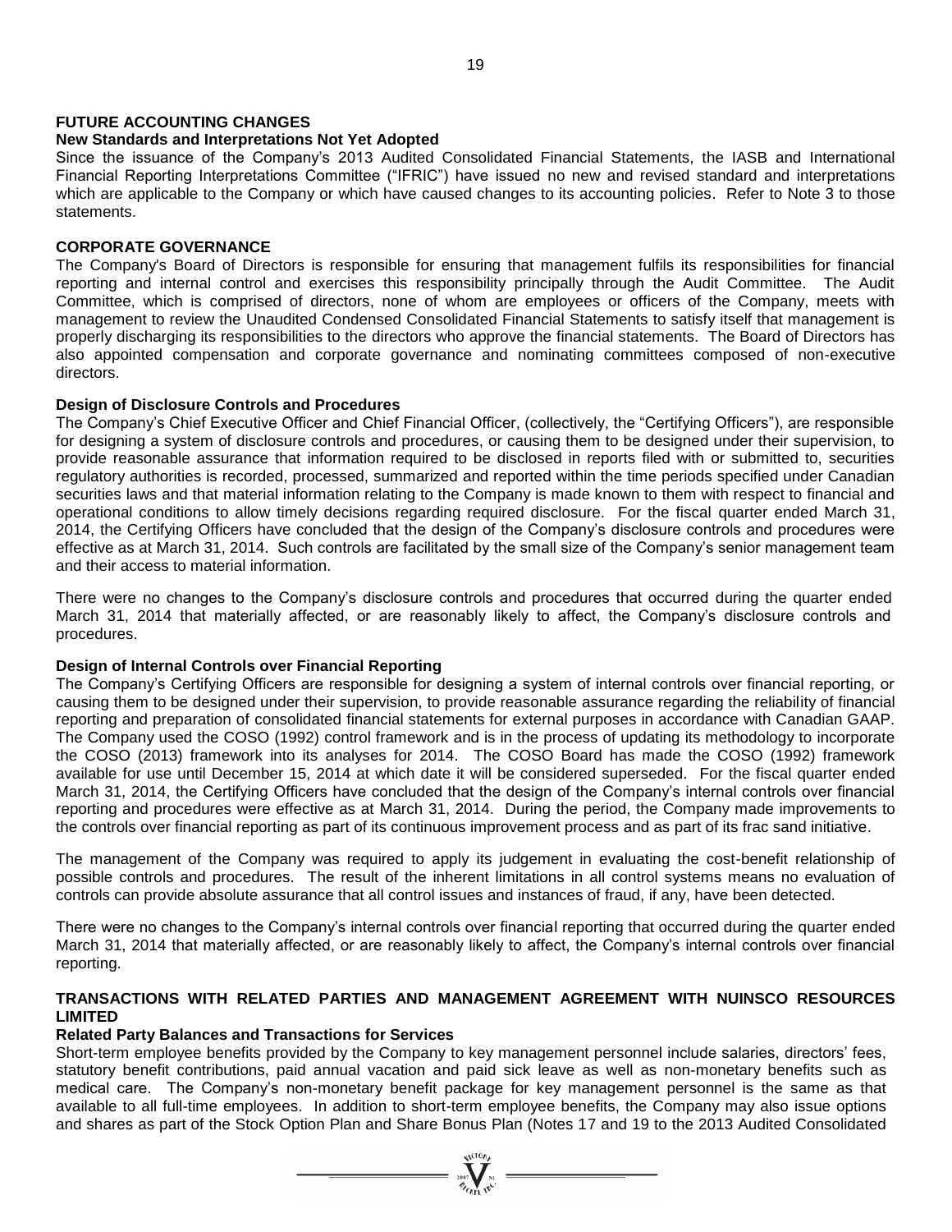## FUTURE ACCOUNTING CHANGES

### New Standards and Interpretations Not Yet Adopted

Since the issuance of the Company's 2013 Audited Consolidated Financial Statements, the IASB and International Financial Reporting Interpretations Committee ("IFRIC") have issued no new and revised standard and interpretations which are applicable to the Company or which have caused changes to its accounting policies. Refer to Note 3 to those statements.

## CORPORATE GOVERNANCE

The Company's Board of Directors is responsible for ensuring that management fulfils its responsibilities for financial reporting and internal control and exercises this responsibility principally through the Audit Committee. The Audit Committee, which is comprised of directors, none of whom are employees or officers of the Company, meets with management to review the Unaudited Condensed Consolidated Financial Statements to satisfy itself that management is properly discharging its responsibilities to the directors who approve the financial statements. The Board of Directors has also appointed compensation and corporate governance and nominating committees composed of non-executive directors.

### Design of Disclosure Controls and Procedures

The Company's Chief Executive Officer and Chief Financial Officer, (collectively, the "Certifying Officers"), are responsible for designing a system of disclosure controls and procedures, or causing them to be designed under their supervision, to provide reasonable assurance that information required to be disclosed in reports filed with or submitted to, securities regulatory authorities is recorded, processed, summarized and reported within the time periods specified under Canadian securities laws and that material information relating to the Company is made known to them with respect to financial and operational conditions to allow timely decisions regarding required disclosure. For the fiscal quarter ended March 31, 2014, the Certifying Officers have concluded that the design of the Company's disclosure controls and procedures were effective as at March 31, 2014. Such controls are facilitated by the small size of the Company's senior management team and their access to material information.

There were no changes to the Company's disclosure controls and procedures that occurred during the quarter ended March 31, 2014 that materially affected, or are reasonably likely to affect, the Company's disclosure controls and procedures.

### Design of Internal Controls over Financial Reporting

The Company's Certifying Officers are responsible for designing a system of internal controls over financial reporting, or causing them to be designed under their supervision, to provide reasonable assurance regarding the reliability of financial reporting and preparation of consolidated financial statements for external purposes in accordance with Canadian GAAP. The Company used the COSO (1992) control framework and is in the process of updating its methodology to incorporate the COSO (2013) framework into its analyses for 2014. The COSO Board has made the COSO (1992) framework available for use until December 15, 2014 at which date it will be considered superseded. For the fiscal quarter ended March 31, 2014, the Certifying Officers have concluded that the design of the Company's internal controls over financial reporting and procedures were effective as at March 31, 2014. During the period, the Company made improvements to the controls over financial reporting as part of its continuous improvement process and as part of its frac sand initiative.

The management of the Company was required to apply its judgement in evaluating the cost-benefit relationship of possible controls and procedures. The result of the inherent limitations in all control systems means no evaluation of controls can provide absolute assurance that all control issues and instances of fraud, if any, have been detected.

There were no changes to the Company's internal controls over financial reporting that occurred during the quarter ended March 31, 2014 that materially affected, or are reasonably likely to affect, the Company's internal controls over financial reporting.

## TRANSACTIONS WITH RELATED PARTIES AND MANAGEMENT AGREEMENT WITH NUINSCO RESOURCES LIMITED

### Related Party Balances and Transactions for Services

Short-term employee benefits provided by the Company to key management personnel include salaries, directors' fees, statutory benefit contributions, paid annual vacation and paid sick leave as well as non-monetary benefits such as medical care. The Company's non-monetary benefit package for key management personnel is the same as that available to all full-time employees. In addition to short-term employee benefits, the Company may also issue options and shares as part of the Stock Option Plan and Share Bonus Plan (Notes 17 and 19 to the 2013 Audited Consolidated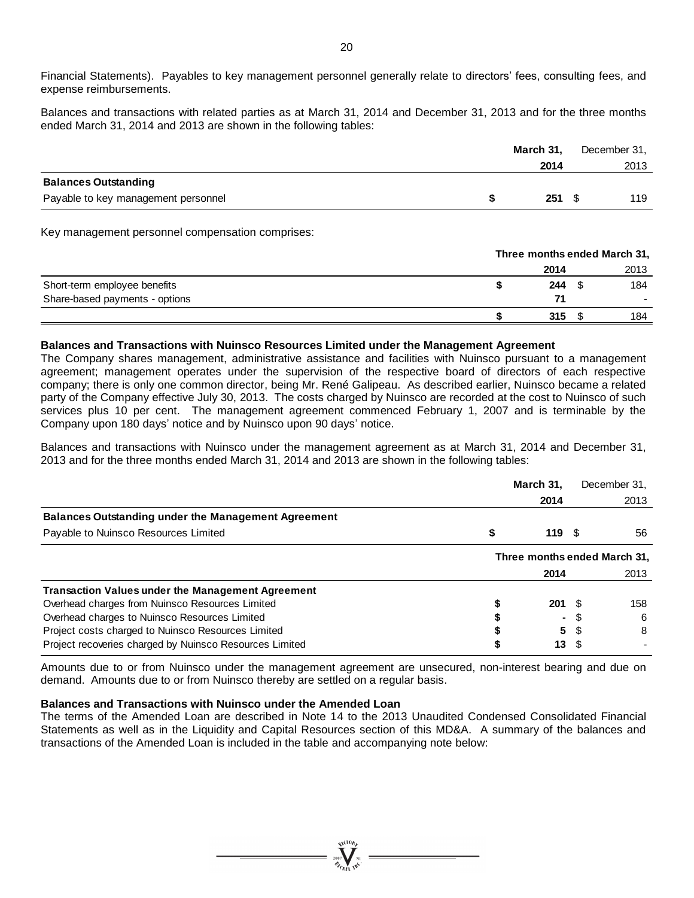Financial Statements). Payables to key management personnel generally relate to directors' fees, consulting fees, and expense reimbursements.

Balances and transactions with related parties as at March 31, 2014 and December 31, 2013 and for the three months ended March 31, 2014 and 2013 are shown in the following tables:

| | **March 31, 2014** | December 31, 2013 |
|---|---|---|
| **Balances Outstanding** | | |
| Payable to key management personnel | **$ 251** | $ 119 |

Key management personnel compensation comprises:

| | **Three months ended March 31,** | |
|---|---|---|
| | **2014** | 2013 |
| Short-term employee benefits | **$ 244** | $ 184 |
| Share-based payments - options | **71** | - |
| | **$ 315** | $ 184 |

**Balances and Transactions with Nuinsco Resources Limited under the Management Agreement**

The Company shares management, administrative assistance and facilities with Nuinsco pursuant to a management agreement; management operates under the supervision of the respective board of directors of each respective company; there is only one common director, being Mr. René Galipeau. As described earlier, Nuinsco became a related party of the Company effective July 30, 2013. The costs charged by Nuinsco are recorded at the cost to Nuinsco of such services plus 10 per cent. The management agreement commenced February 1, 2007 and is terminable by the Company upon 180 days' notice and by Nuinsco upon 90 days' notice.

Balances and transactions with Nuinsco under the management agreement as at March 31, 2014 and December 31, 2013 and for the three months ended March 31, 2014 and 2013 are shown in the following tables:

| | **March 31, 2014** | December 31, 2013 |
|---|---|---|
| **Balances Outstanding under the Management Agreement** | | |
| Payable to Nuinsco Resources Limited | **$ 119** | $ 56 |

| | **Three months ended March 31,** | |
|---|---|---|
| | **2014** | 2013 |
| **Transaction Values under the Management Agreement** | | |
| Overhead charges from Nuinsco Resources Limited | **$ 201** | $ 158 |
| Overhead charges to Nuinsco Resources Limited | **$ -** | $ 6 |
| Project costs charged to Nuinsco Resources Limited | **$ 5** | $ 8 |
| Project recoveries charged by Nuinsco Resources Limited | **$ 13** | $ - |

Amounts due to or from Nuinsco under the management agreement are unsecured, non-interest bearing and due on demand. Amounts due to or from Nuinsco thereby are settled on a regular basis.

**Balances and Transactions with Nuinsco under the Amended Loan**

The terms of the Amended Loan are described in Note 14 to the 2013 Unaudited Condensed Consolidated Financial Statements as well as in the Liquidity and Capital Resources section of this MD&A. A summary of the balances and transactions of the Amended Loan is included in the table and accompanying note below: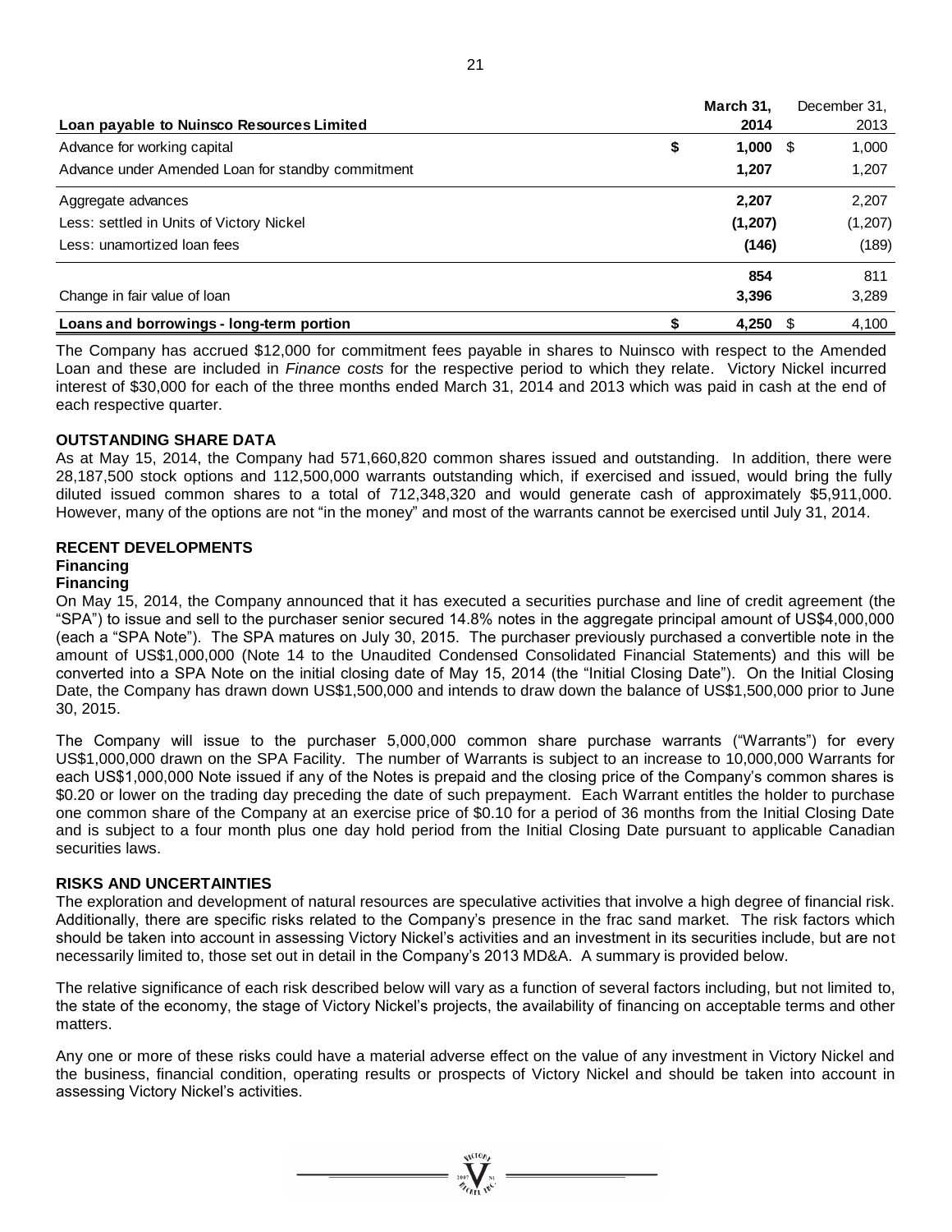| Loan payable to Nuinsco Resources Limited | March 31, 2014 | December 31, 2013 |
|---|---|---|
| Advance for working capital | $ 1,000 | $ 1,000 |
| Advance under Amended Loan for standby commitment | 1,207 | 1,207 |
| Aggregate advances | 2,207 | 2,207 |
| Less: settled in Units of Victory Nickel | (1,207) | (1,207) |
| Less: unamortized loan fees | (146) | (189) |
| | 854 | 811 |
| Change in fair value of loan | 3,396 | 3,289 |
| **Loans and borrowings - long-term portion** | $ 4,250 | $ 4,100 |

The Company has accrued $12,000 for commitment fees payable in shares to Nuinsco with respect to the Amended Loan and these are included in *Finance costs* for the respective period to which they relate. Victory Nickel incurred interest of $30,000 for each of the three months ended March 31, 2014 and 2013 which was paid in cash at the end of each respective quarter.

## OUTSTANDING SHARE DATA

As at May 15, 2014, the Company had 571,660,820 common shares issued and outstanding. In addition, there were 28,187,500 stock options and 112,500,000 warrants outstanding which, if exercised and issued, would bring the fully diluted issued common shares to a total of 712,348,320 and would generate cash of approximately $5,911,000. However, many of the options are not "in the money" and most of the warrants cannot be exercised until July 31, 2014.

## RECENT DEVELOPMENTS

### Financing

### Financing

On May 15, 2014, the Company announced that it has executed a securities purchase and line of credit agreement (the "SPA") to issue and sell to the purchaser senior secured 14.8% notes in the aggregate principal amount of US$4,000,000 (each a "SPA Note"). The SPA matures on July 30, 2015. The purchaser previously purchased a convertible note in the amount of US$1,000,000 (Note 14 to the Unaudited Condensed Consolidated Financial Statements) and this will be converted into a SPA Note on the initial closing date of May 15, 2014 (the "Initial Closing Date"). On the Initial Closing Date, the Company has drawn down US$1,500,000 and intends to draw down the balance of US$1,500,000 prior to June 30, 2015.

The Company will issue to the purchaser 5,000,000 common share purchase warrants ("Warrants") for every US$1,000,000 drawn on the SPA Facility. The number of Warrants is subject to an increase to 10,000,000 Warrants for each US$1,000,000 Note issued if any of the Notes is prepaid and the closing price of the Company's common shares is $0.20 or lower on the trading day preceding the date of such prepayment. Each Warrant entitles the holder to purchase one common share of the Company at an exercise price of $0.10 for a period of 36 months from the Initial Closing Date and is subject to a four month plus one day hold period from the Initial Closing Date pursuant to applicable Canadian securities laws.

## RISKS AND UNCERTAINTIES

The exploration and development of natural resources are speculative activities that involve a high degree of financial risk. Additionally, there are specific risks related to the Company's presence in the frac sand market. The risk factors which should be taken into account in assessing Victory Nickel's activities and an investment in its securities include, but are not necessarily limited to, those set out in detail in the Company's 2013 MD&A. A summary is provided below.

The relative significance of each risk described below will vary as a function of several factors including, but not limited to, the state of the economy, the stage of Victory Nickel's projects, the availability of financing on acceptable terms and other matters.

Any one or more of these risks could have a material adverse effect on the value of any investment in Victory Nickel and the business, financial condition, operating results or prospects of Victory Nickel and should be taken into account in assessing Victory Nickel's activities.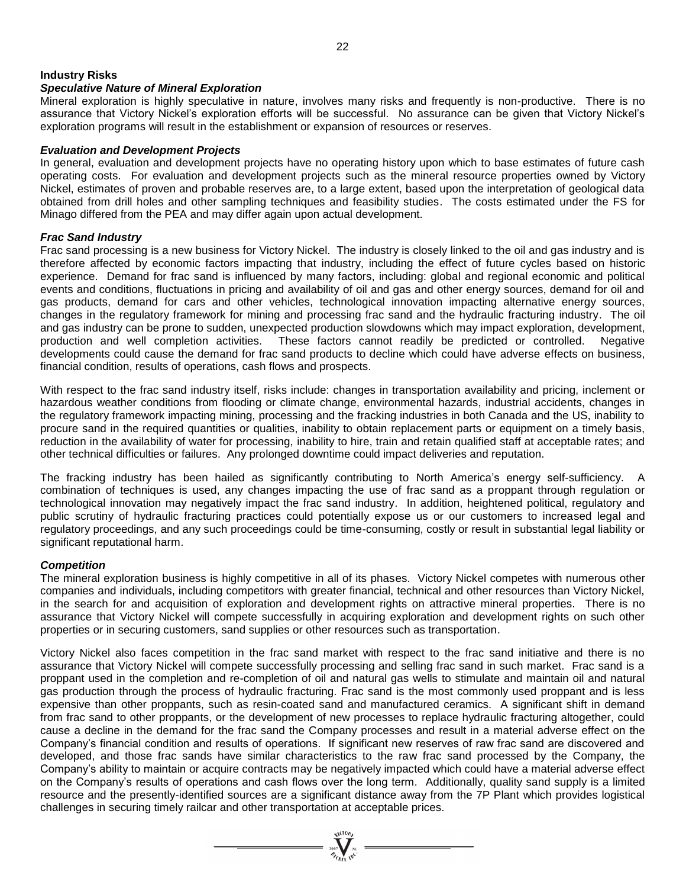## Industry Risks

### *Speculative Nature of Mineral Exploration*

Mineral exploration is highly speculative in nature, involves many risks and frequently is non-productive. There is no assurance that Victory Nickel's exploration efforts will be successful. No assurance can be given that Victory Nickel's exploration programs will result in the establishment or expansion of resources or reserves.

### *Evaluation and Development Projects*

In general, evaluation and development projects have no operating history upon which to base estimates of future cash operating costs. For evaluation and development projects such as the mineral resource properties owned by Victory Nickel, estimates of proven and probable reserves are, to a large extent, based upon the interpretation of geological data obtained from drill holes and other sampling techniques and feasibility studies. The costs estimated under the FS for Minago differed from the PEA and may differ again upon actual development.

### *Frac Sand Industry*

Frac sand processing is a new business for Victory Nickel. The industry is closely linked to the oil and gas industry and is therefore affected by economic factors impacting that industry, including the effect of future cycles based on historic experience. Demand for frac sand is influenced by many factors, including: global and regional economic and political events and conditions, fluctuations in pricing and availability of oil and gas and other energy sources, demand for oil and gas products, demand for cars and other vehicles, technological innovation impacting alternative energy sources, changes in the regulatory framework for mining and processing frac sand and the hydraulic fracturing industry. The oil and gas industry can be prone to sudden, unexpected production slowdowns which may impact exploration, development, production and well completion activities. These factors cannot readily be predicted or controlled. Negative developments could cause the demand for frac sand products to decline which could have adverse effects on business, financial condition, results of operations, cash flows and prospects.

With respect to the frac sand industry itself, risks include: changes in transportation availability and pricing, inclement or hazardous weather conditions from flooding or climate change, environmental hazards, industrial accidents, changes in the regulatory framework impacting mining, processing and the fracking industries in both Canada and the US, inability to procure sand in the required quantities or qualities, inability to obtain replacement parts or equipment on a timely basis, reduction in the availability of water for processing, inability to hire, train and retain qualified staff at acceptable rates; and other technical difficulties or failures. Any prolonged downtime could impact deliveries and reputation.

The fracking industry has been hailed as significantly contributing to North America's energy self-sufficiency. A combination of techniques is used, any changes impacting the use of frac sand as a proppant through regulation or technological innovation may negatively impact the frac sand industry. In addition, heightened political, regulatory and public scrutiny of hydraulic fracturing practices could potentially expose us or our customers to increased legal and regulatory proceedings, and any such proceedings could be time-consuming, costly or result in substantial legal liability or significant reputational harm.

### *Competition*

The mineral exploration business is highly competitive in all of its phases. Victory Nickel competes with numerous other companies and individuals, including competitors with greater financial, technical and other resources than Victory Nickel, in the search for and acquisition of exploration and development rights on attractive mineral properties. There is no assurance that Victory Nickel will compete successfully in acquiring exploration and development rights on such other properties or in securing customers, sand supplies or other resources such as transportation.

Victory Nickel also faces competition in the frac sand market with respect to the frac sand initiative and there is no assurance that Victory Nickel will compete successfully processing and selling frac sand in such market. Frac sand is a proppant used in the completion and re-completion of oil and natural gas wells to stimulate and maintain oil and natural gas production through the process of hydraulic fracturing. Frac sand is the most commonly used proppant and is less expensive than other proppants, such as resin-coated sand and manufactured ceramics. A significant shift in demand from frac sand to other proppants, or the development of new processes to replace hydraulic fracturing altogether, could cause a decline in the demand for the frac sand the Company processes and result in a material adverse effect on the Company's financial condition and results of operations. If significant new reserves of raw frac sand are discovered and developed, and those frac sands have similar characteristics to the raw frac sand processed by the Company, the Company's ability to maintain or acquire contracts may be negatively impacted which could have a material adverse effect on the Company's results of operations and cash flows over the long term. Additionally, quality sand supply is a limited resource and the presently-identified sources are a significant distance away from the 7P Plant which provides logistical challenges in securing timely railcar and other transportation at acceptable prices.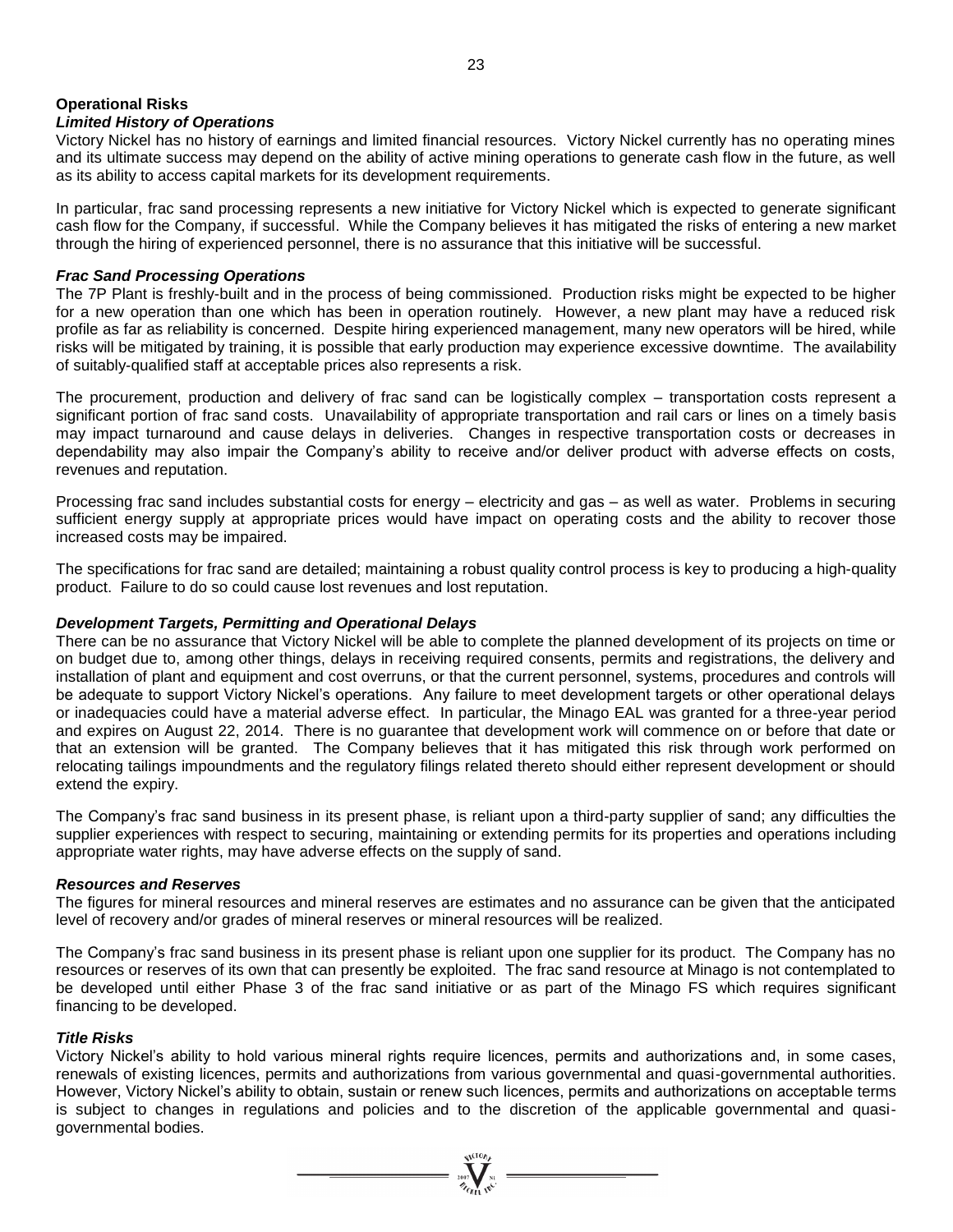## Operational Risks

### *Limited History of Operations*

Victory Nickel has no history of earnings and limited financial resources. Victory Nickel currently has no operating mines and its ultimate success may depend on the ability of active mining operations to generate cash flow in the future, as well as its ability to access capital markets for its development requirements.

In particular, frac sand processing represents a new initiative for Victory Nickel which is expected to generate significant cash flow for the Company, if successful. While the Company believes it has mitigated the risks of entering a new market through the hiring of experienced personnel, there is no assurance that this initiative will be successful.

### *Frac Sand Processing Operations*

The 7P Plant is freshly-built and in the process of being commissioned. Production risks might be expected to be higher for a new operation than one which has been in operation routinely. However, a new plant may have a reduced risk profile as far as reliability is concerned. Despite hiring experienced management, many new operators will be hired, while risks will be mitigated by training, it is possible that early production may experience excessive downtime. The availability of suitably-qualified staff at acceptable prices also represents a risk.

The procurement, production and delivery of frac sand can be logistically complex – transportation costs represent a significant portion of frac sand costs. Unavailability of appropriate transportation and rail cars or lines on a timely basis may impact turnaround and cause delays in deliveries. Changes in respective transportation costs or decreases in dependability may also impair the Company's ability to receive and/or deliver product with adverse effects on costs, revenues and reputation.

Processing frac sand includes substantial costs for energy – electricity and gas – as well as water. Problems in securing sufficient energy supply at appropriate prices would have impact on operating costs and the ability to recover those increased costs may be impaired.

The specifications for frac sand are detailed; maintaining a robust quality control process is key to producing a high-quality product. Failure to do so could cause lost revenues and lost reputation.

### *Development Targets, Permitting and Operational Delays*

There can be no assurance that Victory Nickel will be able to complete the planned development of its projects on time or on budget due to, among other things, delays in receiving required consents, permits and registrations, the delivery and installation of plant and equipment and cost overruns, or that the current personnel, systems, procedures and controls will be adequate to support Victory Nickel's operations. Any failure to meet development targets or other operational delays or inadequacies could have a material adverse effect. In particular, the Minago EAL was granted for a three-year period and expires on August 22, 2014. There is no guarantee that development work will commence on or before that date or that an extension will be granted. The Company believes that it has mitigated this risk through work performed on relocating tailings impoundments and the regulatory filings related thereto should either represent development or should extend the expiry.

The Company's frac sand business in its present phase, is reliant upon a third-party supplier of sand; any difficulties the supplier experiences with respect to securing, maintaining or extending permits for its properties and operations including appropriate water rights, may have adverse effects on the supply of sand.

### *Resources and Reserves*

The figures for mineral resources and mineral reserves are estimates and no assurance can be given that the anticipated level of recovery and/or grades of mineral reserves or mineral resources will be realized.

The Company's frac sand business in its present phase is reliant upon one supplier for its product. The Company has no resources or reserves of its own that can presently be exploited. The frac sand resource at Minago is not contemplated to be developed until either Phase 3 of the frac sand initiative or as part of the Minago FS which requires significant financing to be developed.

### *Title Risks*

Victory Nickel's ability to hold various mineral rights require licences, permits and authorizations and, in some cases, renewals of existing licences, permits and authorizations from various governmental and quasi-governmental authorities. However, Victory Nickel's ability to obtain, sustain or renew such licences, permits and authorizations on acceptable terms is subject to changes in regulations and policies and to the discretion of the applicable governmental and quasi-governmental bodies.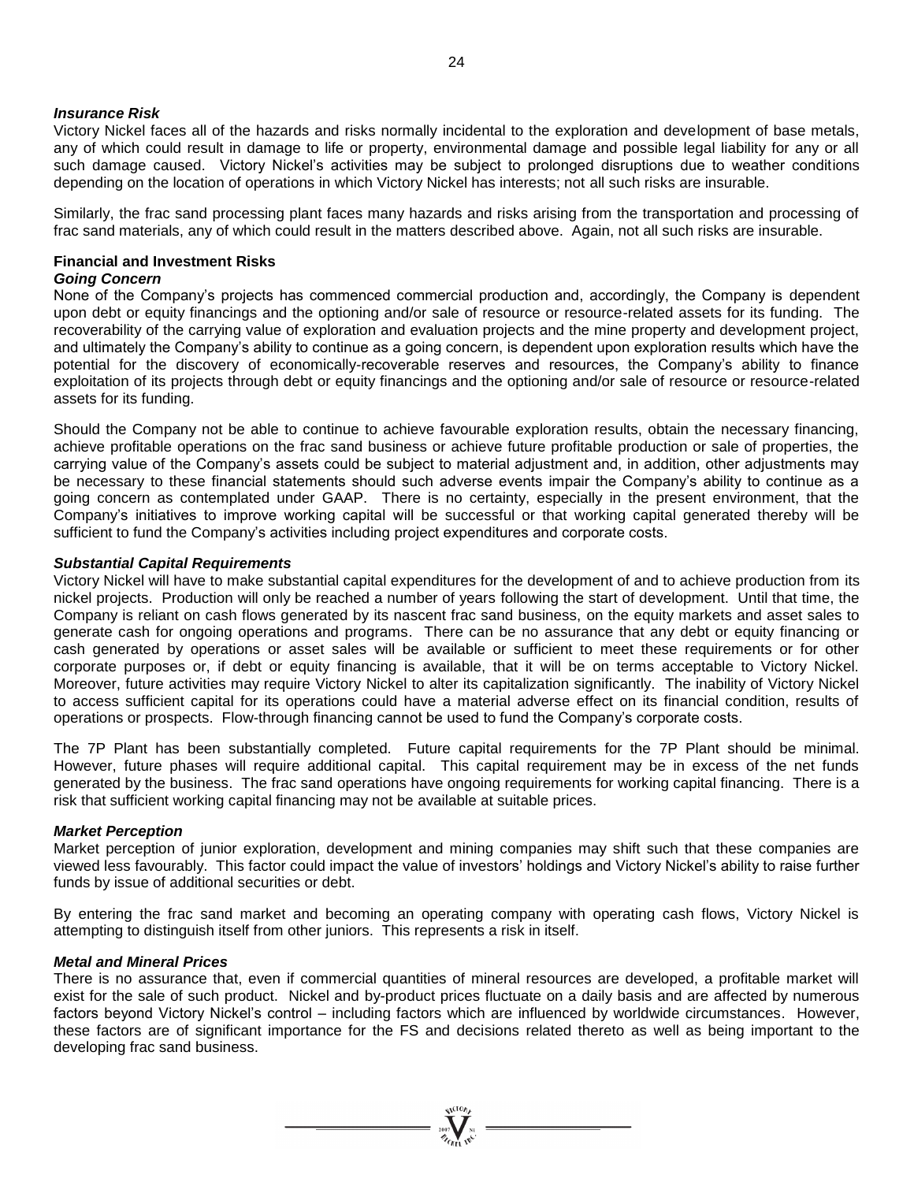### *Insurance Risk*

Victory Nickel faces all of the hazards and risks normally incidental to the exploration and development of base metals, any of which could result in damage to life or property, environmental damage and possible legal liability for any or all such damage caused. Victory Nickel's activities may be subject to prolonged disruptions due to weather conditions depending on the location of operations in which Victory Nickel has interests; not all such risks are insurable.

Similarly, the frac sand processing plant faces many hazards and risks arising from the transportation and processing of frac sand materials, any of which could result in the matters described above. Again, not all such risks are insurable.

## Financial and Investment Risks

### *Going Concern*

None of the Company's projects has commenced commercial production and, accordingly, the Company is dependent upon debt or equity financings and the optioning and/or sale of resource or resource-related assets for its funding. The recoverability of the carrying value of exploration and evaluation projects and the mine property and development project, and ultimately the Company's ability to continue as a going concern, is dependent upon exploration results which have the potential for the discovery of economically-recoverable reserves and resources, the Company's ability to finance exploitation of its projects through debt or equity financings and the optioning and/or sale of resource or resource-related assets for its funding.

Should the Company not be able to continue to achieve favourable exploration results, obtain the necessary financing, achieve profitable operations on the frac sand business or achieve future profitable production or sale of properties, the carrying value of the Company's assets could be subject to material adjustment and, in addition, other adjustments may be necessary to these financial statements should such adverse events impair the Company's ability to continue as a going concern as contemplated under GAAP. There is no certainty, especially in the present environment, that the Company's initiatives to improve working capital will be successful or that working capital generated thereby will be sufficient to fund the Company's activities including project expenditures and corporate costs.

### *Substantial Capital Requirements*

Victory Nickel will have to make substantial capital expenditures for the development of and to achieve production from its nickel projects. Production will only be reached a number of years following the start of development. Until that time, the Company is reliant on cash flows generated by its nascent frac sand business, on the equity markets and asset sales to generate cash for ongoing operations and programs. There can be no assurance that any debt or equity financing or cash generated by operations or asset sales will be available or sufficient to meet these requirements or for other corporate purposes or, if debt or equity financing is available, that it will be on terms acceptable to Victory Nickel. Moreover, future activities may require Victory Nickel to alter its capitalization significantly. The inability of Victory Nickel to access sufficient capital for its operations could have a material adverse effect on its financial condition, results of operations or prospects. Flow-through financing cannot be used to fund the Company's corporate costs.

The 7P Plant has been substantially completed. Future capital requirements for the 7P Plant should be minimal. However, future phases will require additional capital. This capital requirement may be in excess of the net funds generated by the business. The frac sand operations have ongoing requirements for working capital financing. There is a risk that sufficient working capital financing may not be available at suitable prices.

### *Market Perception*

Market perception of junior exploration, development and mining companies may shift such that these companies are viewed less favourably. This factor could impact the value of investors' holdings and Victory Nickel's ability to raise further funds by issue of additional securities or debt.

By entering the frac sand market and becoming an operating company with operating cash flows, Victory Nickel is attempting to distinguish itself from other juniors. This represents a risk in itself.

### *Metal and Mineral Prices*

There is no assurance that, even if commercial quantities of mineral resources are developed, a profitable market will exist for the sale of such product. Nickel and by-product prices fluctuate on a daily basis and are affected by numerous factors beyond Victory Nickel's control – including factors which are influenced by worldwide circumstances. However, these factors are of significant importance for the FS and decisions related thereto as well as being important to the developing frac sand business.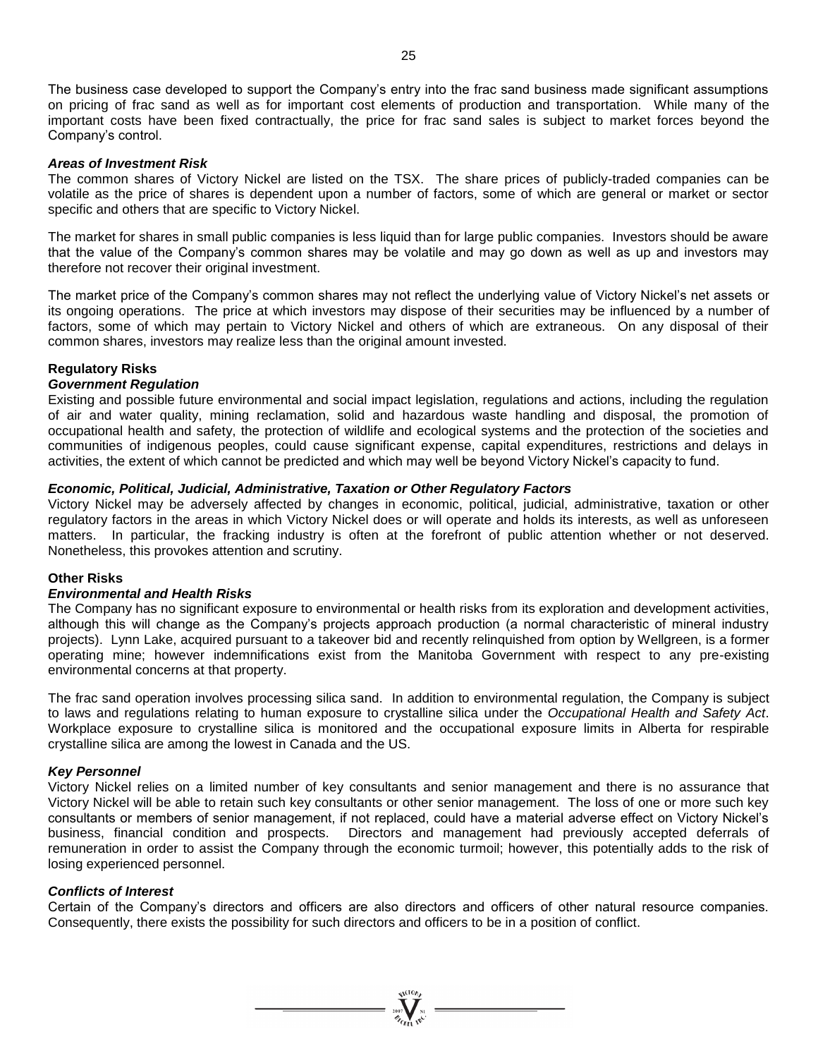The business case developed to support the Company's entry into the frac sand business made significant assumptions on pricing of frac sand as well as for important cost elements of production and transportation. While many of the important costs have been fixed contractually, the price for frac sand sales is subject to market forces beyond the Company's control.

***Areas of Investment Risk***

The common shares of Victory Nickel are listed on the TSX. The share prices of publicly-traded companies can be volatile as the price of shares is dependent upon a number of factors, some of which are general or market or sector specific and others that are specific to Victory Nickel.

The market for shares in small public companies is less liquid than for large public companies. Investors should be aware that the value of the Company's common shares may be volatile and may go down as well as up and investors may therefore not recover their original investment.

The market price of the Company's common shares may not reflect the underlying value of Victory Nickel's net assets or its ongoing operations. The price at which investors may dispose of their securities may be influenced by a number of factors, some of which may pertain to Victory Nickel and others of which are extraneous. On any disposal of their common shares, investors may realize less than the original amount invested.

**Regulatory Risks**

***Government Regulation***

Existing and possible future environmental and social impact legislation, regulations and actions, including the regulation of air and water quality, mining reclamation, solid and hazardous waste handling and disposal, the promotion of occupational health and safety, the protection of wildlife and ecological systems and the protection of the societies and communities of indigenous peoples, could cause significant expense, capital expenditures, restrictions and delays in activities, the extent of which cannot be predicted and which may well be beyond Victory Nickel's capacity to fund.

***Economic, Political, Judicial, Administrative, Taxation or Other Regulatory Factors***

Victory Nickel may be adversely affected by changes in economic, political, judicial, administrative, taxation or other regulatory factors in the areas in which Victory Nickel does or will operate and holds its interests, as well as unforeseen matters. In particular, the fracking industry is often at the forefront of public attention whether or not deserved. Nonetheless, this provokes attention and scrutiny.

**Other Risks**

***Environmental and Health Risks***

The Company has no significant exposure to environmental or health risks from its exploration and development activities, although this will change as the Company's projects approach production (a normal characteristic of mineral industry projects). Lynn Lake, acquired pursuant to a takeover bid and recently relinquished from option by Wellgreen, is a former operating mine; however indemnifications exist from the Manitoba Government with respect to any pre-existing environmental concerns at that property.

The frac sand operation involves processing silica sand. In addition to environmental regulation, the Company is subject to laws and regulations relating to human exposure to crystalline silica under the *Occupational Health and Safety Act*. Workplace exposure to crystalline silica is monitored and the occupational exposure limits in Alberta for respirable crystalline silica are among the lowest in Canada and the US.

***Key Personnel***

Victory Nickel relies on a limited number of key consultants and senior management and there is no assurance that Victory Nickel will be able to retain such key consultants or other senior management. The loss of one or more such key consultants or members of senior management, if not replaced, could have a material adverse effect on Victory Nickel's business, financial condition and prospects. Directors and management had previously accepted deferrals of remuneration in order to assist the Company through the economic turmoil; however, this potentially adds to the risk of losing experienced personnel.

***Conflicts of Interest***

Certain of the Company's directors and officers are also directors and officers of other natural resource companies. Consequently, there exists the possibility for such directors and officers to be in a position of conflict.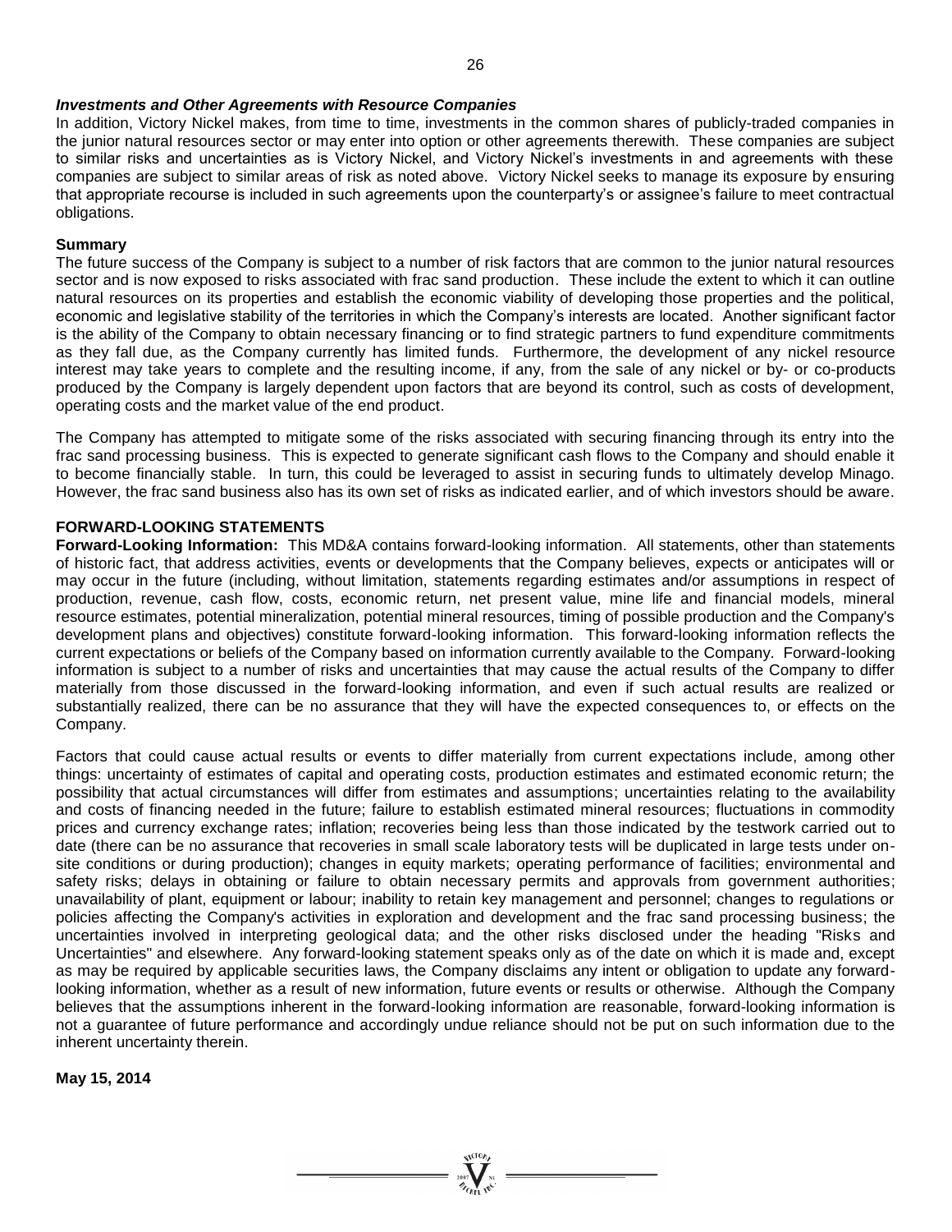***Investments and Other Agreements with Resource Companies***

In addition, Victory Nickel makes, from time to time, investments in the common shares of publicly-traded companies in the junior natural resources sector or may enter into option or other agreements therewith. These companies are subject to similar risks and uncertainties as is Victory Nickel, and Victory Nickel's investments in and agreements with these companies are subject to similar areas of risk as noted above. Victory Nickel seeks to manage its exposure by ensuring that appropriate recourse is included in such agreements upon the counterparty's or assignee's failure to meet contractual obligations.

**Summary**

The future success of the Company is subject to a number of risk factors that are common to the junior natural resources sector and is now exposed to risks associated with frac sand production. These include the extent to which it can outline natural resources on its properties and establish the economic viability of developing those properties and the political, economic and legislative stability of the territories in which the Company's interests are located. Another significant factor is the ability of the Company to obtain necessary financing or to find strategic partners to fund expenditure commitments as they fall due, as the Company currently has limited funds. Furthermore, the development of any nickel resource interest may take years to complete and the resulting income, if any, from the sale of any nickel or by- or co-products produced by the Company is largely dependent upon factors that are beyond its control, such as costs of development, operating costs and the market value of the end product.

The Company has attempted to mitigate some of the risks associated with securing financing through its entry into the frac sand processing business. This is expected to generate significant cash flows to the Company and should enable it to become financially stable. In turn, this could be leveraged to assist in securing funds to ultimately develop Minago. However, the frac sand business also has its own set of risks as indicated earlier, and of which investors should be aware.

## FORWARD-LOOKING STATEMENTS

**Forward-Looking Information:** This MD&A contains forward-looking information. All statements, other than statements of historic fact, that address activities, events or developments that the Company believes, expects or anticipates will or may occur in the future (including, without limitation, statements regarding estimates and/or assumptions in respect of production, revenue, cash flow, costs, economic return, net present value, mine life and financial models, mineral resource estimates, potential mineralization, potential mineral resources, timing of possible production and the Company's development plans and objectives) constitute forward-looking information. This forward-looking information reflects the current expectations or beliefs of the Company based on information currently available to the Company. Forward-looking information is subject to a number of risks and uncertainties that may cause the actual results of the Company to differ materially from those discussed in the forward-looking information, and even if such actual results are realized or substantially realized, there can be no assurance that they will have the expected consequences to, or effects on the Company.

Factors that could cause actual results or events to differ materially from current expectations include, among other things: uncertainty of estimates of capital and operating costs, production estimates and estimated economic return; the possibility that actual circumstances will differ from estimates and assumptions; uncertainties relating to the availability and costs of financing needed in the future; failure to establish estimated mineral resources; fluctuations in commodity prices and currency exchange rates; inflation; recoveries being less than those indicated by the testwork carried out to date (there can be no assurance that recoveries in small scale laboratory tests will be duplicated in large tests under on-site conditions or during production); changes in equity markets; operating performance of facilities; environmental and safety risks; delays in obtaining or failure to obtain necessary permits and approvals from government authorities; unavailability of plant, equipment or labour; inability to retain key management and personnel; changes to regulations or policies affecting the Company's activities in exploration and development and the frac sand processing business; the uncertainties involved in interpreting geological data; and the other risks disclosed under the heading "Risks and Uncertainties" and elsewhere. Any forward-looking statement speaks only as of the date on which it is made and, except as may be required by applicable securities laws, the Company disclaims any intent or obligation to update any forward-looking information, whether as a result of new information, future events or results or otherwise. Although the Company believes that the assumptions inherent in the forward-looking information are reasonable, forward-looking information is not a guarantee of future performance and accordingly undue reliance should not be put on such information due to the inherent uncertainty therein.

**May 15, 2014**